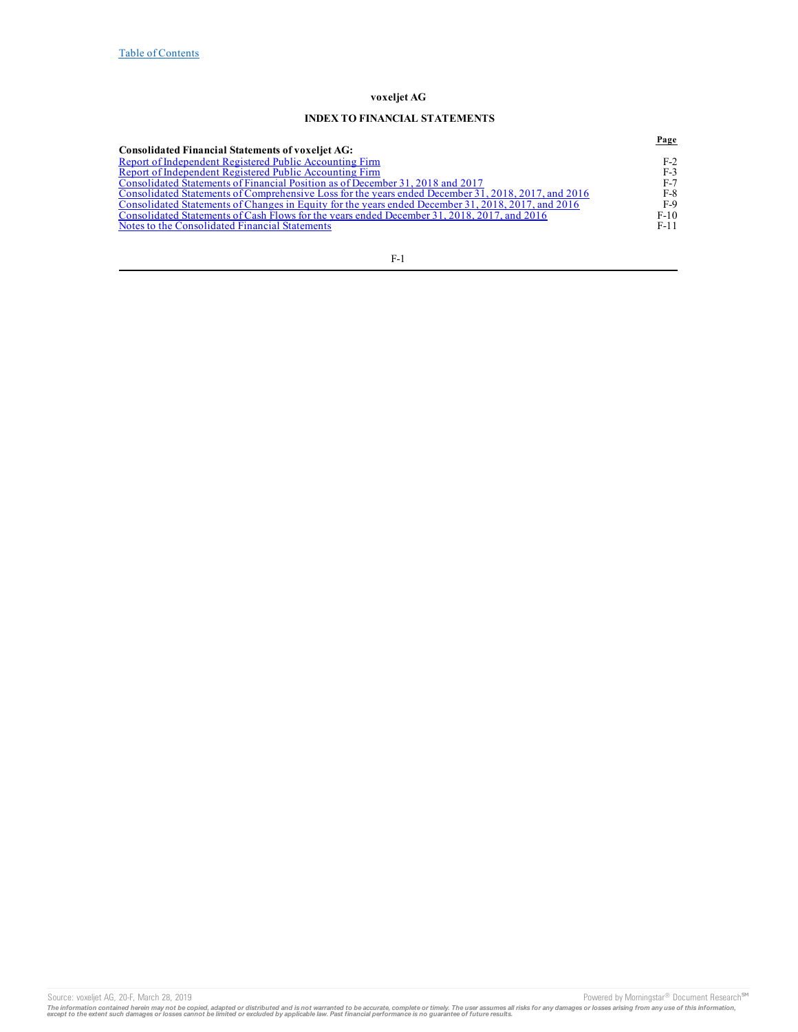# voxeljet AG

## INDEX TO FINANCIAL STATEMENTS

| | Page |
|---|---|
| **Consolidated Financial Statements of voxeljet AG:** | |
| Report of Independent Registered Public Accounting Firm | F-2 |
| Report of Independent Registered Public Accounting Firm | F-3 |
| Consolidated Statements of Financial Position as of December 31, 2018 and 2017 | F-7 |
| Consolidated Statements of Comprehensive Loss for the years ended December 31, 2018, 2017, and 2016 | F-8 |
| Consolidated Statements of Changes in Equity for the years ended December 31, 2018, 2017, and 2016 | F-9 |
| Consolidated Statements of Cash Flows for the years ended December 31, 2018, 2017, and 2016 | F-10 |
| Notes to the Consolidated Financial Statements | F-11 |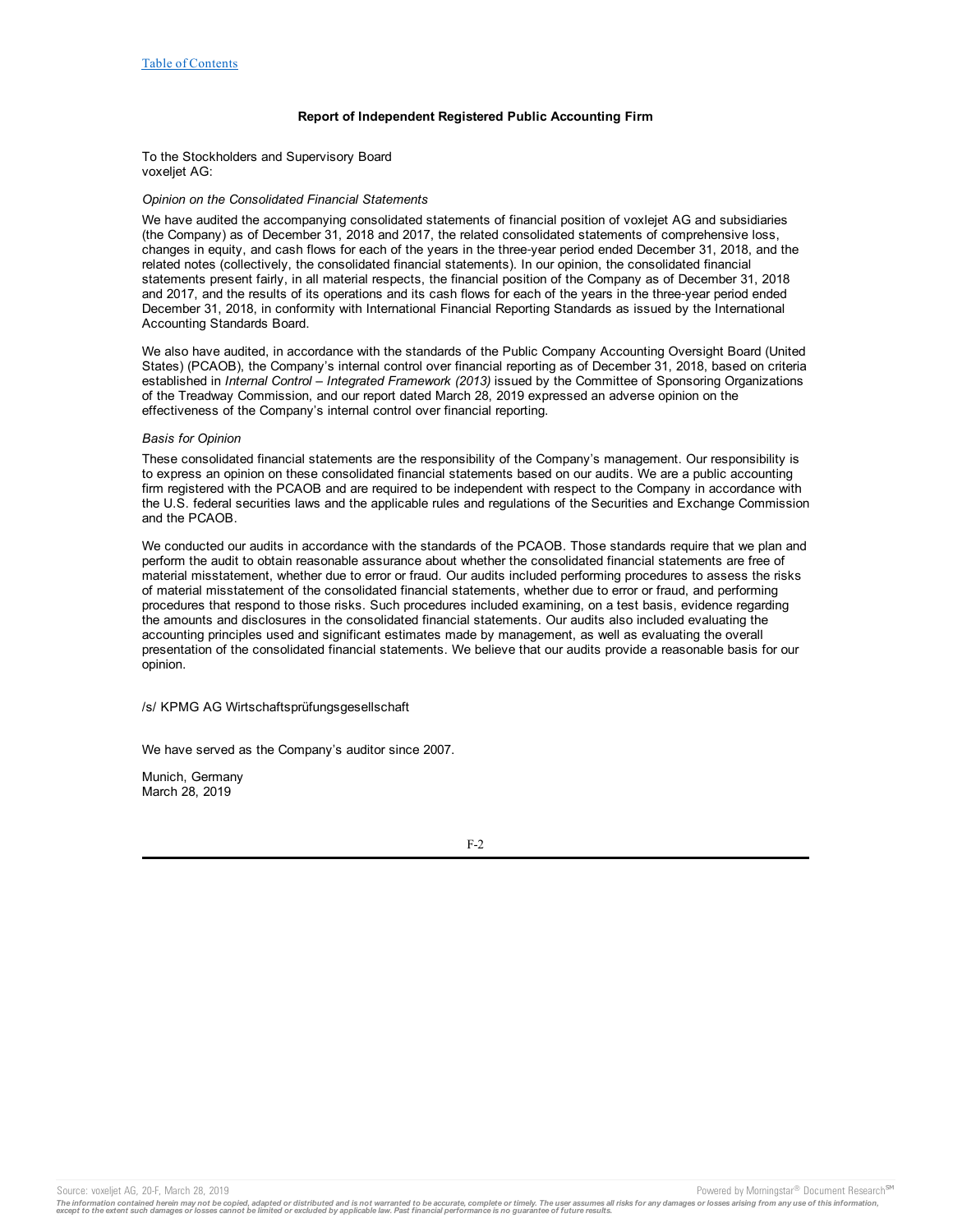## Report of Independent Registered Public Accounting Firm

To the Stockholders and Supervisory Board
voxeljet AG:

*Opinion on the Consolidated Financial Statements*

We have audited the accompanying consolidated statements of financial position of voxlejet AG and subsidiaries (the Company) as of December 31, 2018 and 2017, the related consolidated statements of comprehensive loss, changes in equity, and cash flows for each of the years in the three-year period ended December 31, 2018, and the related notes (collectively, the consolidated financial statements). In our opinion, the consolidated financial statements present fairly, in all material respects, the financial position of the Company as of December 31, 2018 and 2017, and the results of its operations and its cash flows for each of the years in the three-year period ended December 31, 2018, in conformity with International Financial Reporting Standards as issued by the International Accounting Standards Board.

We also have audited, in accordance with the standards of the Public Company Accounting Oversight Board (United States) (PCAOB), the Company's internal control over financial reporting as of December 31, 2018, based on criteria established in *Internal Control – Integrated Framework (2013)* issued by the Committee of Sponsoring Organizations of the Treadway Commission, and our report dated March 28, 2019 expressed an adverse opinion on the effectiveness of the Company's internal control over financial reporting.

*Basis for Opinion*

These consolidated financial statements are the responsibility of the Company's management. Our responsibility is to express an opinion on these consolidated financial statements based on our audits. We are a public accounting firm registered with the PCAOB and are required to be independent with respect to the Company in accordance with the U.S. federal securities laws and the applicable rules and regulations of the Securities and Exchange Commission and the PCAOB.

We conducted our audits in accordance with the standards of the PCAOB. Those standards require that we plan and perform the audit to obtain reasonable assurance about whether the consolidated financial statements are free of material misstatement, whether due to error or fraud. Our audits included performing procedures to assess the risks of material misstatement of the consolidated financial statements, whether due to error or fraud, and performing procedures that respond to those risks. Such procedures included examining, on a test basis, evidence regarding the amounts and disclosures in the consolidated financial statements. Our audits also included evaluating the accounting principles used and significant estimates made by management, as well as evaluating the overall presentation of the consolidated financial statements. We believe that our audits provide a reasonable basis for our opinion.

/s/ KPMG AG Wirtschaftsprüfungsgesellschaft

We have served as the Company's auditor since 2007.

Munich, Germany
March 28, 2019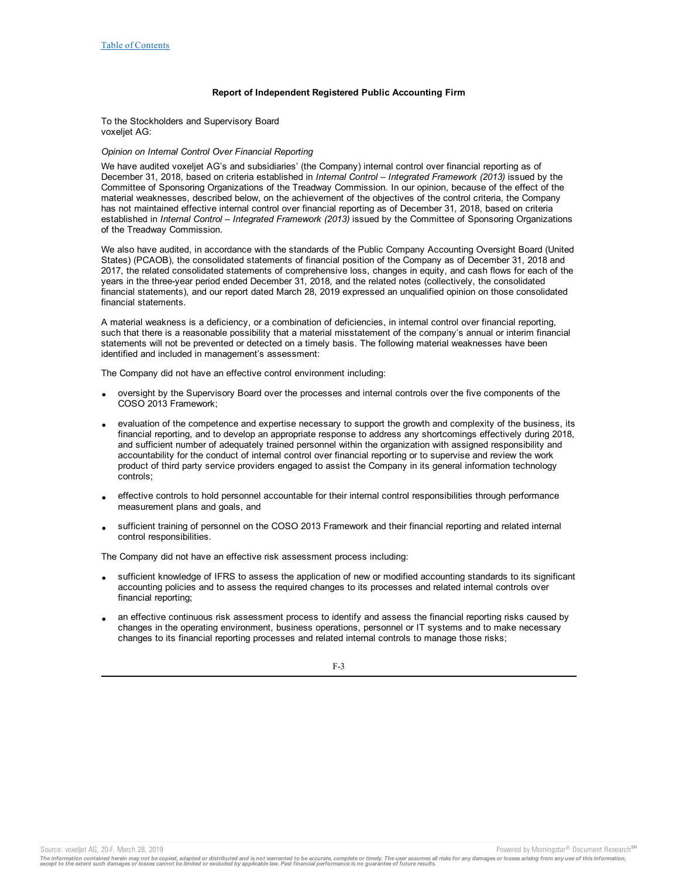**Report of Independent Registered Public Accounting Firm**

To the Stockholders and Supervisory Board
voxeljet AG:

*Opinion on Internal Control Over Financial Reporting*

We have audited voxeljet AG's and subsidiaries' (the Company) internal control over financial reporting as of December 31, 2018, based on criteria established in *Internal Control – Integrated Framework (2013)* issued by the Committee of Sponsoring Organizations of the Treadway Commission. In our opinion, because of the effect of the material weaknesses, described below, on the achievement of the objectives of the control criteria, the Company has not maintained effective internal control over financial reporting as of December 31, 2018, based on criteria established in *Internal Control – Integrated Framework (2013)* issued by the Committee of Sponsoring Organizations of the Treadway Commission.

We also have audited, in accordance with the standards of the Public Company Accounting Oversight Board (United States) (PCAOB), the consolidated statements of financial position of the Company as of December 31, 2018 and 2017, the related consolidated statements of comprehensive loss, changes in equity, and cash flows for each of the years in the three-year period ended December 31, 2018, and the related notes (collectively, the consolidated financial statements), and our report dated March 28, 2019 expressed an unqualified opinion on those consolidated financial statements.

A material weakness is a deficiency, or a combination of deficiencies, in internal control over financial reporting, such that there is a reasonable possibility that a material misstatement of the company's annual or interim financial statements will not be prevented or detected on a timely basis. The following material weaknesses have been identified and included in management's assessment:

The Company did not have an effective control environment including:

- oversight by the Supervisory Board over the processes and internal controls over the five components of the COSO 2013 Framework;
- evaluation of the competence and expertise necessary to support the growth and complexity of the business, its financial reporting, and to develop an appropriate response to address any shortcomings effectively during 2018, and sufficient number of adequately trained personnel within the organization with assigned responsibility and accountability for the conduct of internal control over financial reporting or to supervise and review the work product of third party service providers engaged to assist the Company in its general information technology controls;
- effective controls to hold personnel accountable for their internal control responsibilities through performance measurement plans and goals, and
- sufficient training of personnel on the COSO 2013 Framework and their financial reporting and related internal control responsibilities.

The Company did not have an effective risk assessment process including:

- sufficient knowledge of IFRS to assess the application of new or modified accounting standards to its significant accounting policies and to assess the required changes to its processes and related internal controls over financial reporting;
- an effective continuous risk assessment process to identify and assess the financial reporting risks caused by changes in the operating environment, business operations, personnel or IT systems and to make necessary changes to its financial reporting processes and related internal controls to manage those risks;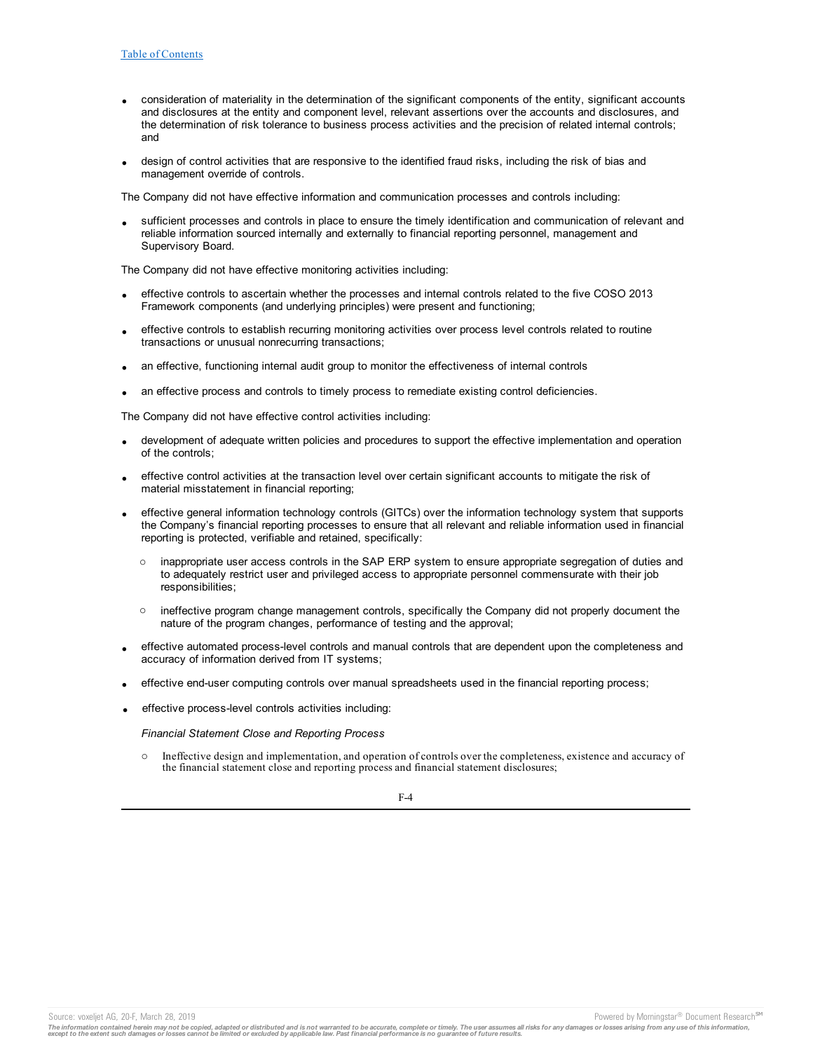- consideration of materiality in the determination of the significant components of the entity, significant accounts and disclosures at the entity and component level, relevant assertions over the accounts and disclosures, and the determination of risk tolerance to business process activities and the precision of related internal controls; and
- design of control activities that are responsive to the identified fraud risks, including the risk of bias and management override of controls.

The Company did not have effective information and communication processes and controls including:

- sufficient processes and controls in place to ensure the timely identification and communication of relevant and reliable information sourced internally and externally to financial reporting personnel, management and Supervisory Board.

The Company did not have effective monitoring activities including:

- effective controls to ascertain whether the processes and internal controls related to the five COSO 2013 Framework components (and underlying principles) were present and functioning;
- effective controls to establish recurring monitoring activities over process level controls related to routine transactions or unusual nonrecurring transactions;
- an effective, functioning internal audit group to monitor the effectiveness of internal controls
- an effective process and controls to timely process to remediate existing control deficiencies.

The Company did not have effective control activities including:

- development of adequate written policies and procedures to support the effective implementation and operation of the controls;
- effective control activities at the transaction level over certain significant accounts to mitigate the risk of material misstatement in financial reporting;
- effective general information technology controls (GITCs) over the information technology system that supports the Company's financial reporting processes to ensure that all relevant and reliable information used in financial reporting is protected, verifiable and retained, specifically:
  - inappropriate user access controls in the SAP ERP system to ensure appropriate segregation of duties and to adequately restrict user and privileged access to appropriate personnel commensurate with their job responsibilities;
  - ineffective program change management controls, specifically the Company did not properly document the nature of the program changes, performance of testing and the approval;
- effective automated process-level controls and manual controls that are dependent upon the completeness and accuracy of information derived from IT systems;
- effective end-user computing controls over manual spreadsheets used in the financial reporting process;
- effective process-level controls activities including:

  *Financial Statement Close and Reporting Process*

  - Ineffective design and implementation, and operation of controls over the completeness, existence and accuracy of the financial statement close and reporting process and financial statement disclosures;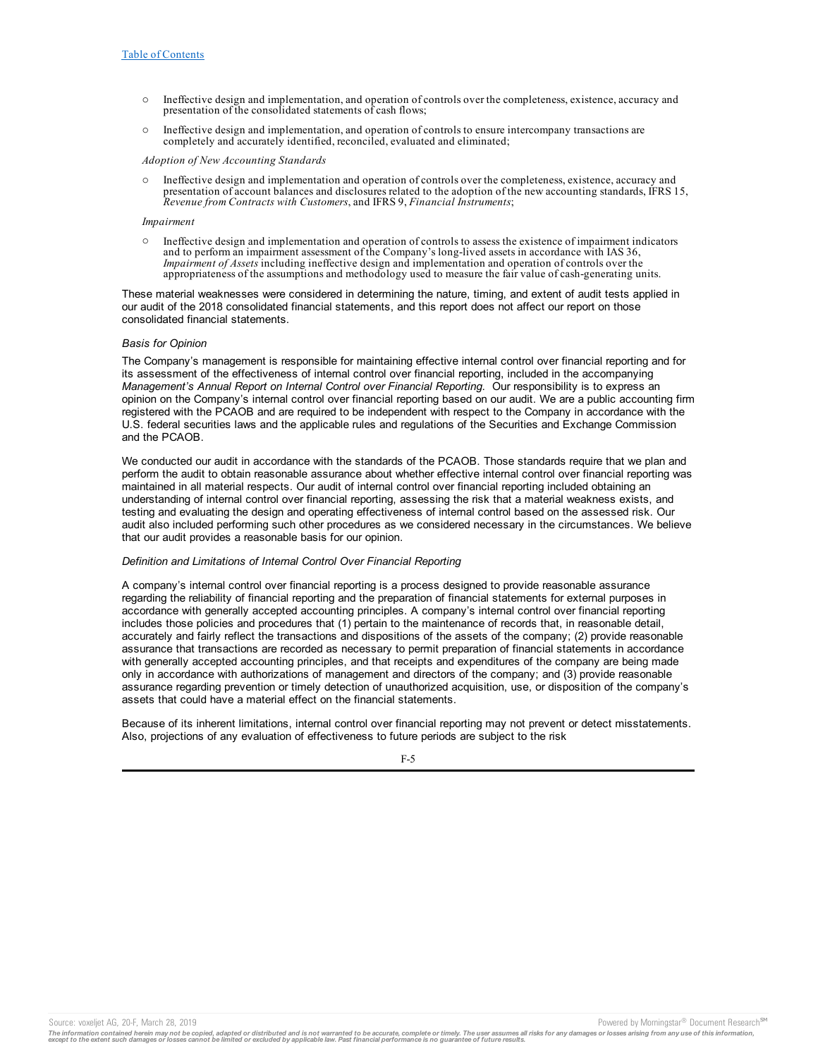- Ineffective design and implementation, and operation of controls over the completeness, existence, accuracy and presentation of the consolidated statements of cash flows;
- Ineffective design and implementation, and operation of controls to ensure intercompany transactions are completely and accurately identified, reconciled, evaluated and eliminated;

*Adoption of New Accounting Standards*

- Ineffective design and implementation and operation of controls over the completeness, existence, accuracy and presentation of account balances and disclosures related to the adoption of the new accounting standards, IFRS 15, *Revenue from Contracts with Customers*, and IFRS 9, *Financial Instruments*;

*Impairment*

- Ineffective design and implementation and operation of controls to assess the existence of impairment indicators and to perform an impairment assessment of the Company's long-lived assets in accordance with IAS 36, *Impairment of Assets* including ineffective design and implementation and operation of controls over the appropriateness of the assumptions and methodology used to measure the fair value of cash-generating units.

These material weaknesses were considered in determining the nature, timing, and extent of audit tests applied in our audit of the 2018 consolidated financial statements, and this report does not affect our report on those consolidated financial statements.

*Basis for Opinion*

The Company's management is responsible for maintaining effective internal control over financial reporting and for its assessment of the effectiveness of internal control over financial reporting, included in the accompanying *Management's Annual Report on Internal Control over Financial Reporting.* Our responsibility is to express an opinion on the Company's internal control over financial reporting based on our audit. We are a public accounting firm registered with the PCAOB and are required to be independent with respect to the Company in accordance with the U.S. federal securities laws and the applicable rules and regulations of the Securities and Exchange Commission and the PCAOB.

We conducted our audit in accordance with the standards of the PCAOB. Those standards require that we plan and perform the audit to obtain reasonable assurance about whether effective internal control over financial reporting was maintained in all material respects. Our audit of internal control over financial reporting included obtaining an understanding of internal control over financial reporting, assessing the risk that a material weakness exists, and testing and evaluating the design and operating effectiveness of internal control based on the assessed risk. Our audit also included performing such other procedures as we considered necessary in the circumstances. We believe that our audit provides a reasonable basis for our opinion.

*Definition and Limitations of Internal Control Over Financial Reporting*

A company's internal control over financial reporting is a process designed to provide reasonable assurance regarding the reliability of financial reporting and the preparation of financial statements for external purposes in accordance with generally accepted accounting principles. A company's internal control over financial reporting includes those policies and procedures that (1) pertain to the maintenance of records that, in reasonable detail, accurately and fairly reflect the transactions and dispositions of the assets of the company; (2) provide reasonable assurance that transactions are recorded as necessary to permit preparation of financial statements in accordance with generally accepted accounting principles, and that receipts and expenditures of the company are being made only in accordance with authorizations of management and directors of the company; and (3) provide reasonable assurance regarding prevention or timely detection of unauthorized acquisition, use, or disposition of the company's assets that could have a material effect on the financial statements.

Because of its inherent limitations, internal control over financial reporting may not prevent or detect misstatements. Also, projections of any evaluation of effectiveness to future periods are subject to the risk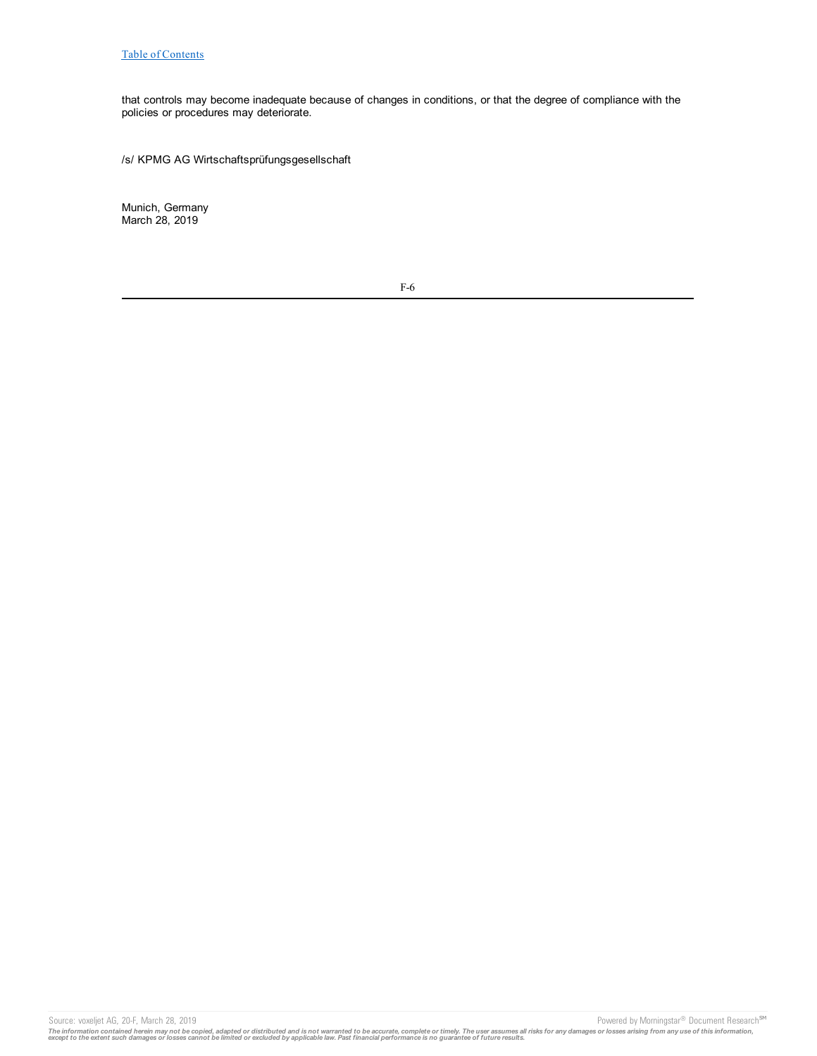that controls may become inadequate because of changes in conditions, or that the degree of compliance with the policies or procedures may deteriorate.

/s/ KPMG AG Wirtschaftsprüfungsgesellschaft

Munich, Germany
March 28, 2019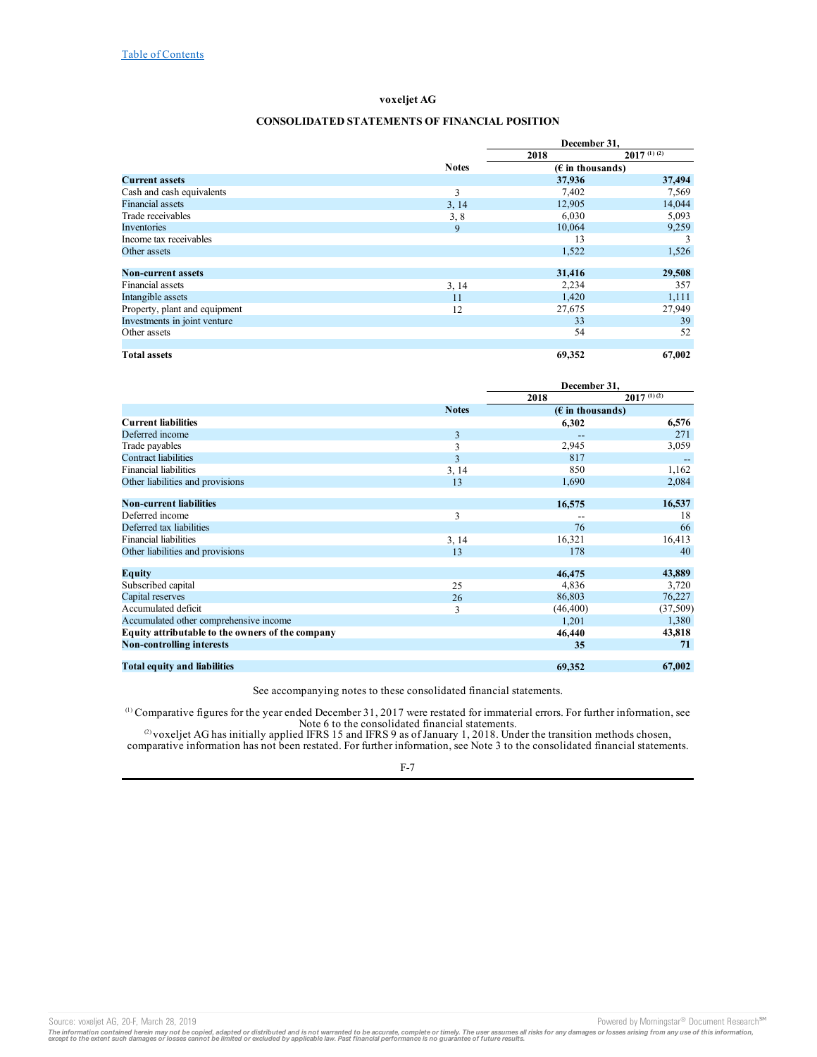[Table of Contents](#)

## voxeljet AG

### CONSOLIDATED STATEMENTS OF FINANCIAL POSITION

| | Notes | December 31, 2018 | December 31, 2017 [(1) (2)] |
|---|---|---|---|
| | | (€ in thousands) | |
| **Current assets** | | **37,936** | **37,494** |
| Cash and cash equivalents | 3 | 7,402 | 7,569 |
| Financial assets | 3, 14 | 12,905 | 14,044 |
| Trade receivables | 3, 8 | 6,030 | 5,093 |
| Inventories | 9 | 10,064 | 9,259 |
| Income tax receivables | | 13 | 3 |
| Other assets | | 1,522 | 1,526 |
| **Non-current assets** | | **31,416** | **29,508** |
| Financial assets | 3, 14 | 2,234 | 357 |
| Intangible assets | 11 | 1,420 | 1,111 |
| Property, plant and equipment | 12 | 27,675 | 27,949 |
| Investments in joint venture | | 33 | 39 |
| Other assets | | 54 | 52 |
| **Total assets** | | **69,352** | **67,002** |

| | Notes | December 31, 2018 | December 31, 2017 [(1) (2)] |
|---|---|---|---|
| | | (€ in thousands) | |
| **Current liabilities** | | **6,302** | **6,576** |
| Deferred income | 3 | -- | 271 |
| Trade payables | 3 | 2,945 | 3,059 |
| Contract liabilities | 3 | 817 | -- |
| Financial liabilities | 3, 14 | 850 | 1,162 |
| Other liabilities and provisions | 13 | 1,690 | 2,084 |
| **Non-current liabilities** | | **16,575** | **16,537** |
| Deferred income | 3 | -- | 18 |
| Deferred tax liabilities | | 76 | 66 |
| Financial liabilities | 3, 14 | 16,321 | 16,413 |
| Other liabilities and provisions | 13 | 178 | 40 |
| **Equity** | | **46,475** | **43,889** |
| Subscribed capital | 25 | 4,836 | 3,720 |
| Capital reserves | 26 | 86,803 | 76,227 |
| Accumulated deficit | 3 | (46,400) | (37,509) |
| Accumulated other comprehensive income | | 1,201 | 1,380 |
| **Equity attributable to the owners of the company** | | **46,440** | **43,818** |
| **Non-controlling interests** | | **35** | **71** |
| **Total equity and liabilities** | | **69,352** | **67,002** |

See accompanying notes to these consolidated financial statements.

[(1)] Comparative figures for the year ended December 31, 2017 were restated for immaterial errors. For further information, see Note 6 to the consolidated financial statements.

[(2)] voxeljet AG has initially applied IFRS 15 and IFRS 9 as of January 1, 2018. Under the transition methods chosen, comparative information has not been restated. For further information, see Note 3 to the consolidated financial statements.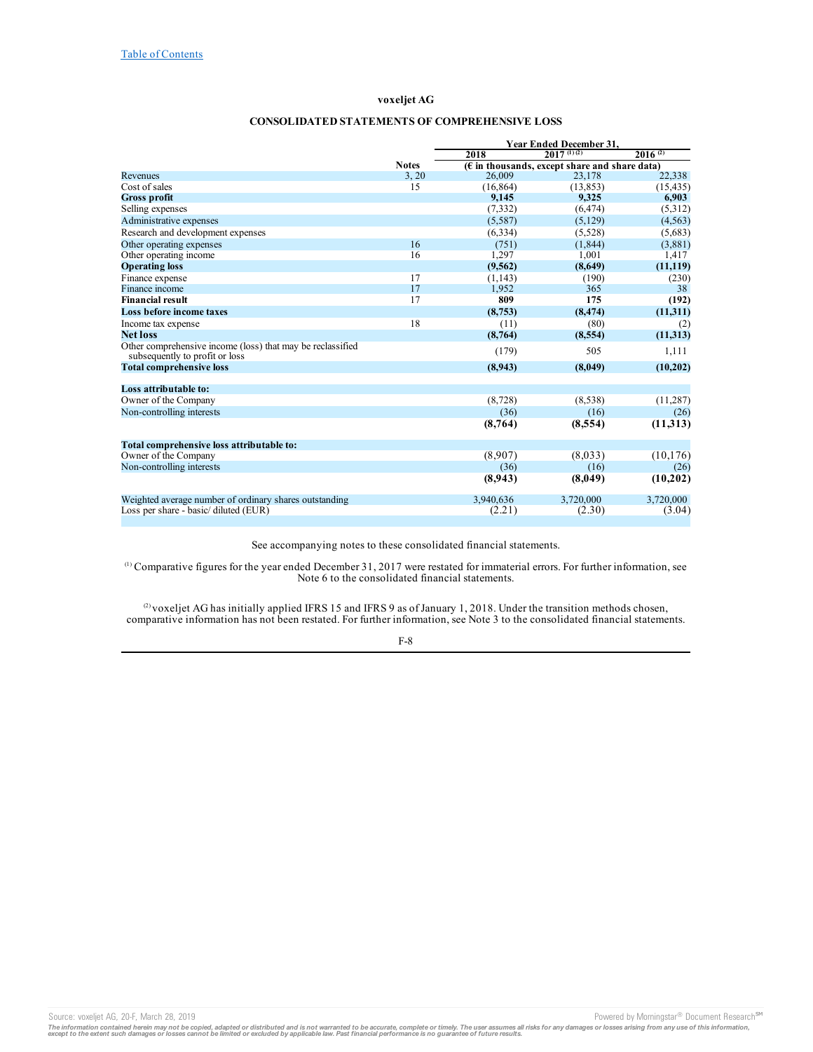**voxeljet AG**

**CONSOLIDATED STATEMENTS OF COMPREHENSIVE LOSS**

| | Notes | Year Ended December 31, | | |
|---|---|---|---|---|
| | | 2018 | 2017 [1] [2] | 2016 [2] |
| | | (€ in thousands, except share and share data) | | |
| Revenues | 3, 20 | 26,009 | 23,178 | 22,338 |
| Cost of sales | 15 | (16,864) | (13,853) | (15,435) |
| **Gross profit** | | **9,145** | **9,325** | **6,903** |
| Selling expenses | | (7,332) | (6,474) | (5,312) |
| Administrative expenses | | (5,587) | (5,129) | (4,563) |
| Research and development expenses | | (6,334) | (5,528) | (5,683) |
| Other operating expenses | 16 | (751) | (1,844) | (3,881) |
| Other operating income | 16 | 1,297 | 1,001 | 1,417 |
| **Operating loss** | | **(9,562)** | **(8,649)** | **(11,119)** |
| Finance expense | 17 | (1,143) | (190) | (230) |
| Finance income | 17 | 1,952 | 365 | 38 |
| **Financial result** | 17 | **809** | **175** | **(192)** |
| **Loss before income taxes** | | **(8,753)** | **(8,474)** | **(11,311)** |
| Income tax expense | 18 | (11) | (80) | (2) |
| **Net loss** | | **(8,764)** | **(8,554)** | **(11,313)** |
| Other comprehensive income (loss) that may be reclassified subsequently to profit or loss | | (179) | 505 | 1,111 |
| **Total comprehensive loss** | | **(8,943)** | **(8,049)** | **(10,202)** |
| | | | | |
| **Loss attributable to:** | | | | |
| Owner of the Company | | (8,728) | (8,538) | (11,287) |
| Non-controlling interests | | (36) | (16) | (26) |
| | | **(8,764)** | **(8,554)** | **(11,313)** |
| | | | | |
| **Total comprehensive loss attributable to:** | | | | |
| Owner of the Company | | (8,907) | (8,033) | (10,176) |
| Non-controlling interests | | (36) | (16) | (26) |
| | | **(8,943)** | **(8,049)** | **(10,202)** |
| | | | | |
| Weighted average number of ordinary shares outstanding | | 3,940,636 | 3,720,000 | 3,720,000 |
| Loss per share - basic/ diluted (EUR) | | (2.21) | (2.30) | (3.04) |

See accompanying notes to these consolidated financial statements.

[1] Comparative figures for the year ended December 31, 2017 were restated for immaterial errors. For further information, see Note 6 to the consolidated financial statements.

[2] voxeljet AG has initially applied IFRS 15 and IFRS 9 as of January 1, 2018. Under the transition methods chosen, comparative information has not been restated. For further information, see Note 3 to the consolidated financial statements.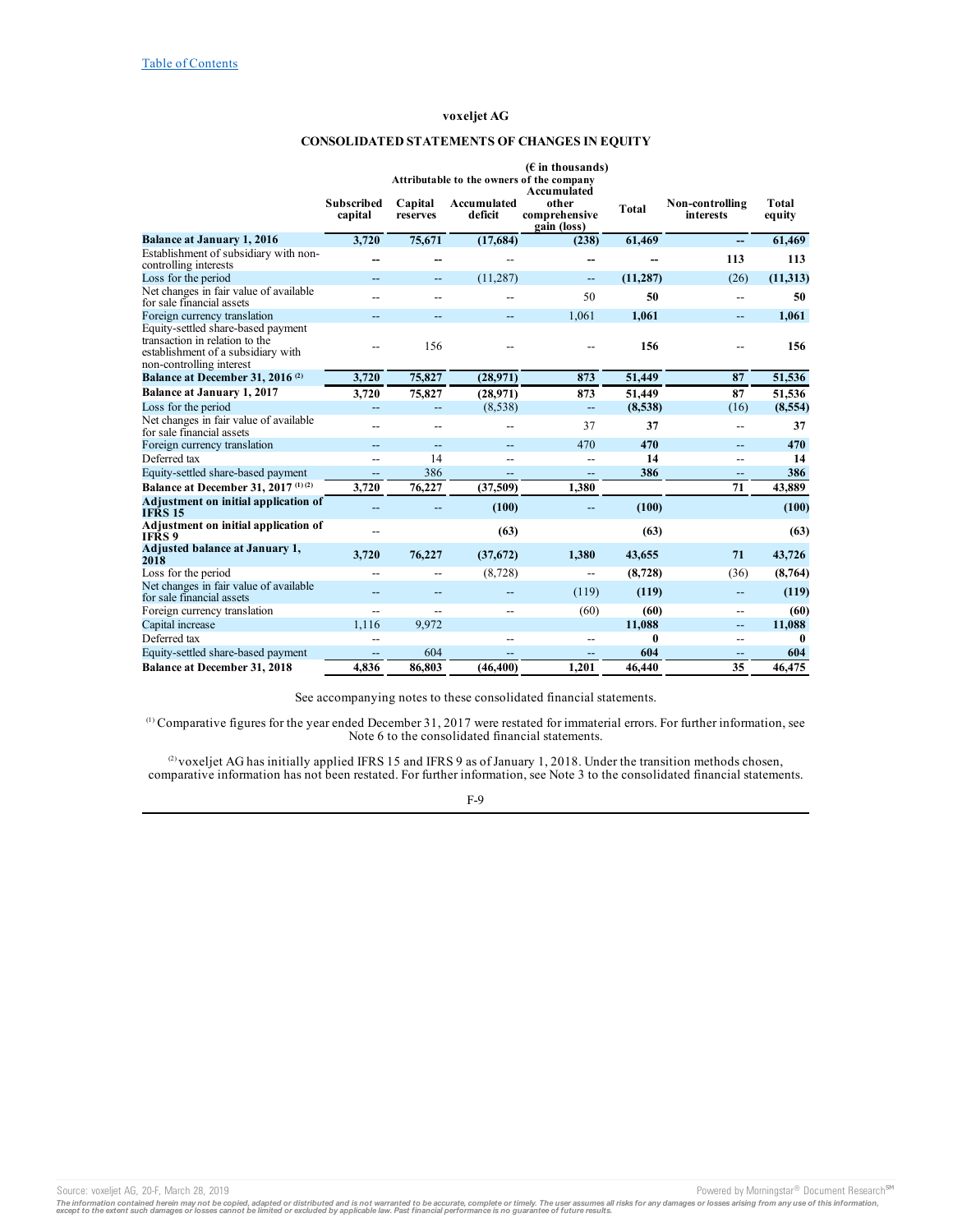Table of Contents

**voxeljet AG**

**CONSOLIDATED STATEMENTS OF CHANGES IN EQUITY**

| | (€ in thousands) | | | | | | |
|---|---|---|---|---|---|---|---|
| | Attributable to the owners of the company | | | | | | |
| | Subscribed capital | Capital reserves | Accumulated deficit | Accumulated other comprehensive gain (loss) | Total | Non-controlling interests | Total equity |
| **Balance at January 1, 2016** | **3,720** | **75,671** | **(17,684)** | **(238)** | **61,469** | **--** | **61,469** |
| Establishment of subsidiary with non-controlling interests | -- | -- | -- | -- | -- | **113** | **113** |
| Loss for the period | -- | -- | (11,287) | -- | **(11,287)** | (26) | **(11,313)** |
| Net changes in fair value of available for sale financial assets | -- | -- | -- | 50 | **50** | -- | **50** |
| Foreign currency translation | -- | -- | -- | 1,061 | **1,061** | -- | **1,061** |
| Equity-settled share-based payment transaction in relation to the establishment of a subsidiary with non-controlling interest | -- | 156 | -- | -- | **156** | -- | **156** |
| **Balance at December 31, 2016** [(2)] | **3,720** | **75,827** | **(28,971)** | **873** | **51,449** | **87** | **51,536** |
| **Balance at January 1, 2017** | **3,720** | **75,827** | **(28,971)** | **873** | **51,449** | **87** | **51,536** |
| Loss for the period | -- | -- | (8,538) | -- | **(8,538)** | (16) | **(8,554)** |
| Net changes in fair value of available for sale financial assets | -- | -- | -- | 37 | **37** | -- | **37** |
| Foreign currency translation | -- | -- | -- | 470 | **470** | -- | **470** |
| Deferred tax | -- | 14 | -- | -- | **14** | -- | **14** |
| Equity-settled share-based payment | -- | 386 | -- | -- | **386** | -- | **386** |
| **Balance at December 31, 2017** [(1)(2)] | **3,720** | **76,227** | **(37,509)** | **1,380** | | **71** | **43,889** |
| **Adjustment on initial application of IFRS 15** | -- | -- | **(100)** | -- | **(100)** | | **(100)** |
| **Adjustment on initial application of IFRS 9** | -- | | **(63)** | | **(63)** | | **(63)** |
| **Adjusted balance at January 1, 2018** | **3,720** | **76,227** | **(37,672)** | **1,380** | **43,655** | **71** | **43,726** |
| Loss for the period | -- | -- | (8,728) | -- | **(8,728)** | (36) | **(8,764)** |
| Net changes in fair value of available for sale financial assets | -- | -- | -- | (119) | **(119)** | -- | **(119)** |
| Foreign currency translation | -- | -- | -- | (60) | **(60)** | -- | **(60)** |
| Capital increase | 1,116 | 9,972 | | | **11,088** | -- | **11,088** |
| Deferred tax | -- | | -- | -- | **0** | -- | **0** |
| Equity-settled share-based payment | -- | 604 | -- | -- | **604** | -- | **604** |
| **Balance at December 31, 2018** | **4,836** | **86,803** | **(46,400)** | **1,201** | **46,440** | **35** | **46,475** |

See accompanying notes to these consolidated financial statements.

[(1)] Comparative figures for the year ended December 31, 2017 were restated for immaterial errors. For further information, see Note 6 to the consolidated financial statements.

[(2)] voxeljet AG has initially applied IFRS 15 and IFRS 9 as of January 1, 2018. Under the transition methods chosen, comparative information has not been restated. For further information, see Note 3 to the consolidated financial statements.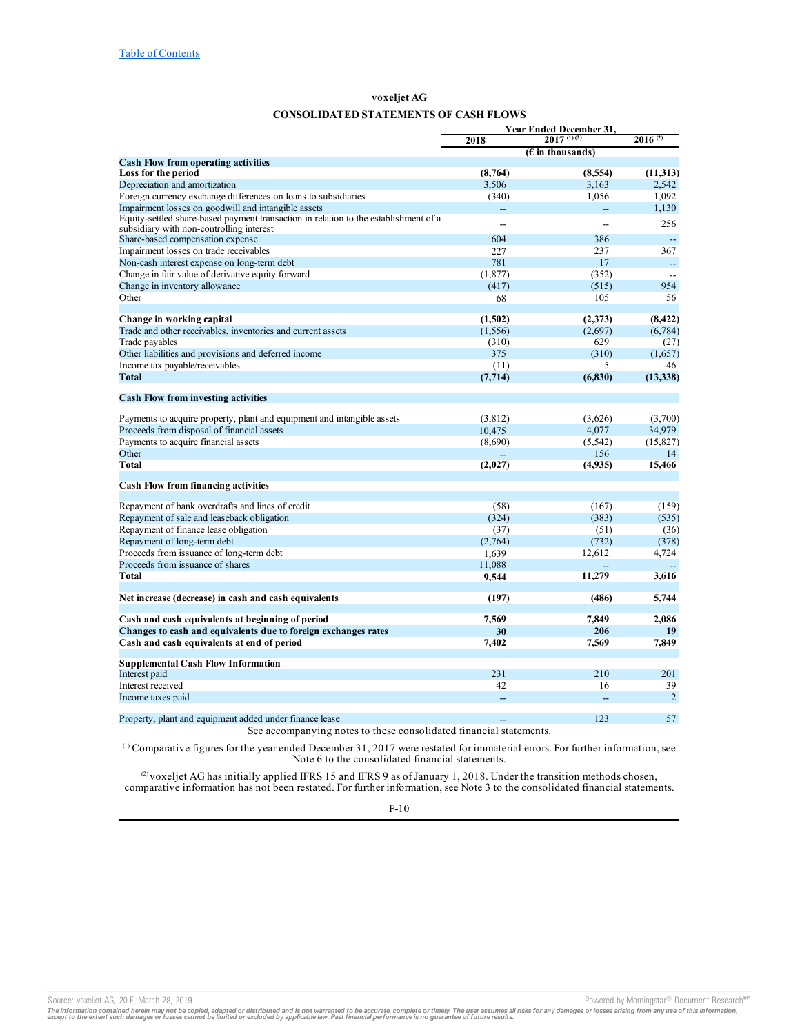Table of Contents

**voxeljet AG**

**CONSOLIDATED STATEMENTS OF CASH FLOWS**

| | Year Ended December 31, | | |
|---|---|---|---|
| | 2018 | 2017 [(1)(2)] | 2016 [(2)] |
| | (€ in thousands) | | |
| **Cash Flow from operating activities** | | | |
| **Loss for the period** | **(8,764)** | **(8,554)** | **(11,313)** |
| Depreciation and amortization | 3,506 | 3,163 | 2,542 |
| Foreign currency exchange differences on loans to subsidiaries | (340) | 1,056 | 1,092 |
| Impairment losses on goodwill and intangible assets | -- | -- | 1,130 |
| Equity-settled share-based payment transaction in relation to the establishment of a subsidiary with non-controlling interest | -- | -- | 256 |
| Share-based compensation expense | 604 | 386 | -- |
| Impairment losses on trade receivables | 227 | 237 | 367 |
| Non-cash interest expense on long-term debt | 781 | 17 | -- |
| Change in fair value of derivative equity forward | (1,877) | (352) | -- |
| Change in inventory allowance | (417) | (515) | 954 |
| Other | 68 | 105 | 56 |
| **Change in working capital** | **(1,502)** | **(2,373)** | **(8,422)** |
| Trade and other receivables, inventories and current assets | (1,556) | (2,697) | (6,784) |
| Trade payables | (310) | 629 | (27) |
| Other liabilities and provisions and deferred income | 375 | (310) | (1,657) |
| Income tax payable/receivables | (11) | 5 | 46 |
| **Total** | **(7,714)** | **(6,830)** | **(13,338)** |
| **Cash Flow from investing activities** | | | |
| Payments to acquire property, plant and equipment and intangible assets | (3,812) | (3,626) | (3,700) |
| Proceeds from disposal of financial assets | 10,475 | 4,077 | 34,979 |
| Payments to acquire financial assets | (8,690) | (5,542) | (15,827) |
| Other | -- | 156 | 14 |
| **Total** | **(2,027)** | **(4,935)** | **15,466** |
| **Cash Flow from financing activities** | | | |
| Repayment of bank overdrafts and lines of credit | (58) | (167) | (159) |
| Repayment of sale and leaseback obligation | (324) | (383) | (535) |
| Repayment of finance lease obligation | (37) | (51) | (36) |
| Repayment of long-term debt | (2,764) | (732) | (378) |
| Proceeds from issuance of long-term debt | 1,639 | 12,612 | 4,724 |
| Proceeds from issuance of shares | 11,088 | -- | -- |
| **Total** | **9,544** | **11,279** | **3,616** |
| **Net increase (decrease) in cash and cash equivalents** | **(197)** | **(486)** | **5,744** |
| **Cash and cash equivalents at beginning of period** | **7,569** | **7,849** | **2,086** |
| **Changes to cash and equivalents due to foreign exchanges rates** | **30** | **206** | **19** |
| **Cash and cash equivalents at end of period** | **7,402** | **7,569** | **7,849** |
| **Supplemental Cash Flow Information** | | | |
| Interest paid | 231 | 210 | 201 |
| Interest received | 42 | 16 | 39 |
| Income taxes paid | -- | -- | 2 |
| Property, plant and equipment added under finance lease | -- | 123 | 57 |

See accompanying notes to these consolidated financial statements.

(1) Comparative figures for the year ended December 31, 2017 were restated for immaterial errors. For further information, see Note 6 to the consolidated financial statements.

(2) voxeljet AG has initially applied IFRS 15 and IFRS 9 as of January 1, 2018. Under the transition methods chosen, comparative information has not been restated. For further information, see Note 3 to the consolidated financial statements.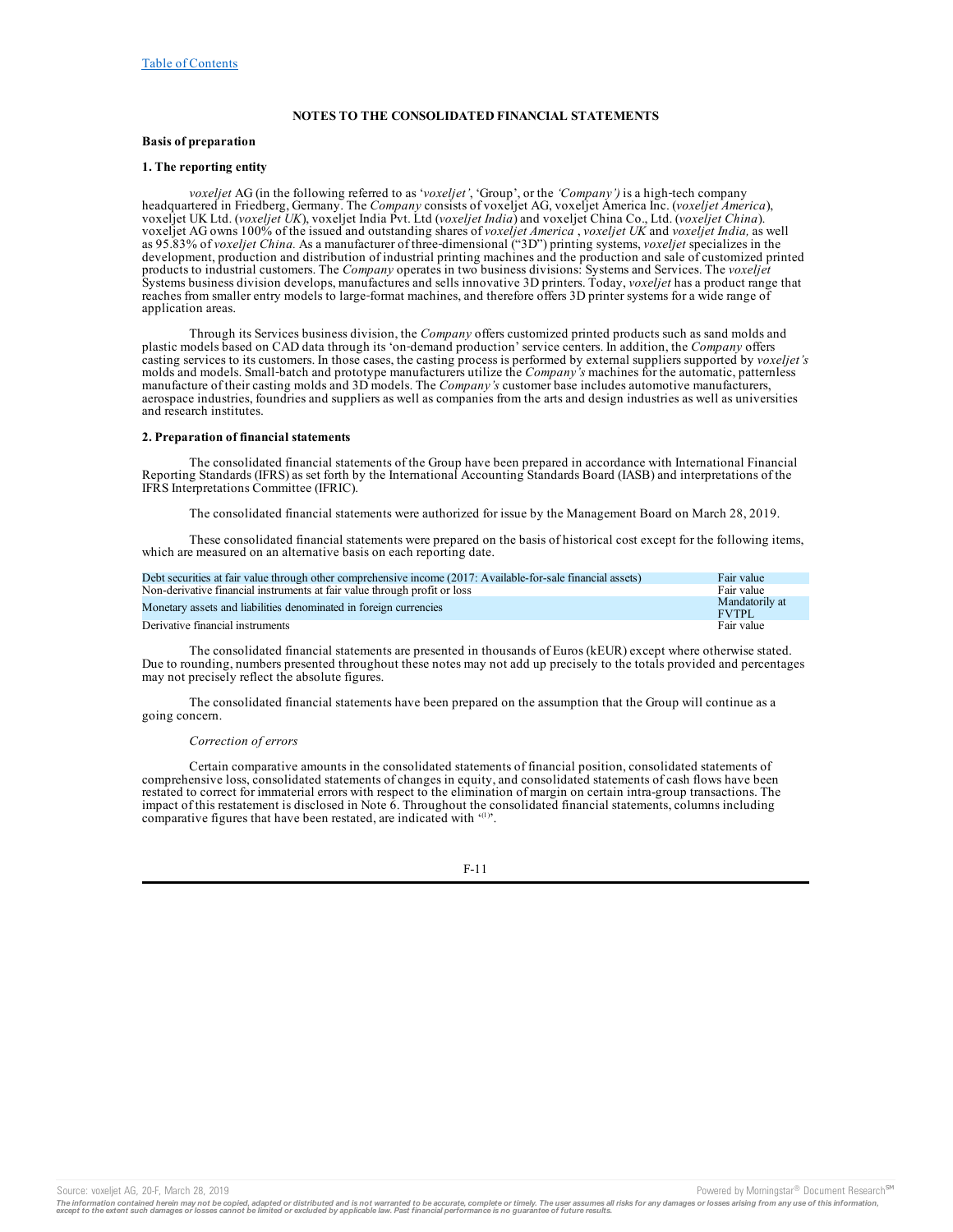## NOTES TO THE CONSOLIDATED FINANCIAL STATEMENTS

### Basis of preparation

#### 1. The reporting entity

*voxeljet* AG (in the following referred to as '*voxeljet'*, 'Group', or the *'Company')* is a high-tech company headquartered in Friedberg, Germany. The *Company* consists of voxeljet AG, voxeljet America Inc. (*voxeljet America*), voxeljet UK Ltd. (*voxeljet UK*), voxeljet India Pvt. Ltd (*voxeljet India*) and voxeljet China Co., Ltd. (*voxeljet China*). voxeljet AG owns 100% of the issued and outstanding shares of *voxeljet America* , *voxeljet UK* and *voxeljet India,* as well as 95.83% of *voxeljet China.* As a manufacturer of three-dimensional ("3D") printing systems, *voxeljet* specializes in the development, production and distribution of industrial printing machines and the production and sale of customized printed products to industrial customers. The *Company* operates in two business divisions: Systems and Services. The *voxeljet* Systems business division develops, manufactures and sells innovative 3D printers. Today, *voxeljet* has a product range that reaches from smaller entry models to large-format machines, and therefore offers 3D printer systems for a wide range of application areas.

Through its Services business division, the *Company* offers customized printed products such as sand molds and plastic models based on CAD data through its 'on-demand production' service centers. In addition, the *Company* offers casting services to its customers. In those cases, the casting process is performed by external suppliers supported by *voxeljet's* molds and models. Small-batch and prototype manufacturers utilize the *Company's* machines for the automatic, patternless manufacture of their casting molds and 3D models. The *Company's* customer base includes automotive manufacturers, aerospace industries, foundries and suppliers as well as companies from the arts and design industries as well as universities and research institutes.

#### 2. Preparation of financial statements

The consolidated financial statements of the Group have been prepared in accordance with International Financial Reporting Standards (IFRS) as set forth by the International Accounting Standards Board (IASB) and interpretations of the IFRS Interpretations Committee (IFRIC).

The consolidated financial statements were authorized for issue by the Management Board on March 28, 2019.

These consolidated financial statements were prepared on the basis of historical cost except for the following items, which are measured on an alternative basis on each reporting date.

| | |
|---|---|
| Debt securities at fair value through other comprehensive income (2017: Available-for-sale financial assets) | Fair value |
| Non-derivative financial instruments at fair value through profit or loss | Fair value |
| Monetary assets and liabilities denominated in foreign currencies | Mandatorily at FVTPL |
| Derivative financial instruments | Fair value |

The consolidated financial statements are presented in thousands of Euros (kEUR) except where otherwise stated. Due to rounding, numbers presented throughout these notes may not add up precisely to the totals provided and percentages may not precisely reflect the absolute figures.

The consolidated financial statements have been prepared on the assumption that the Group will continue as a going concern.

*Correction of errors*

Certain comparative amounts in the consolidated statements of financial position, consolidated statements of comprehensive loss, consolidated statements of changes in equity, and consolidated statements of cash flows have been restated to correct for immaterial errors with respect to the elimination of margin on certain intra-group transactions. The impact of this restatement is disclosed in Note 6. Throughout the consolidated financial statements, columns including comparative figures that have been restated, are indicated with "(1)".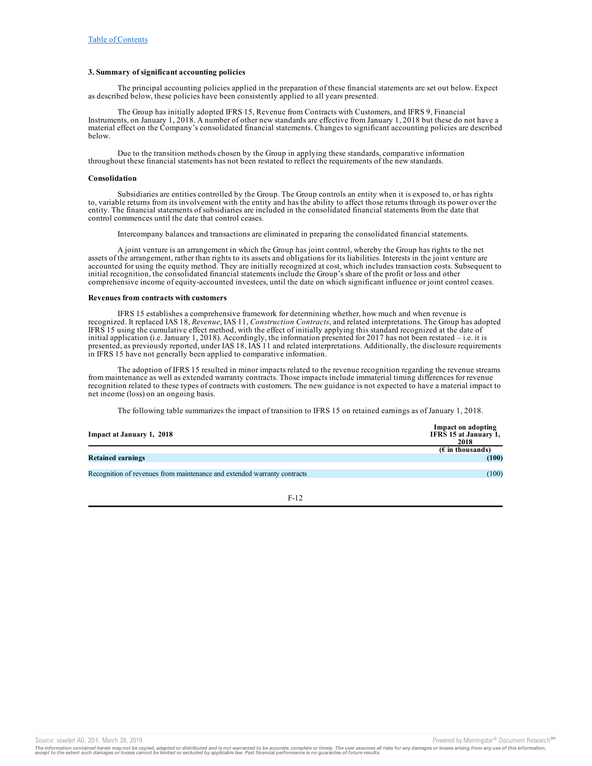### 3. Summary of significant accounting policies

The principal accounting policies applied in the preparation of these financial statements are set out below. Expect as described below, these policies have been consistently applied to all years presented.

The Group has initially adopted IFRS 15, Revenue from Contracts with Customers, and IFRS 9, Financial Instruments, on January 1, 2018. A number of other new standards are effective from January 1, 2018 but these do not have a material effect on the Company's consolidated financial statements. Changes to significant accounting policies are described below.

Due to the transition methods chosen by the Group in applying these standards, comparative information throughout these financial statements has not been restated to reflect the requirements of the new standards.

#### Consolidation

Subsidiaries are entities controlled by the Group. The Group controls an entity when it is exposed to, or has rights to, variable returns from its involvement with the entity and has the ability to affect those returns through its power over the entity. The financial statements of subsidiaries are included in the consolidated financial statements from the date that control commences until the date that control ceases.

Intercompany balances and transactions are eliminated in preparing the consolidated financial statements.

A joint venture is an arrangement in which the Group has joint control, whereby the Group has rights to the net assets of the arrangement, rather than rights to its assets and obligations for its liabilities. Interests in the joint venture are accounted for using the equity method. They are initially recognized at cost, which includes transaction costs. Subsequent to initial recognition, the consolidated financial statements include the Group's share of the profit or loss and other comprehensive income of equity-accounted investees, until the date on which significant influence or joint control ceases.

#### Revenues from contracts with customers

IFRS 15 establishes a comprehensive framework for determining whether, how much and when revenue is recognized. It replaced IAS 18, *Revenue*, IAS 11, *Construction Contracts*, and related interpretations. The Group has adopted IFRS 15 using the cumulative effect method, with the effect of initially applying this standard recognized at the date of initial application (i.e. January 1, 2018). Accordingly, the information presented for 2017 has not been restated – i.e. it is presented, as previously reported, under IAS 18, IAS 11 and related interpretations. Additionally, the disclosure requirements in IFRS 15 have not generally been applied to comparative information.

The adoption of IFRS 15 resulted in minor impacts related to the revenue recognition regarding the revenue streams from maintenance as well as extended warranty contracts. Those impacts include immaterial timing differences for revenue recognition related to these types of contracts with customers. The new guidance is not expected to have a material impact to net income (loss) on an ongoing basis.

The following table summarizes the impact of transition to IFRS 15 on retained earnings as of January 1, 2018.

| Impact at January 1, 2018 | Impact on adopting IFRS 15 at January 1, 2018 |
|---|---|
| | (€ in thousands) |
| **Retained earnings** | **(100)** |
| Recognition of revenues from maintenance and extended warranty contracts | (100) |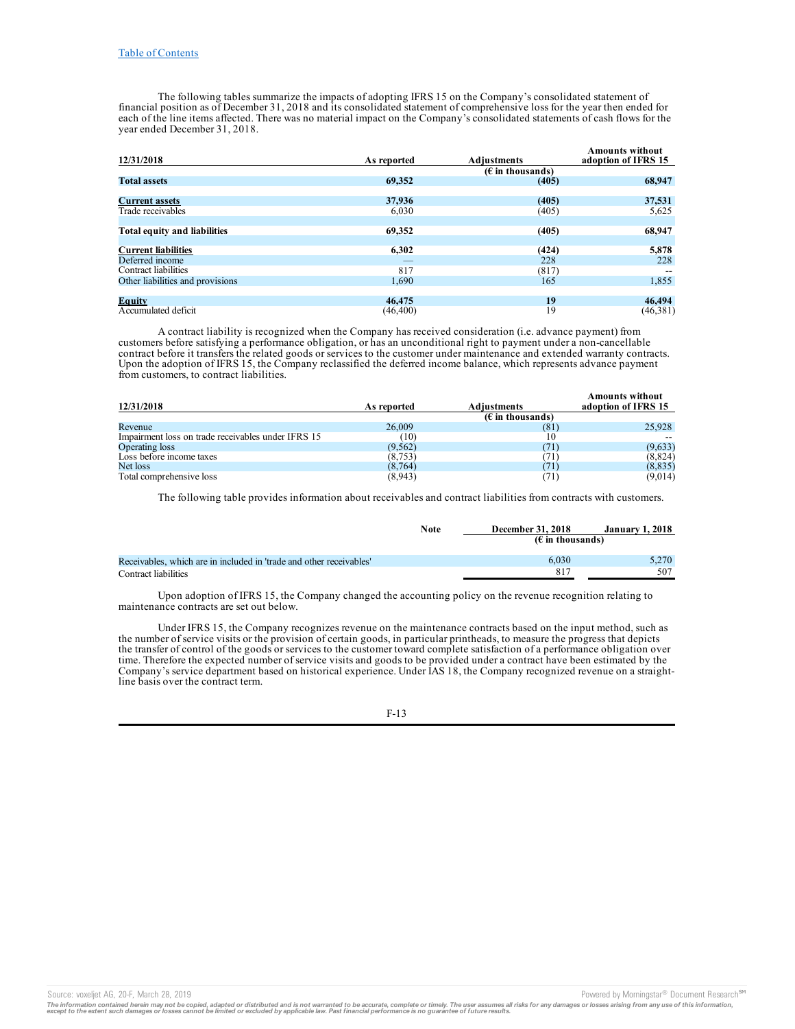The following tables summarize the impacts of adopting IFRS 15 on the Company's consolidated statement of financial position as of December 31, 2018 and its consolidated statement of comprehensive loss for the year then ended for each of the line items affected. There was no material impact on the Company's consolidated statements of cash flows for the year ended December 31, 2018.

| 12/31/2018 | As reported | Adjustments | Amounts without adoption of IFRS 15 |
|---|---|---|---|
| | | (€ in thousands) | |
| **Total assets** | **69,352** | **(405)** | **68,947** |
| **Current assets** | **37,936** | **(405)** | **37,531** |
| Trade receivables | 6,030 | (405) | 5,625 |
| **Total equity and liabilities** | **69,352** | **(405)** | **68,947** |
| **Current liabilities** | **6,302** | **(424)** | **5,878** |
| Deferred income | — | 228 | 228 |
| Contract liabilities | 817 | (817) | -- |
| Other liabilities and provisions | 1,690 | 165 | 1,855 |
| **Equity** | **46,475** | **19** | **46,494** |
| Accumulated deficit | (46,400) | 19 | (46,381) |

A contract liability is recognized when the Company has received consideration (i.e. advance payment) from customers before satisfying a performance obligation, or has an unconditional right to payment under a non-cancellable contract before it transfers the related goods or services to the customer under maintenance and extended warranty contracts. Upon the adoption of IFRS 15, the Company reclassified the deferred income balance, which represents advance payment from customers, to contract liabilities.

| 12/31/2018 | As reported | Adjustments | Amounts without adoption of IFRS 15 |
|---|---|---|---|
| | | (€ in thousands) | |
| Revenue | 26,009 | (81) | 25,928 |
| Impairment loss on trade receivables under IFRS 15 | (10) | 10 | -- |
| Operating loss | (9,562) | (71) | (9,633) |
| Loss before income taxes | (8,753) | (71) | (8,824) |
| Net loss | (8,764) | (71) | (8,835) |
| Total comprehensive loss | (8,943) | (71) | (9,014) |

The following table provides information about receivables and contract liabilities from contracts with customers.

| | Note | December 31, 2018 | January 1, 2018 |
|---|---|---|---|
| | | (€ in thousands) | |
| Receivables, which are in included in 'trade and other receivables' | | 6,030 | 5,270 |
| Contract liabilities | | 817 | 507 |

Upon adoption of IFRS 15, the Company changed the accounting policy on the revenue recognition relating to maintenance contracts are set out below.

Under IFRS 15, the Company recognizes revenue on the maintenance contracts based on the input method, such as the number of service visits or the provision of certain goods, in particular printheads, to measure the progress that depicts the transfer of control of the goods or services to the customer toward complete satisfaction of a performance obligation over time. Therefore the expected number of service visits and goods to be provided under a contract have been estimated by the Company's service department based on historical experience. Under IAS 18, the Company recognized revenue on a straight-line basis over the contract term.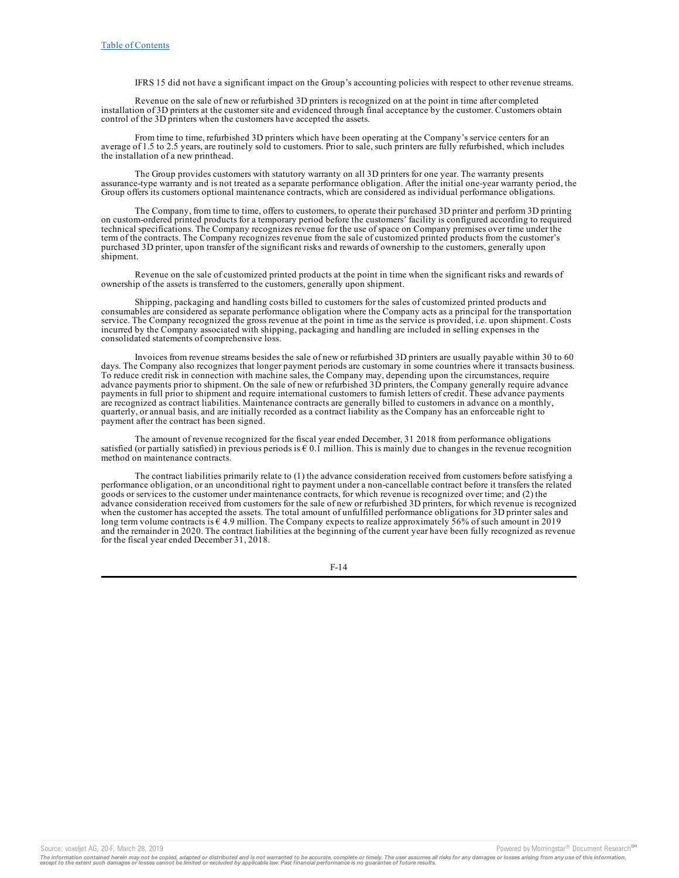IFRS 15 did not have a significant impact on the Group's accounting policies with respect to other revenue streams.

Revenue on the sale of new or refurbished 3D printers is recognized on at the point in time after completed installation of 3D printers at the customer site and evidenced through final acceptance by the customer. Customers obtain control of the 3D printers when the customers have accepted the assets.

From time to time, refurbished 3D printers which have been operating at the Company's service centers for an average of 1.5 to 2.5 years, are routinely sold to customers. Prior to sale, such printers are fully refurbished, which includes the installation of a new printhead.

The Group provides customers with statutory warranty on all 3D printers for one year. The warranty presents assurance-type warranty and is not treated as a separate performance obligation. After the initial one-year warranty period, the Group offers its customers optional maintenance contracts, which are considered as individual performance obligations.

The Company, from time to time, offers to customers, to operate their purchased 3D printer and perform 3D printing on custom-ordered printed products for a temporary period before the customers' facility is configured according to required technical specifications. The Company recognizes revenue for the use of space on Company premises over time under the term of the contracts. The Company recognizes revenue from the sale of customized printed products from the customer's purchased 3D printer, upon transfer of the significant risks and rewards of ownership to the customers, generally upon shipment.

Revenue on the sale of customized printed products at the point in time when the significant risks and rewards of ownership of the assets is transferred to the customers, generally upon shipment.

Shipping, packaging and handling costs billed to customers for the sales of customized printed products and consumables are considered as separate performance obligation where the Company acts as a principal for the transportation service. The Company recognized the gross revenue at the point in time as the service is provided, i.e. upon shipment. Costs incurred by the Company associated with shipping, packaging and handling are included in selling expenses in the consolidated statements of comprehensive loss.

Invoices from revenue streams besides the sale of new or refurbished 3D printers are usually payable within 30 to 60 days. The Company also recognizes that longer payment periods are customary in some countries where it transacts business. To reduce credit risk in connection with machine sales, the Company may, depending upon the circumstances, require advance payments prior to shipment. On the sale of new or refurbished 3D printers, the Company generally require advance payments in full prior to shipment and require international customers to furnish letters of credit. These advance payments are recognized as contract liabilities. Maintenance contracts are generally billed to customers in advance on a monthly, quarterly, or annual basis, and are initially recorded as a contract liability as the Company has an enforceable right to payment after the contract has been signed.

The amount of revenue recognized for the fiscal year ended December, 31 2018 from performance obligations satisfied (or partially satisfied) in previous periods is € 0.1 million. This is mainly due to changes in the revenue recognition method on maintenance contracts.

The contract liabilities primarily relate to (1) the advance consideration received from customers before satisfying a performance obligation, or an unconditional right to payment under a non-cancellable contract before it transfers the related goods or services to the customer under maintenance contracts, for which revenue is recognized over time; and (2) the advance consideration received from customers for the sale of new or refurbished 3D printers, for which revenue is recognized when the customer has accepted the assets. The total amount of unfulfilled performance obligations for 3D printer sales and long term volume contracts is € 4.9 million. The Company expects to realize approximately 56% of such amount in 2019 and the remainder in 2020. The contract liabilities at the beginning of the current year have been fully recognized as revenue for the fiscal year ended December 31, 2018.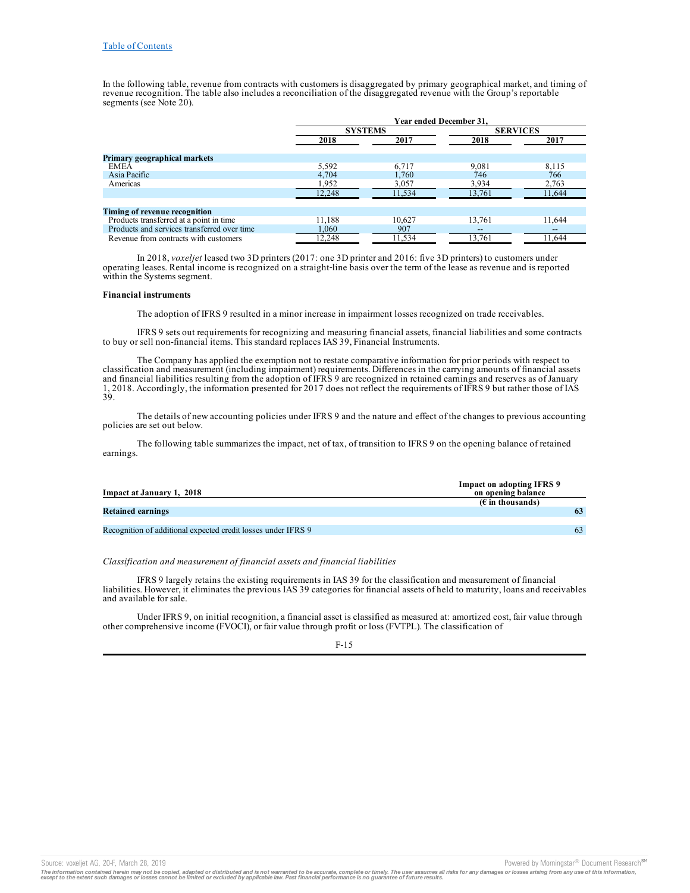In the following table, revenue from contracts with customers is disaggregated by primary geographical market, and timing of revenue recognition. The table also includes a reconciliation of the disaggregated revenue with the Group's reportable segments (see Note 20).

| | Year ended December 31, | | | |
|---|---|---|---|---|
| | SYSTEMS | | SERVICES | |
| | 2018 | 2017 | 2018 | 2017 |
| **Primary geographical markets** | | | | |
| EMEA | 5,592 | 6,717 | 9,081 | 8,115 |
| Asia Pacific | 4,704 | 1,760 | 746 | 766 |
| Americas | 1,952 | 3,057 | 3,934 | 2,763 |
| | 12,248 | 11,534 | 13,761 | 11,644 |
| **Timing of revenue recognition** | | | | |
| Products transferred at a point in time | 11,188 | 10,627 | 13,761 | 11,644 |
| Products and services transferred over time | 1,060 | 907 | -- | -- |
| Revenue from contracts with customers | 12,248 | 11,534 | 13,761 | 11,644 |

In 2018, *voxeljet* leased two 3D printers (2017: one 3D printer and 2016: five 3D printers) to customers under operating leases. Rental income is recognized on a straight-line basis over the term of the lease as revenue and is reported within the Systems segment.

**Financial instruments**

The adoption of IFRS 9 resulted in a minor increase in impairment losses recognized on trade receivables.

IFRS 9 sets out requirements for recognizing and measuring financial assets, financial liabilities and some contracts to buy or sell non-financial items. This standard replaces IAS 39, Financial Instruments.

The Company has applied the exemption not to restate comparative information for prior periods with respect to classification and measurement (including impairment) requirements. Differences in the carrying amounts of financial assets and financial liabilities resulting from the adoption of IFRS 9 are recognized in retained earnings and reserves as of January 1, 2018. Accordingly, the information presented for 2017 does not reflect the requirements of IFRS 9 but rather those of IAS 39.

The details of new accounting policies under IFRS 9 and the nature and effect of the changes to previous accounting policies are set out below.

The following table summarizes the impact, net of tax, of transition to IFRS 9 on the opening balance of retained earnings.

| Impact at January 1, 2018 | Impact on adopting IFRS 9 on opening balance (€ in thousands) |
|---|---|
| **Retained earnings** | **63** |
| Recognition of additional expected credit losses under IFRS 9 | 63 |

*Classification and measurement of financial assets and financial liabilities*

IFRS 9 largely retains the existing requirements in IAS 39 for the classification and measurement of financial liabilities. However, it eliminates the previous IAS 39 categories for financial assets of held to maturity, loans and receivables and available for sale.

Under IFRS 9, on initial recognition, a financial asset is classified as measured at: amortized cost, fair value through other comprehensive income (FVOCI), or fair value through profit or loss (FVTPL). The classification of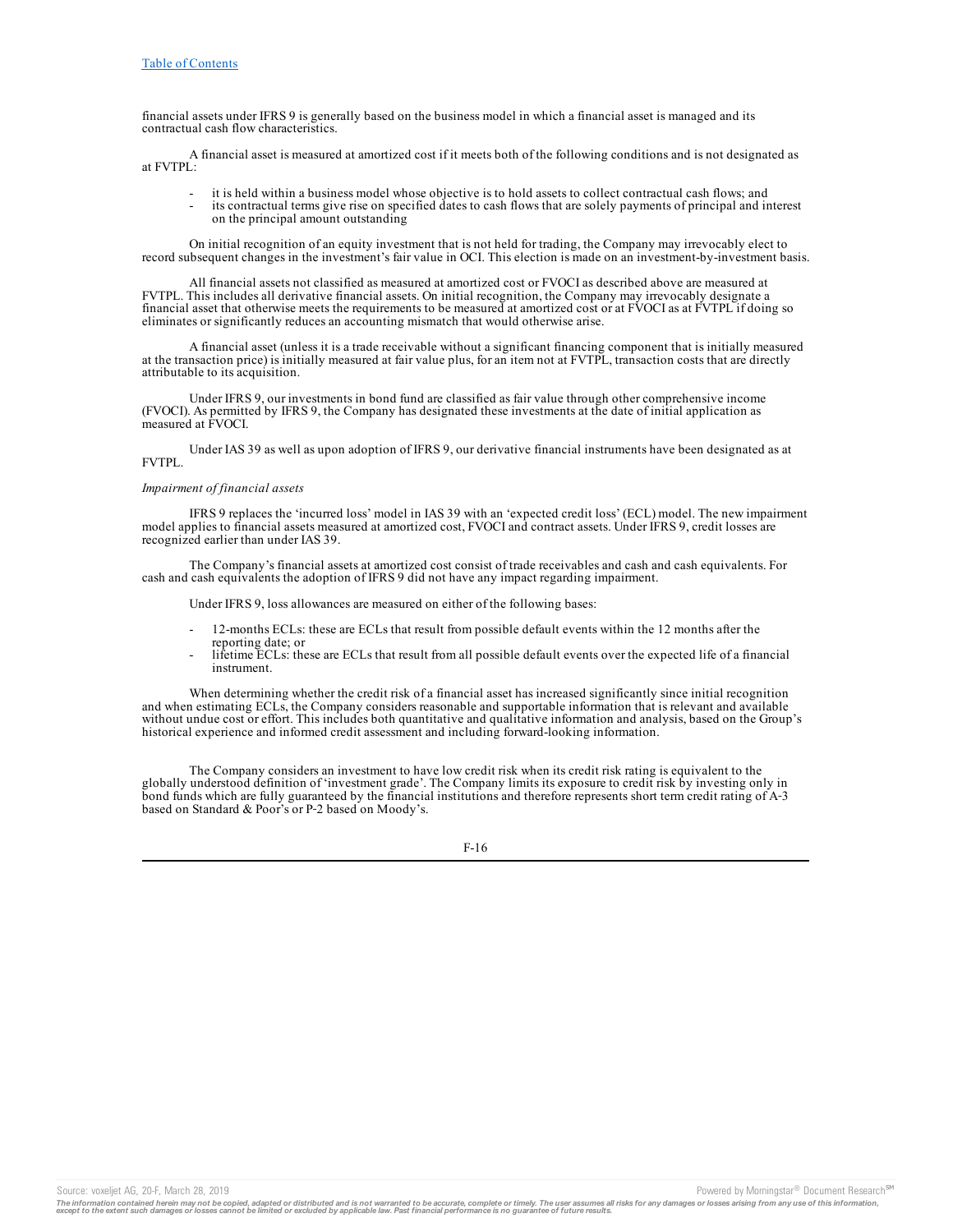financial assets under IFRS 9 is generally based on the business model in which a financial asset is managed and its contractual cash flow characteristics.

A financial asset is measured at amortized cost if it meets both of the following conditions and is not designated as at FVTPL:

- it is held within a business model whose objective is to hold assets to collect contractual cash flows; and
- its contractual terms give rise on specified dates to cash flows that are solely payments of principal and interest on the principal amount outstanding

On initial recognition of an equity investment that is not held for trading, the Company may irrevocably elect to record subsequent changes in the investment's fair value in OCI. This election is made on an investment-by-investment basis.

All financial assets not classified as measured at amortized cost or FVOCI as described above are measured at FVTPL. This includes all derivative financial assets. On initial recognition, the Company may irrevocably designate a financial asset that otherwise meets the requirements to be measured at amortized cost or at FVOCI as at FVTPL if doing so eliminates or significantly reduces an accounting mismatch that would otherwise arise.

A financial asset (unless it is a trade receivable without a significant financing component that is initially measured at the transaction price) is initially measured at fair value plus, for an item not at FVTPL, transaction costs that are directly attributable to its acquisition.

Under IFRS 9, our investments in bond fund are classified as fair value through other comprehensive income (FVOCI). As permitted by IFRS 9, the Company has designated these investments at the date of initial application as measured at FVOCI.

Under IAS 39 as well as upon adoption of IFRS 9, our derivative financial instruments have been designated as at FVTPL.

*Impairment of financial assets*

IFRS 9 replaces the 'incurred loss' model in IAS 39 with an 'expected credit loss' (ECL) model. The new impairment model applies to financial assets measured at amortized cost, FVOCI and contract assets. Under IFRS 9, credit losses are recognized earlier than under IAS 39.

The Company's financial assets at amortized cost consist of trade receivables and cash and cash equivalents. For cash and cash equivalents the adoption of IFRS 9 did not have any impact regarding impairment.

Under IFRS 9, loss allowances are measured on either of the following bases:

- 12-months ECLs: these are ECLs that result from possible default events within the 12 months after the reporting date; or
- lifetime ECLs: these are ECLs that result from all possible default events over the expected life of a financial instrument.

When determining whether the credit risk of a financial asset has increased significantly since initial recognition and when estimating ECLs, the Company considers reasonable and supportable information that is relevant and available without undue cost or effort. This includes both quantitative and qualitative information and analysis, based on the Group's historical experience and informed credit assessment and including forward-looking information.

The Company considers an investment to have low credit risk when its credit risk rating is equivalent to the globally understood definition of 'investment grade'. The Company limits its exposure to credit risk by investing only in bond funds which are fully guaranteed by the financial institutions and therefore represents short term credit rating of A-3 based on Standard & Poor's or P-2 based on Moody's.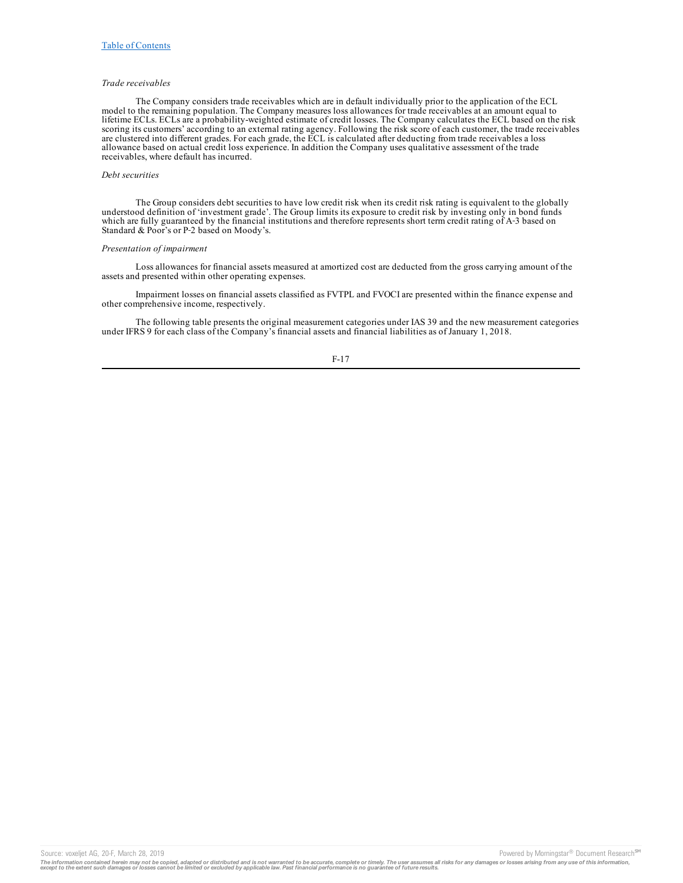*Trade receivables*

The Company considers trade receivables which are in default individually prior to the application of the ECL model to the remaining population. The Company measures loss allowances for trade receivables at an amount equal to lifetime ECLs. ECLs are a probability-weighted estimate of credit losses. The Company calculates the ECL based on the risk scoring its customers' according to an external rating agency. Following the risk score of each customer, the trade receivables are clustered into different grades. For each grade, the ECL is calculated after deducting from trade receivables a loss allowance based on actual credit loss experience. In addition the Company uses qualitative assessment of the trade receivables, where default has incurred.

*Debt securities*

The Group considers debt securities to have low credit risk when its credit risk rating is equivalent to the globally understood definition of 'investment grade'. The Group limits its exposure to credit risk by investing only in bond funds which are fully guaranteed by the financial institutions and therefore represents short term credit rating of A-3 based on Standard & Poor's or P-2 based on Moody's.

*Presentation of impairment*

Loss allowances for financial assets measured at amortized cost are deducted from the gross carrying amount of the assets and presented within other operating expenses.

Impairment losses on financial assets classified as FVTPL and FVOCI are presented within the finance expense and other comprehensive income, respectively.

The following table presents the original measurement categories under IAS 39 and the new measurement categories under IFRS 9 for each class of the Company's financial assets and financial liabilities as of January 1, 2018.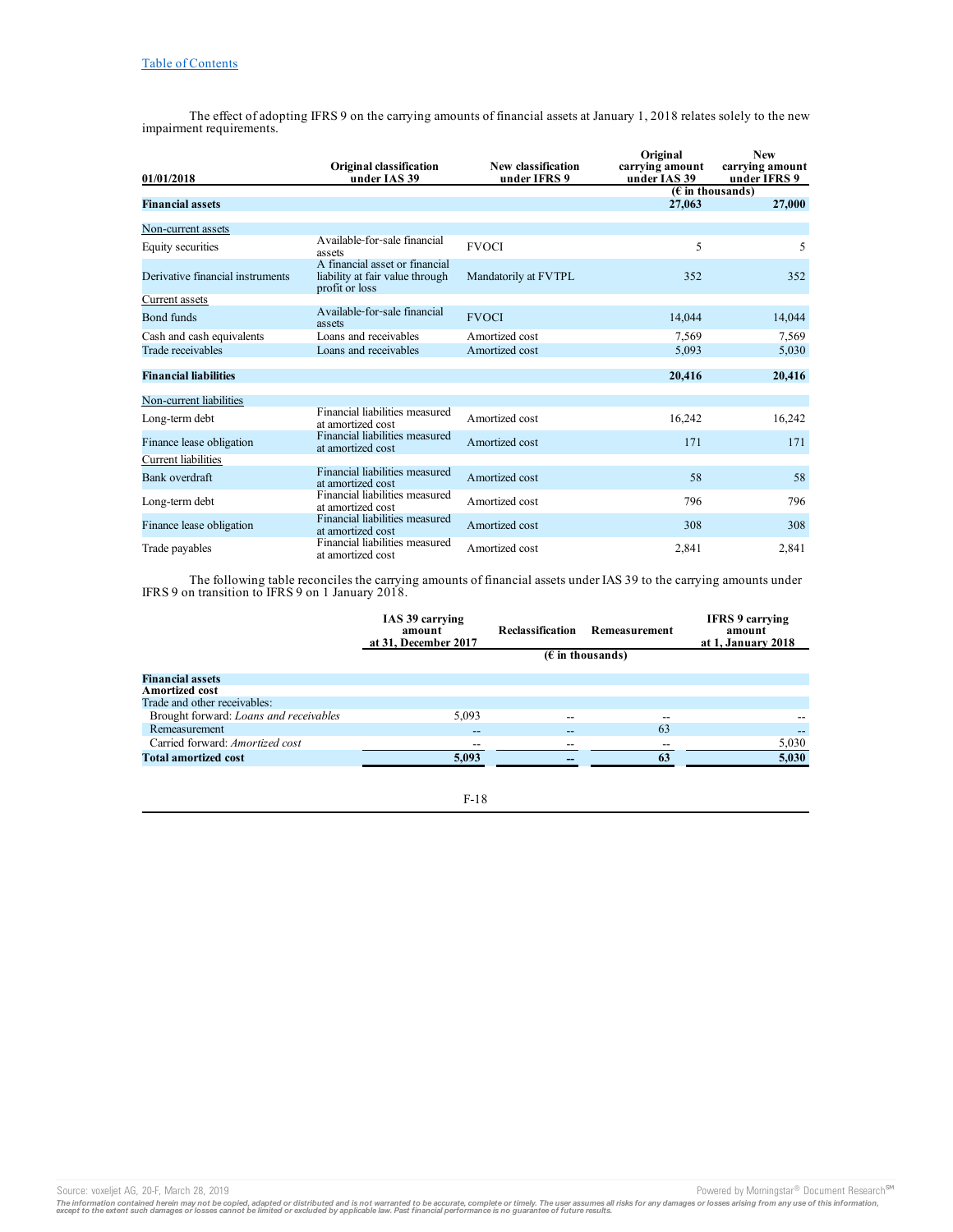The effect of adopting IFRS 9 on the carrying amounts of financial assets at January 1, 2018 relates solely to the new impairment requirements.

| 01/01/2018 | Original classification under IAS 39 | New classification under IFRS 9 | Original carrying amount under IAS 39 | New carrying amount under IFRS 9 |
|---|---|---|---|---|
| | | | (€ in thousands) | |
| **Financial assets** | | | **27,063** | **27,000** |
| Non-current assets | | | | |
| Equity securities | Available-for-sale financial assets | FVOCI | 5 | 5 |
| Derivative financial instruments | A financial asset or financial liability at fair value through profit or loss | Mandatorily at FVTPL | 352 | 352 |
| Current assets | | | | |
| Bond funds | Available-for-sale financial assets | FVOCI | 14,044 | 14,044 |
| Cash and cash equivalents | Loans and receivables | Amortized cost | 7,569 | 7,569 |
| Trade receivables | Loans and receivables | Amortized cost | 5,093 | 5,030 |
| **Financial liabilities** | | | **20,416** | **20,416** |
| Non-current liabilities | | | | |
| Long-term debt | Financial liabilities measured at amortized cost | Amortized cost | 16,242 | 16,242 |
| Finance lease obligation | Financial liabilities measured at amortized cost | Amortized cost | 171 | 171 |
| Current liabilities | | | | |
| Bank overdraft | Financial liabilities measured at amortized cost | Amortized cost | 58 | 58 |
| Long-term debt | Financial liabilities measured at amortized cost | Amortized cost | 796 | 796 |
| Finance lease obligation | Financial liabilities measured at amortized cost | Amortized cost | 308 | 308 |
| Trade payables | Financial liabilities measured at amortized cost | Amortized cost | 2,841 | 2,841 |

The following table reconciles the carrying amounts of financial assets under IAS 39 to the carrying amounts under IFRS 9 on transition to IFRS 9 on 1 January 2018.

| | IAS 39 carrying amount at 31, December 2017 | Reclassification | Remeasurement | IFRS 9 carrying amount at 1, January 2018 |
|---|---|---|---|---|
| | | (€ in thousands) | | |
| **Financial assets** | | | | |
| **Amortized cost** | | | | |
| Trade and other receivables: | | | | |
| Brought forward: *Loans and receivables* | 5,093 | -- | -- | -- |
| Remeasurement | -- | -- | 63 | -- |
| Carried forward: *Amortized cost* | -- | -- | -- | 5,030 |
| **Total amortized cost** | **5,093** | **--** | **63** | **5,030** |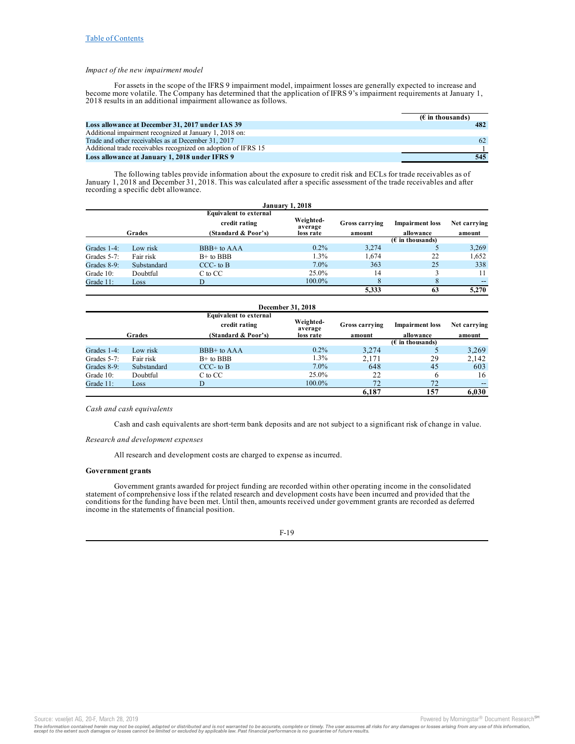[Table of Contents](#)

*Impact of the new impairment model*

For assets in the scope of the IFRS 9 impairment model, impairment losses are generally expected to increase and become more volatile. The Company has determined that the application of IFRS 9's impairment requirements at January 1, 2018 results in an additional impairment allowance as follows.

| | (€ in thousands) |
|---|---|
| **Loss allowance at December 31, 2017 under IAS 39** | **482** |
| Additional impairment recognized at January 1, 2018 on: | |
| Trade and other receivables as at December 31, 2017 | 62 |
| Additional trade receivables recognized on adoption of IFRS 15 | 1 |
| **Loss allowance at January 1, 2018 under IFRS 9** | **545** |

The following tables provide information about the exposure to credit risk and ECLs for trade receivables as of January 1, 2018 and December 31, 2018. This was calculated after a specific assessment of the trade receivables and after recording a specific debt allowance.

**January 1, 2018**

| Grades | | Equivalent to external credit rating (Standard & Poor's) | Weighted-average loss rate | Gross carrying amount | Impairment loss allowance | Net carrying amount |
|---|---|---|---|---|---|---|
| | | | | | (€ in thousands) | |
| Grades 1-4: | Low risk | BBB+ to AAA | 0.2% | 3,274 | 5 | 3,269 |
| Grades 5-7: | Fair risk | B+ to BBB | 1.3% | 1,674 | 22 | 1,652 |
| Grades 8-9: | Substandard | CCC- to B | 7.0% | 363 | 25 | 338 |
| Grade 10: | Doubtful | C to CC | 25.0% | 14 | 3 | 11 |
| Grade 11: | Loss | D | 100.0% | 8 | 8 | -- |
| | | | | **5,333** | **63** | **5,270** |

**December 31, 2018**

| Grades | | Equivalent to external credit rating (Standard & Poor's) | Weighted-average loss rate | Gross carrying amount | Impairment loss allowance | Net carrying amount |
|---|---|---|---|---|---|---|
| | | | | | (€ in thousands) | |
| Grades 1-4: | Low risk | BBB+ to AAA | 0.2% | 3,274 | 5 | 3,269 |
| Grades 5-7: | Fair risk | B+ to BBB | 1.3% | 2,171 | 29 | 2,142 |
| Grades 8-9: | Substandard | CCC- to B | 7.0% | 648 | 45 | 603 |
| Grade 10: | Doubtful | C to CC | 25.0% | 22 | 6 | 16 |
| Grade 11: | Loss | D | 100.0% | 72 | 72 | -- |
| | | | | **6,187** | **157** | **6,030** |

*Cash and cash equivalents*

Cash and cash equivalents are short-term bank deposits and are not subject to a significant risk of change in value.

*Research and development expenses*

All research and development costs are charged to expense as incurred.

**Government grants**

Government grants awarded for project funding are recorded within other operating income in the consolidated statement of comprehensive loss if the related research and development costs have been incurred and provided that the conditions for the funding have been met. Until then, amounts received under government grants are recorded as deferred income in the statements of financial position.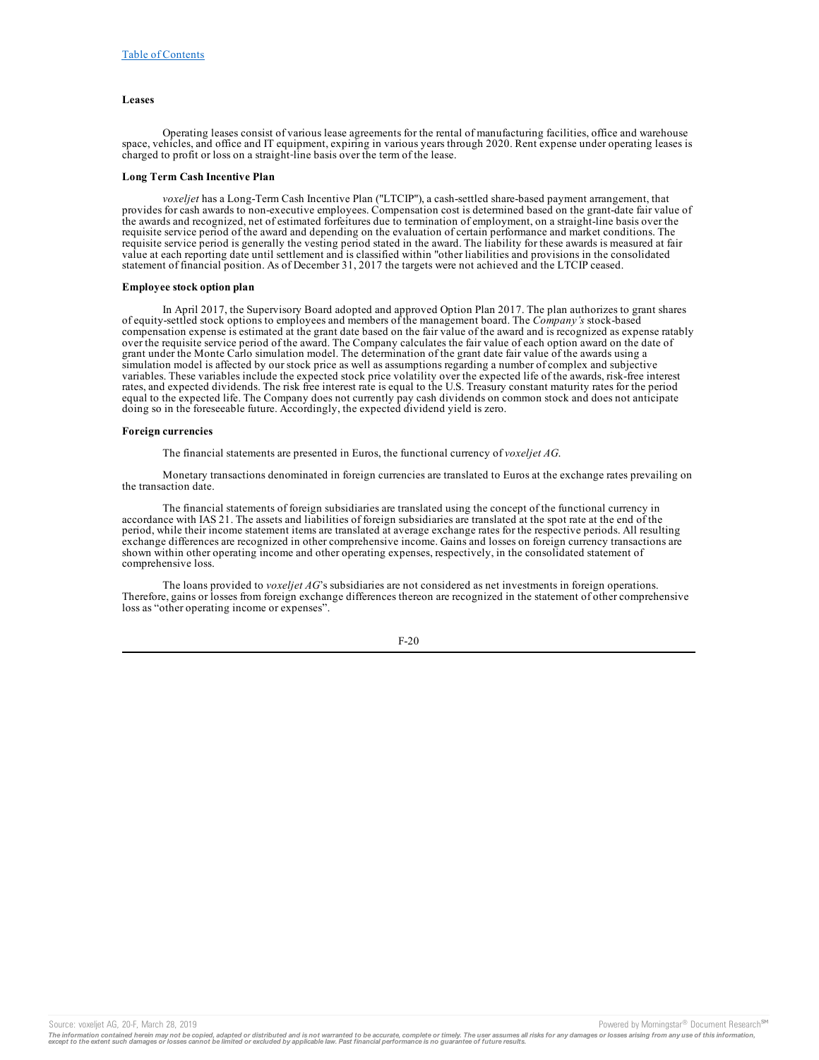**Leases**

Operating leases consist of various lease agreements for the rental of manufacturing facilities, office and warehouse space, vehicles, and office and IT equipment, expiring in various years through 2020. Rent expense under operating leases is charged to profit or loss on a straight-line basis over the term of the lease.

**Long Term Cash Incentive Plan**

*voxeljet* has a Long-Term Cash Incentive Plan ("LTCIP"), a cash-settled share-based payment arrangement, that provides for cash awards to non-executive employees. Compensation cost is determined based on the grant-date fair value of the awards and recognized, net of estimated forfeitures due to termination of employment, on a straight-line basis over the requisite service period of the award and depending on the evaluation of certain performance and market conditions. The requisite service period is generally the vesting period stated in the award. The liability for these awards is measured at fair value at each reporting date until settlement and is classified within "other liabilities and provisions in the consolidated statement of financial position. As of December 31, 2017 the targets were not achieved and the LTCIP ceased.

**Employee stock option plan**

In April 2017, the Supervisory Board adopted and approved Option Plan 2017. The plan authorizes to grant shares of equity-settled stock options to employees and members of the management board. The *Company's* stock-based compensation expense is estimated at the grant date based on the fair value of the award and is recognized as expense ratably over the requisite service period of the award. The Company calculates the fair value of each option award on the date of grant under the Monte Carlo simulation model. The determination of the grant date fair value of the awards using a simulation model is affected by our stock price as well as assumptions regarding a number of complex and subjective variables. These variables include the expected stock price volatility over the expected life of the awards, risk-free interest rates, and expected dividends. The risk free interest rate is equal to the U.S. Treasury constant maturity rates for the period equal to the expected life. The Company does not currently pay cash dividends on common stock and does not anticipate doing so in the foreseeable future. Accordingly, the expected dividend yield is zero.

**Foreign currencies**

The financial statements are presented in Euros, the functional currency of *voxeljet AG*.

Monetary transactions denominated in foreign currencies are translated to Euros at the exchange rates prevailing on the transaction date.

The financial statements of foreign subsidiaries are translated using the concept of the functional currency in accordance with IAS 21. The assets and liabilities of foreign subsidiaries are translated at the spot rate at the end of the period, while their income statement items are translated at average exchange rates for the respective periods. All resulting exchange differences are recognized in other comprehensive income. Gains and losses on foreign currency transactions are shown within other operating income and other operating expenses, respectively, in the consolidated statement of comprehensive loss.

The loans provided to *voxeljet AG*'s subsidiaries are not considered as net investments in foreign operations. Therefore, gains or losses from foreign exchange differences thereon are recognized in the statement of other comprehensive loss as "other operating income or expenses".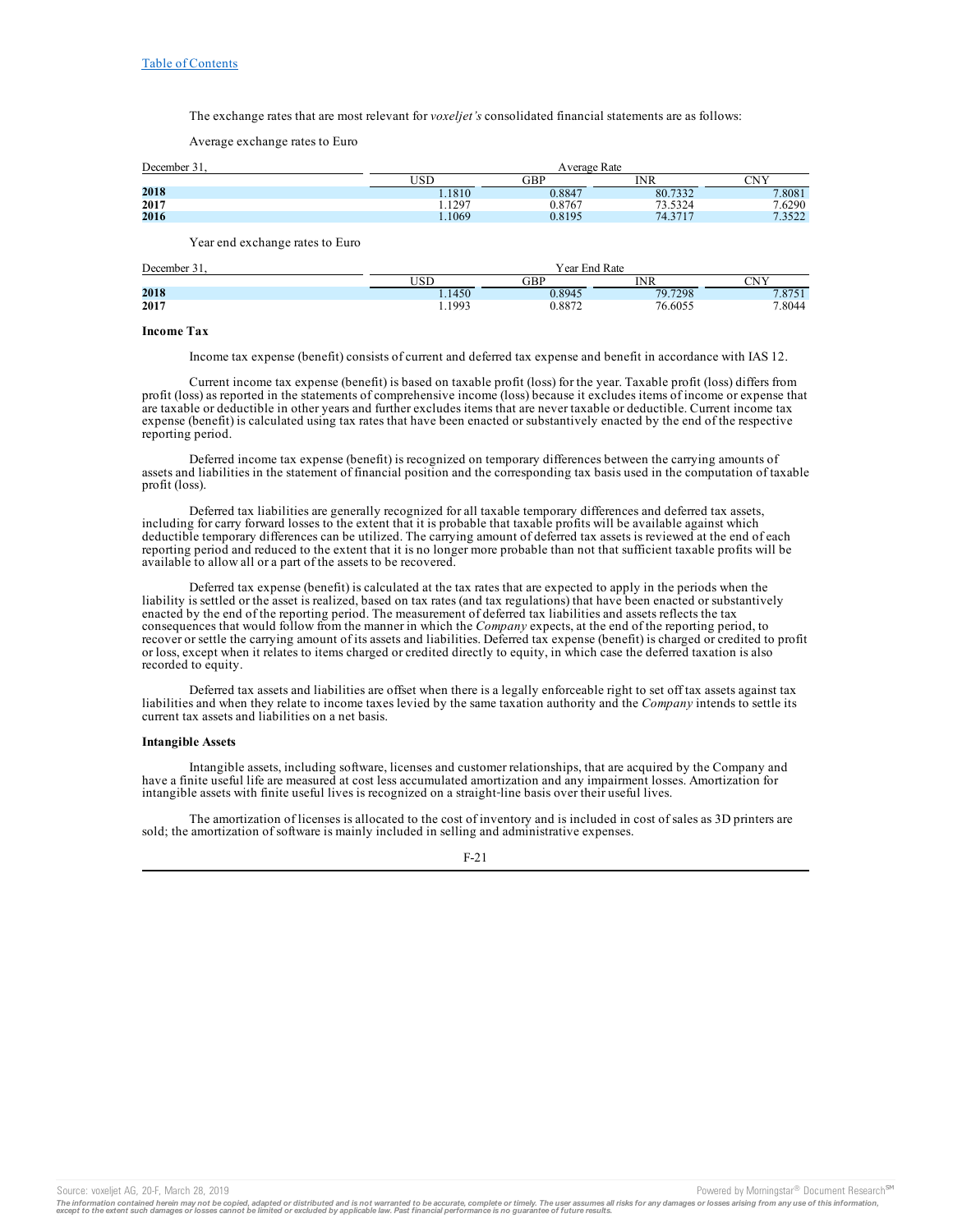The exchange rates that are most relevant for *voxeljet's* consolidated financial statements are as follows:

Average exchange rates to Euro

| December 31, | Average Rate | | | |
|---|---|---|---|---|
| | USD | GBP | INR | CNY |
| **2018** | 1.1810 | 0.8847 | 80.7332 | 7.8081 |
| **2017** | 1.1297 | 0.8767 | 73.5324 | 7.6290 |
| **2016** | 1.1069 | 0.8195 | 74.3717 | 7.3522 |

Year end exchange rates to Euro

| December 31, | Year End Rate | | | |
|---|---|---|---|---|
| | USD | GBP | INR | CNY |
| **2018** | 1.1450 | 0.8945 | 79.7298 | 7.8751 |
| **2017** | 1.1993 | 0.8872 | 76.6055 | 7.8044 |

**Income Tax**

Income tax expense (benefit) consists of current and deferred tax expense and benefit in accordance with IAS 12.

Current income tax expense (benefit) is based on taxable profit (loss) for the year. Taxable profit (loss) differs from profit (loss) as reported in the statements of comprehensive income (loss) because it excludes items of income or expense that are taxable or deductible in other years and further excludes items that are never taxable or deductible. Current income tax expense (benefit) is calculated using tax rates that have been enacted or substantively enacted by the end of the respective reporting period.

Deferred income tax expense (benefit) is recognized on temporary differences between the carrying amounts of assets and liabilities in the statement of financial position and the corresponding tax basis used in the computation of taxable profit (loss).

Deferred tax liabilities are generally recognized for all taxable temporary differences and deferred tax assets, including for carry forward losses to the extent that it is probable that taxable profits will be available against which deductible temporary differences can be utilized. The carrying amount of deferred tax assets is reviewed at the end of each reporting period and reduced to the extent that it is no longer more probable than not that sufficient taxable profits will be available to allow all or a part of the assets to be recovered.

Deferred tax expense (benefit) is calculated at the tax rates that are expected to apply in the periods when the liability is settled or the asset is realized, based on tax rates (and tax regulations) that have been enacted or substantively enacted by the end of the reporting period. The measurement of deferred tax liabilities and assets reflects the tax consequences that would follow from the manner in which the *Company* expects, at the end of the reporting period, to recover or settle the carrying amount of its assets and liabilities. Deferred tax expense (benefit) is charged or credited to profit or loss, except when it relates to items charged or credited directly to equity, in which case the deferred taxation is also recorded to equity.

Deferred tax assets and liabilities are offset when there is a legally enforceable right to set off tax assets against tax liabilities and when they relate to income taxes levied by the same taxation authority and the *Company* intends to settle its current tax assets and liabilities on a net basis.

**Intangible Assets**

Intangible assets, including software, licenses and customer relationships, that are acquired by the Company and have a finite useful life are measured at cost less accumulated amortization and any impairment losses. Amortization for intangible assets with finite useful lives is recognized on a straight-line basis over their useful lives.

The amortization of licenses is allocated to the cost of inventory and is included in cost of sales as 3D printers are sold; the amortization of software is mainly included in selling and administrative expenses.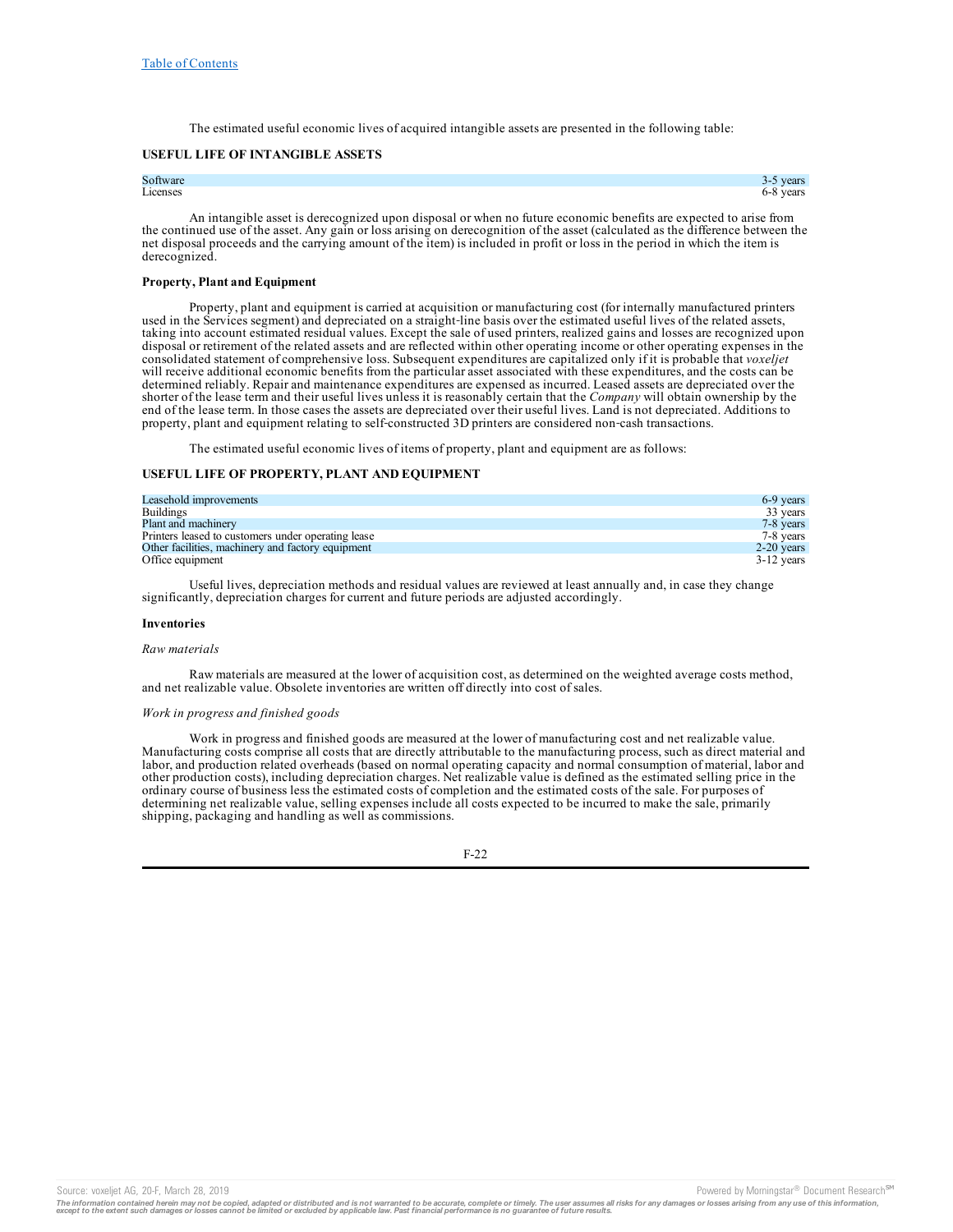The estimated useful economic lives of acquired intangible assets are presented in the following table:

**USEFUL LIFE OF INTANGIBLE ASSETS**

| | |
|---|---|
| Software | 3-5 years |
| Licenses | 6-8 years |

An intangible asset is derecognized upon disposal or when no future economic benefits are expected to arise from the continued use of the asset. Any gain or loss arising on derecognition of the asset (calculated as the difference between the net disposal proceeds and the carrying amount of the item) is included in profit or loss in the period in which the item is derecognized.

**Property, Plant and Equipment**

Property, plant and equipment is carried at acquisition or manufacturing cost (for internally manufactured printers used in the Services segment) and depreciated on a straight-line basis over the estimated useful lives of the related assets, taking into account estimated residual values. Except the sale of used printers, realized gains and losses are recognized upon disposal or retirement of the related assets and are reflected within other operating income or other operating expenses in the consolidated statement of comprehensive loss. Subsequent expenditures are capitalized only if it is probable that *voxeljet* will receive additional economic benefits from the particular asset associated with these expenditures, and the costs can be determined reliably. Repair and maintenance expenditures are expensed as incurred. Leased assets are depreciated over the shorter of the lease term and their useful lives unless it is reasonably certain that the *Company* will obtain ownership by the end of the lease term. In those cases the assets are depreciated over their useful lives. Land is not depreciated. Additions to property, plant and equipment relating to self-constructed 3D printers are considered non-cash transactions.

The estimated useful economic lives of items of property, plant and equipment are as follows:

**USEFUL LIFE OF PROPERTY, PLANT AND EQUIPMENT**

| | |
|---|---|
| Leasehold improvements | 6-9 years |
| Buildings | 33 years |
| Plant and machinery | 7-8 years |
| Printers leased to customers under operating lease | 7-8 years |
| Other facilities, machinery and factory equipment | 2-20 years |
| Office equipment | 3-12 years |

Useful lives, depreciation methods and residual values are reviewed at least annually and, in case they change significantly, depreciation charges for current and future periods are adjusted accordingly.

**Inventories**

*Raw materials*

Raw materials are measured at the lower of acquisition cost, as determined on the weighted average costs method, and net realizable value. Obsolete inventories are written off directly into cost of sales.

*Work in progress and finished goods*

Work in progress and finished goods are measured at the lower of manufacturing cost and net realizable value. Manufacturing costs comprise all costs that are directly attributable to the manufacturing process, such as direct material and labor, and production related overheads (based on normal operating capacity and normal consumption of material, labor and other production costs), including depreciation charges. Net realizable value is defined as the estimated selling price in the ordinary course of business less the estimated costs of completion and the estimated costs of the sale. For purposes of determining net realizable value, selling expenses include all costs expected to be incurred to make the sale, primarily shipping, packaging and handling as well as commissions.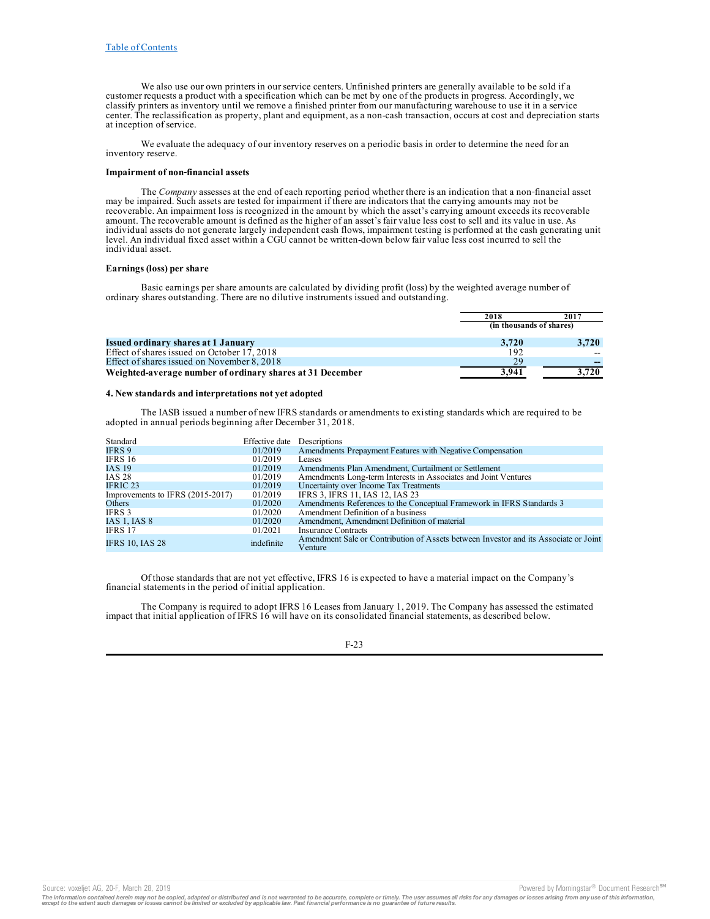We also use our own printers in our service centers. Unfinished printers are generally available to be sold if a customer requests a product with a specification which can be met by one of the products in progress. Accordingly, we classify printers as inventory until we remove a finished printer from our manufacturing warehouse to use it in a service center. The reclassification as property, plant and equipment, as a non-cash transaction, occurs at cost and depreciation starts at inception of service.

We evaluate the adequacy of our inventory reserves on a periodic basis in order to determine the need for an inventory reserve.

**Impairment of non-financial assets**

The *Company* assesses at the end of each reporting period whether there is an indication that a non-financial asset may be impaired. Such assets are tested for impairment if there are indicators that the carrying amounts may not be recoverable. An impairment loss is recognized in the amount by which the asset's carrying amount exceeds its recoverable amount. The recoverable amount is defined as the higher of an asset's fair value less cost to sell and its value in use. As individual assets do not generate largely independent cash flows, impairment testing is performed at the cash generating unit level. An individual fixed asset within a CGU cannot be written-down below fair value less cost incurred to sell the individual asset.

**Earnings (loss) per share**

Basic earnings per share amounts are calculated by dividing profit (loss) by the weighted average number of ordinary shares outstanding. There are no dilutive instruments issued and outstanding.

| | 2018 | 2017 |
|---|---|---|
| | (in thousands of shares) | |
| **Issued ordinary shares at 1 January** | **3,720** | **3,720** |
| Effect of shares issued on October 17, 2018 | 192 | -- |
| Effect of shares issued on November 8, 2018 | 29 | -- |
| **Weighted-average number of ordinary shares at 31 December** | **3,941** | **3,720** |

**4. New standards and interpretations not yet adopted**

The IASB issued a number of new IFRS standards or amendments to existing standards which are required to be adopted in annual periods beginning after December 31, 2018.

| Standard | Effective date | Descriptions |
|---|---|---|
| IFRS 9 | 01/2019 | Amendments Prepayment Features with Negative Compensation |
| IFRS 16 | 01/2019 | Leases |
| IAS 19 | 01/2019 | Amendments Plan Amendment, Curtailment or Settlement |
| IAS 28 | 01/2019 | Amendments Long-term Interests in Associates and Joint Ventures |
| IFRIC 23 | 01/2019 | Uncertainty over Income Tax Treatments |
| Improvements to IFRS (2015-2017) | 01/2019 | IFRS 3, IFRS 11, IAS 12, IAS 23 |
| Others | 01/2020 | Amendments References to the Conceptual Framework in IFRS Standards 3 |
| IFRS 3 | 01/2020 | Amendment Definition of a business |
| IAS 1, IAS 8 | 01/2020 | Amendment, Amendment Definition of material |
| IFRS 17 | 01/2021 | Insurance Contracts |
| IFRS 10, IAS 28 | indefinite | Amendment Sale or Contribution of Assets between Investor and its Associate or Joint Venture |

Of those standards that are not yet effective, IFRS 16 is expected to have a material impact on the Company's financial statements in the period of initial application.

The Company is required to adopt IFRS 16 Leases from January 1, 2019. The Company has assessed the estimated impact that initial application of IFRS 16 will have on its consolidated financial statements, as described below.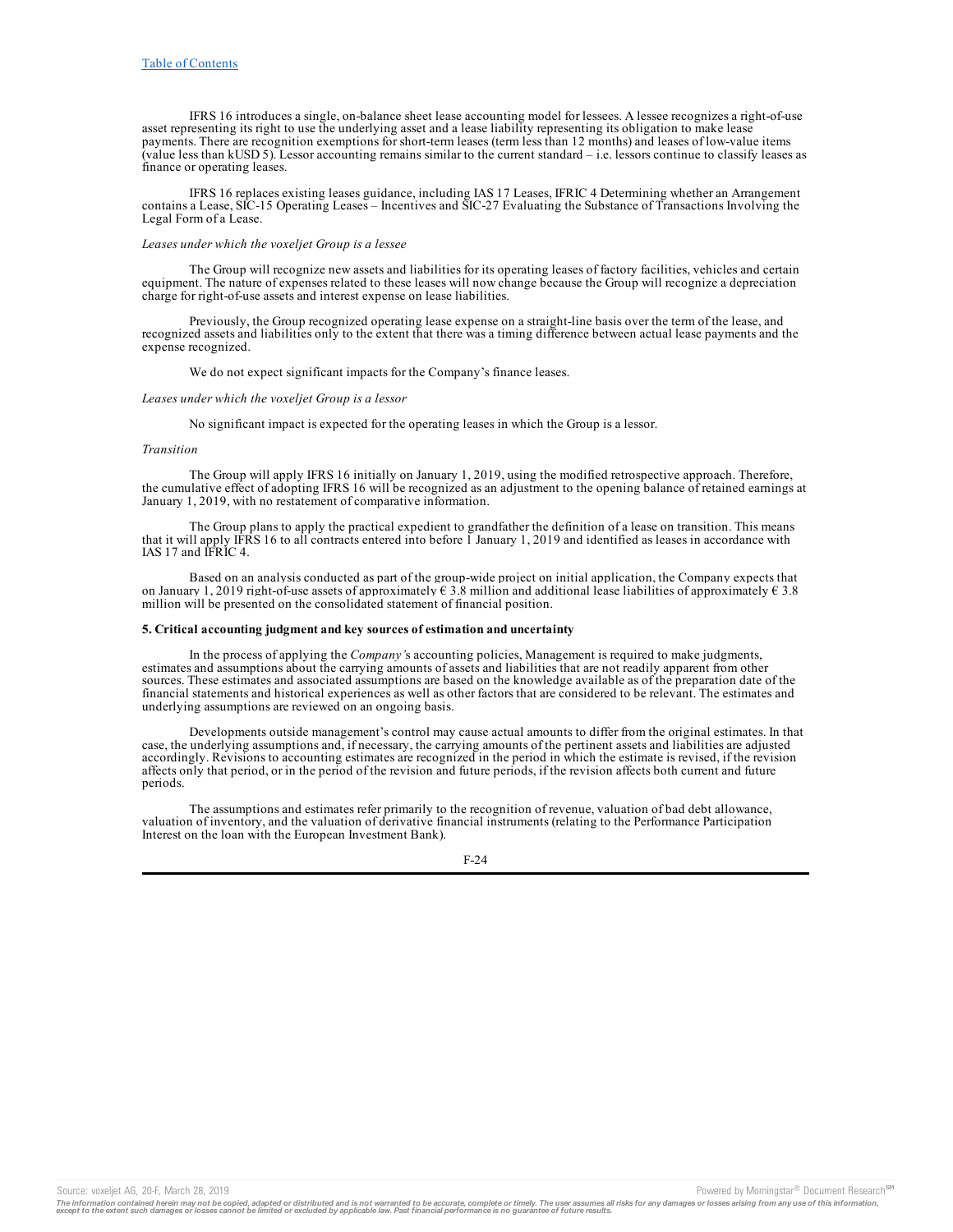IFRS 16 introduces a single, on-balance sheet lease accounting model for lessees. A lessee recognizes a right-of-use asset representing its right to use the underlying asset and a lease liability representing its obligation to make lease payments. There are recognition exemptions for short-term leases (term less than 12 months) and leases of low-value items (value less than kUSD 5). Lessor accounting remains similar to the current standard – i.e. lessors continue to classify leases as finance or operating leases.

IFRS 16 replaces existing leases guidance, including IAS 17 Leases, IFRIC 4 Determining whether an Arrangement contains a Lease, SIC-15 Operating Leases – Incentives and SIC-27 Evaluating the Substance of Transactions Involving the Legal Form of a Lease.

*Leases under which the voxeljet Group is a lessee*

The Group will recognize new assets and liabilities for its operating leases of factory facilities, vehicles and certain equipment. The nature of expenses related to these leases will now change because the Group will recognize a depreciation charge for right-of-use assets and interest expense on lease liabilities.

Previously, the Group recognized operating lease expense on a straight-line basis over the term of the lease, and recognized assets and liabilities only to the extent that there was a timing difference between actual lease payments and the expense recognized.

We do not expect significant impacts for the Company's finance leases.

*Leases under which the voxeljet Group is a lessor*

No significant impact is expected for the operating leases in which the Group is a lessor.

*Transition*

The Group will apply IFRS 16 initially on January 1, 2019, using the modified retrospective approach. Therefore, the cumulative effect of adopting IFRS 16 will be recognized as an adjustment to the opening balance of retained earnings at January 1, 2019, with no restatement of comparative information.

The Group plans to apply the practical expedient to grandfather the definition of a lease on transition. This means that it will apply IFRS 16 to all contracts entered into before 1 January 1, 2019 and identified as leases in accordance with IAS 17 and IFRIC 4.

Based on an analysis conducted as part of the group-wide project on initial application, the Company expects that on January 1, 2019 right-of-use assets of approximately € 3.8 million and additional lease liabilities of approximately € 3.8 million will be presented on the consolidated statement of financial position.

**5. Critical accounting judgment and key sources of estimation and uncertainty**

In the process of applying the *Company's* accounting policies, Management is required to make judgments, estimates and assumptions about the carrying amounts of assets and liabilities that are not readily apparent from other sources. These estimates and associated assumptions are based on the knowledge available as of the preparation date of the financial statements and historical experiences as well as other factors that are considered to be relevant. The estimates and underlying assumptions are reviewed on an ongoing basis.

Developments outside management's control may cause actual amounts to differ from the original estimates. In that case, the underlying assumptions and, if necessary, the carrying amounts of the pertinent assets and liabilities are adjusted accordingly. Revisions to accounting estimates are recognized in the period in which the estimate is revised, if the revision affects only that period, or in the period of the revision and future periods, if the revision affects both current and future periods.

The assumptions and estimates refer primarily to the recognition of revenue, valuation of bad debt allowance, valuation of inventory, and the valuation of derivative financial instruments (relating to the Performance Participation Interest on the loan with the European Investment Bank).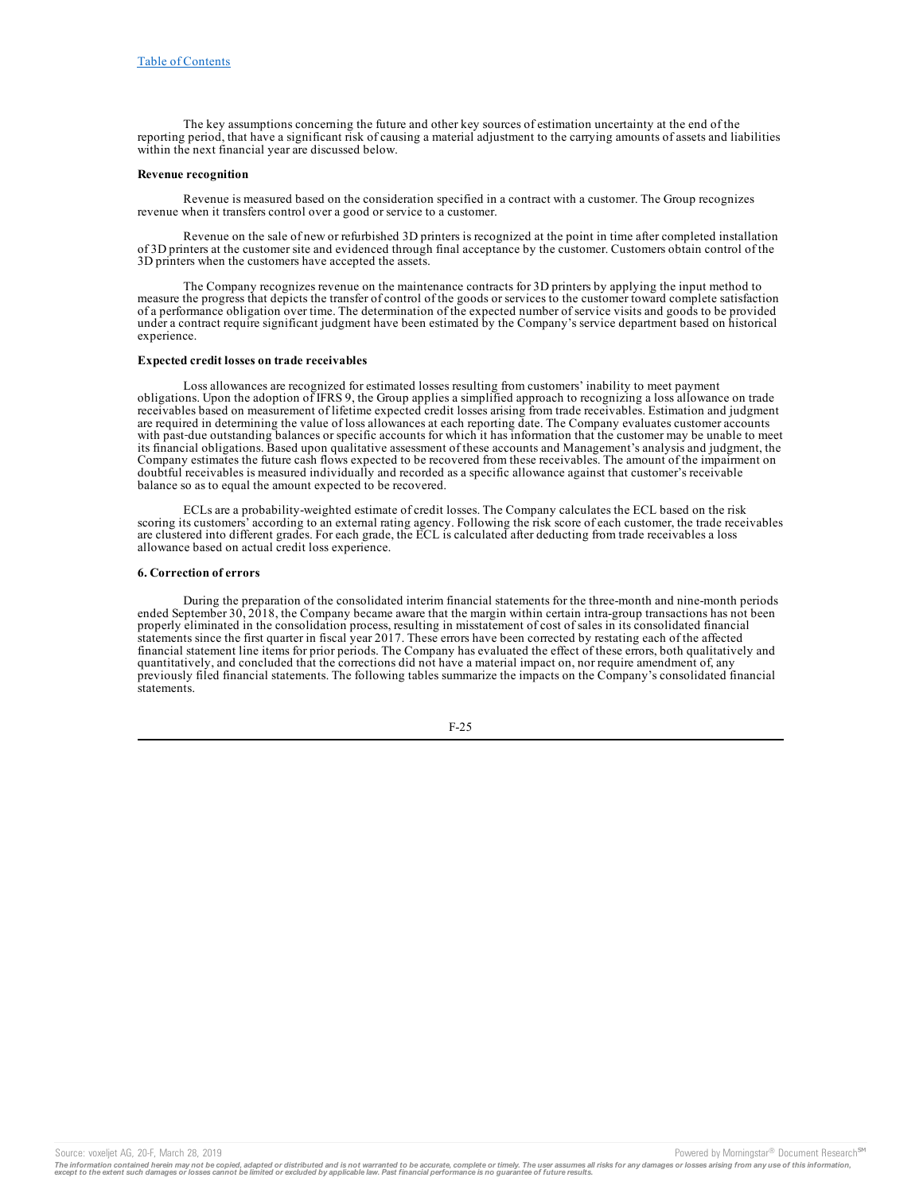The key assumptions concerning the future and other key sources of estimation uncertainty at the end of the reporting period, that have a significant risk of causing a material adjustment to the carrying amounts of assets and liabilities within the next financial year are discussed below.

**Revenue recognition**

Revenue is measured based on the consideration specified in a contract with a customer. The Group recognizes revenue when it transfers control over a good or service to a customer.

Revenue on the sale of new or refurbished 3D printers is recognized at the point in time after completed installation of 3D printers at the customer site and evidenced through final acceptance by the customer. Customers obtain control of the 3D printers when the customers have accepted the assets.

The Company recognizes revenue on the maintenance contracts for 3D printers by applying the input method to measure the progress that depicts the transfer of control of the goods or services to the customer toward complete satisfaction of a performance obligation over time. The determination of the expected number of service visits and goods to be provided under a contract require significant judgment have been estimated by the Company's service department based on historical experience.

**Expected credit losses on trade receivables**

Loss allowances are recognized for estimated losses resulting from customers' inability to meet payment obligations. Upon the adoption of IFRS 9, the Group applies a simplified approach to recognizing a loss allowance on trade receivables based on measurement of lifetime expected credit losses arising from trade receivables. Estimation and judgment are required in determining the value of loss allowances at each reporting date. The Company evaluates customer accounts with past-due outstanding balances or specific accounts for which it has information that the customer may be unable to meet its financial obligations. Based upon qualitative assessment of these accounts and Management's analysis and judgment, the Company estimates the future cash flows expected to be recovered from these receivables. The amount of the impairment on doubtful receivables is measured individually and recorded as a specific allowance against that customer's receivable balance so as to equal the amount expected to be recovered.

ECLs are a probability-weighted estimate of credit losses. The Company calculates the ECL based on the risk scoring its customers' according to an external rating agency. Following the risk score of each customer, the trade receivables are clustered into different grades. For each grade, the ECL is calculated after deducting from trade receivables a loss allowance based on actual credit loss experience.

**6. Correction of errors**

During the preparation of the consolidated interim financial statements for the three-month and nine-month periods ended September 30, 2018, the Company became aware that the margin within certain intra-group transactions has not been properly eliminated in the consolidation process, resulting in misstatement of cost of sales in its consolidated financial statements since the first quarter in fiscal year 2017. These errors have been corrected by restating each of the affected financial statement line items for prior periods. The Company has evaluated the effect of these errors, both qualitatively and quantitatively, and concluded that the corrections did not have a material impact on, nor require amendment of, any previously filed financial statements. The following tables summarize the impacts on the Company's consolidated financial statements.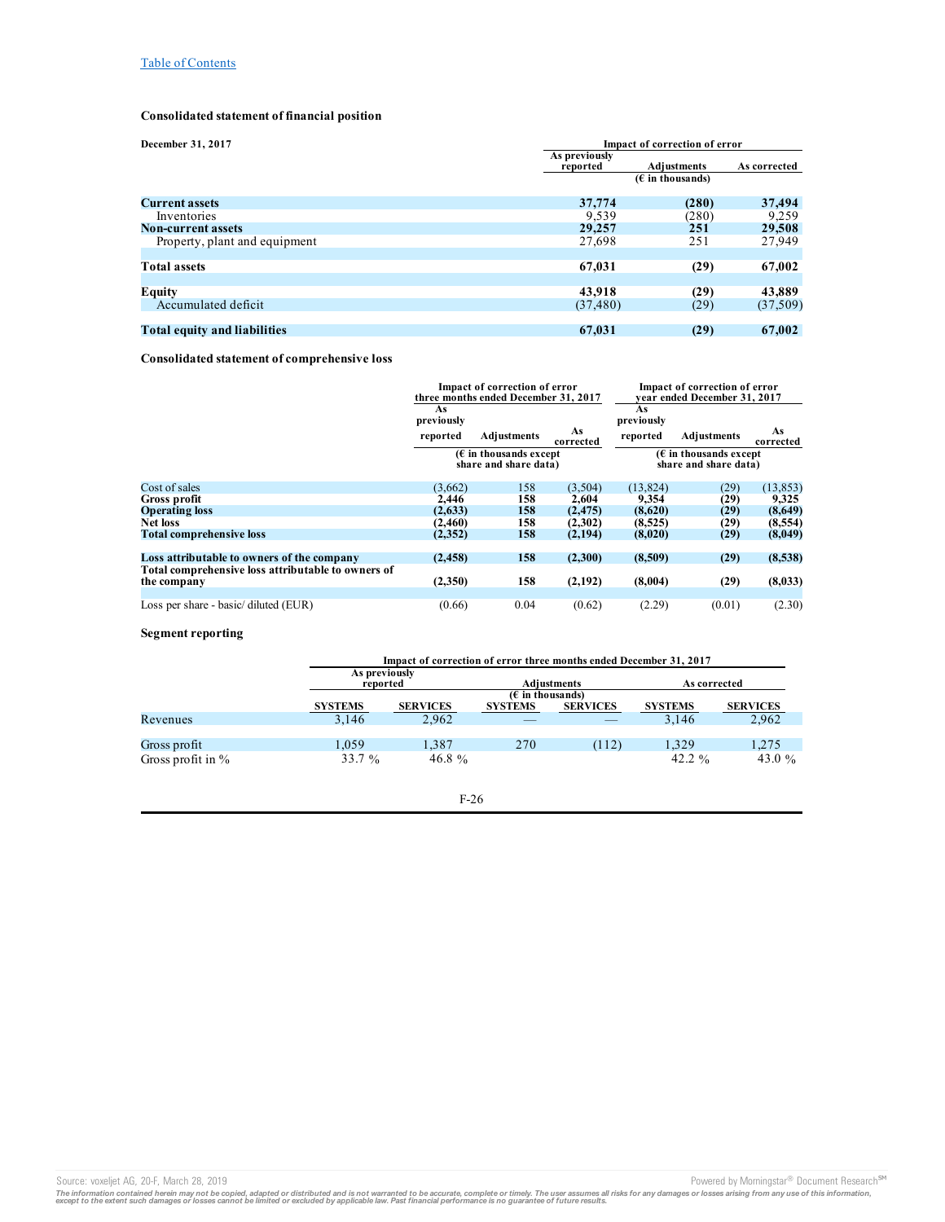**Consolidated statement of financial position**

| December 31, 2017 | Impact of correction of error | | |
|---|---|---|---|
| | As previously reported | Adjustments | As corrected |
| | | (€ in thousands) | |
| **Current assets** | **37,774** | **(280)** | **37,494** |
| Inventories | 9,539 | (280) | 9,259 |
| **Non-current assets** | **29,257** | **251** | **29,508** |
| Property, plant and equipment | 27,698 | 251 | 27,949 |
| **Total assets** | **67,031** | **(29)** | **67,002** |
| **Equity** | **43,918** | **(29)** | **43,889** |
| Accumulated deficit | (37,480) | (29) | (37,509) |
| **Total equity and liabilities** | **67,031** | **(29)** | **67,002** |

**Consolidated statement of comprehensive loss**

| | Impact of correction of error three months ended December 31, 2017 | | | Impact of correction of error year ended December 31, 2017 | | |
|---|---|---|---|---|---|---|
| | As previously reported | Adjustments | As corrected | As previously reported | Adjustments | As corrected |
| | (€ in thousands except share and share data) | | | (€ in thousands except share and share data) | | |
| Cost of sales | (3,662) | 158 | (3,504) | (13,824) | (29) | (13,853) |
| **Gross profit** | **2,446** | **158** | **2,604** | **9,354** | **(29)** | **9,325** |
| **Operating loss** | **(2,633)** | **158** | **(2,475)** | **(8,620)** | **(29)** | **(8,649)** |
| **Net loss** | **(2,460)** | **158** | **(2,302)** | **(8,525)** | **(29)** | **(8,554)** |
| **Total comprehensive loss** | **(2,352)** | **158** | **(2,194)** | **(8,020)** | **(29)** | **(8,049)** |
| **Loss attributable to owners of the company** | **(2,458)** | **158** | **(2,300)** | **(8,509)** | **(29)** | **(8,538)** |
| **Total comprehensive loss attributable to owners of the company** | **(2,350)** | **158** | **(2,192)** | **(8,004)** | **(29)** | **(8,033)** |
| Loss per share - basic/ diluted (EUR) | (0.66) | 0.04 | (0.62) | (2.29) | (0.01) | (2.30) |

**Segment reporting**

| | Impact of correction of error three months ended December 31, 2017 | | | | | |
|---|---|---|---|---|---|---|
| | As previously reported | | Adjustments | | As corrected | |
| | | | (€ in thousands) | | | |
| | SYSTEMS | SERVICES | SYSTEMS | SERVICES | SYSTEMS | SERVICES |
| Revenues | 3,146 | 2,962 | — | — | 3,146 | 2,962 |
| Gross profit | 1,059 | 1,387 | 270 | (112) | 1,329 | 1,275 |
| Gross profit in % | 33.7 % | 46.8 % | | | 42.2 % | 43.0 % |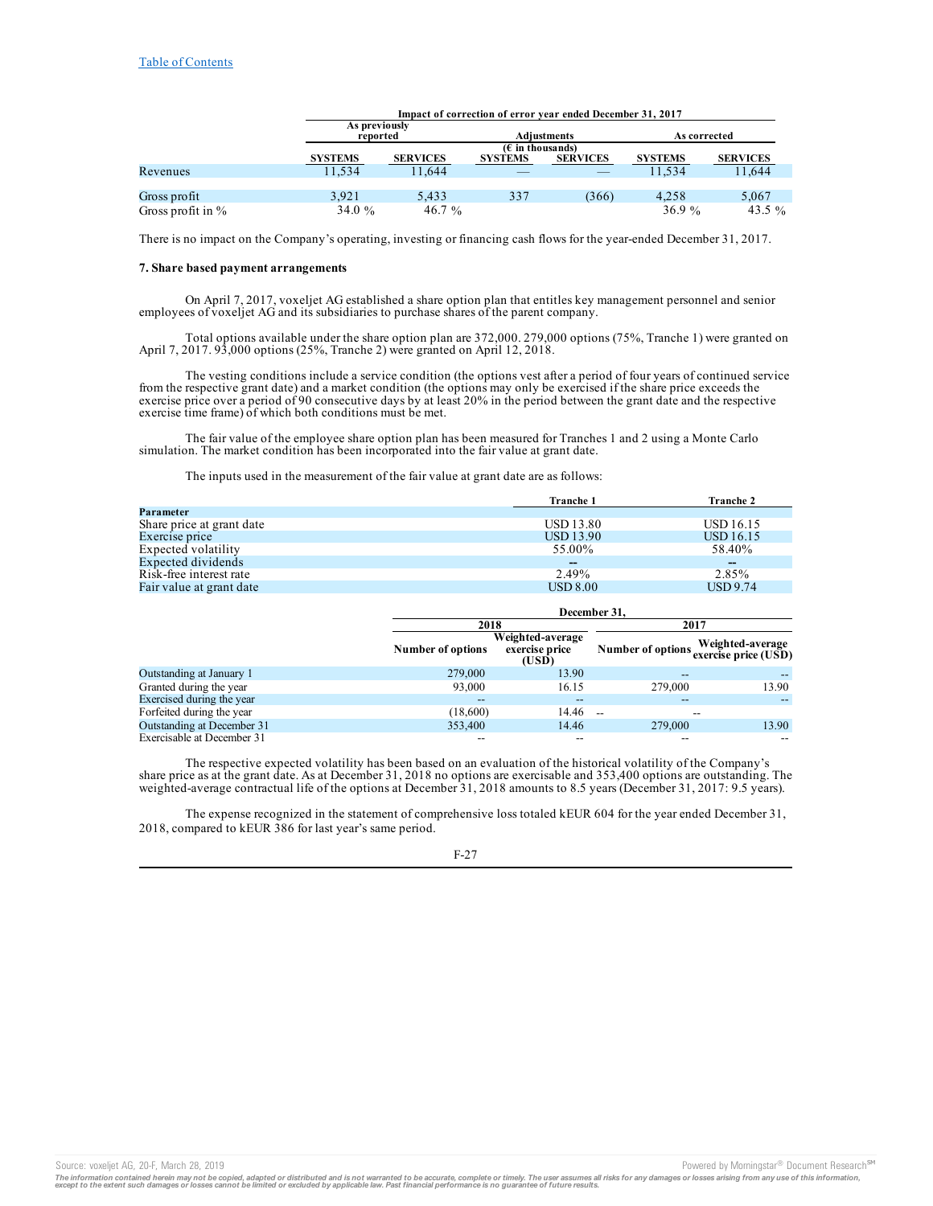| | Impact of correction of error year ended December 31, 2017 | | | | | |
|---|---|---|---|---|---|---|
| | As previously reported | | Adjustments (€ in thousands) | | As corrected | |
| | SYSTEMS | SERVICES | SYSTEMS | SERVICES | SYSTEMS | SERVICES |
| Revenues | 11,534 | 11,644 | — | — | 11,534 | 11,644 |
| Gross profit | 3,921 | 5,433 | 337 | (366) | 4,258 | 5,067 |
| Gross profit in % | 34.0 % | 46.7 % | | | 36.9 % | 43.5 % |

There is no impact on the Company's operating, investing or financing cash flows for the year-ended December 31, 2017.

**7. Share based payment arrangements**

On April 7, 2017, voxeljet AG established a share option plan that entitles key management personnel and senior employees of voxeljet AG and its subsidiaries to purchase shares of the parent company.

Total options available under the share option plan are 372,000. 279,000 options (75%, Tranche 1) were granted on April 7, 2017. 93,000 options (25%, Tranche 2) were granted on April 12, 2018.

The vesting conditions include a service condition (the options vest after a period of four years of continued service from the respective grant date) and a market condition (the options may only be exercised if the share price exceeds the exercise price over a period of 90 consecutive days by at least 20% in the period between the grant date and the respective exercise time frame) of which both conditions must be met.

The fair value of the employee share option plan has been measured for Tranches 1 and 2 using a Monte Carlo simulation. The market condition has been incorporated into the fair value at grant date.

The inputs used in the measurement of the fair value at grant date are as follows:

| Parameter | Tranche 1 | Tranche 2 |
|---|---|---|
| Share price at grant date | USD 13.80 | USD 16.15 |
| Exercise price | USD 13.90 | USD 16.15 |
| Expected volatility | 55.00% | 58.40% |
| Expected dividends | -- | -- |
| Risk-free interest rate | 2.49% | 2.85% |
| Fair value at grant date | USD 8.00 | USD 9.74 |

| | December 31, | | | |
|---|---|---|---|---|
| | 2018 | | 2017 | |
| | Number of options | Weighted-average exercise price (USD) | Number of options | Weighted-average exercise price (USD) |
| Outstanding at January 1 | 279,000 | 13.90 | -- | -- |
| Granted during the year | 93,000 | 16.15 | 279,000 | 13.90 |
| Exercised during the year | -- | -- | -- | -- |
| Forfeited during the year | (18,600) | 14.46 | -- | -- |
| Outstanding at December 31 | 353,400 | 14.46 | 279,000 | 13.90 |
| Exercisable at December 31 | -- | -- | -- | -- |

The respective expected volatility has been based on an evaluation of the historical volatility of the Company's share price as at the grant date. As at December 31, 2018 no options are exercisable and 353,400 options are outstanding. The weighted-average contractual life of the options at December 31, 2018 amounts to 8.5 years (December 31, 2017: 9.5 years).

The expense recognized in the statement of comprehensive loss totaled kEUR 604 for the year ended December 31, 2018, compared to kEUR 386 for last year's same period.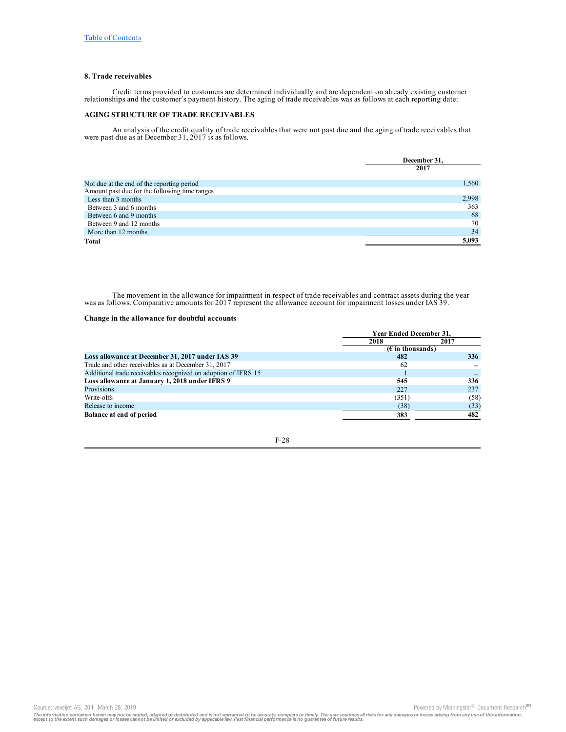### 8. Trade receivables

Credit terms provided to customers are determined individually and are dependent on already existing customer relationships and the customer's payment history. The aging of trade receivables was as follows at each reporting date:

**AGING STRUCTURE OF TRADE RECEIVABLES**

An analysis of the credit quality of trade receivables that were not past due and the aging of trade receivables that were past due as at December 31, 2017 is as follows.

| | December 31, 2017 |
|---|---|
| Not due at the end of the reporting period | 1,560 |
| Amount past due for the following time ranges | |
| Less than 3 months | 2,998 |
| Between 3 and 6 months | 363 |
| Between 6 and 9 months | 68 |
| Between 9 and 12 months | 70 |
| More than 12 months | 34 |
| **Total** | **5,093** |

The movement in the allowance for impairment in respect of trade receivables and contract assets during the year was as follows. Comparative amounts for 2017 represent the allowance account for impairment losses under IAS 39.

**Change in the allowance for doubtful accounts**

| | Year Ended December 31, | |
|---|---|---|
| | 2018 | 2017 |
| | (€ in thousands) | |
| **Loss allowance at December 31, 2017 under IAS 39** | **482** | **336** |
| Trade and other receivables as at December 31, 2017 | 62 | -- |
| Additional trade receivables recognized on adoption of IFRS 15 | 1 | -- |
| **Loss allowance at January 1, 2018 under IFRS 9** | **545** | **336** |
| Provisions | 227 | 237 |
| Write-offs | (351) | (58) |
| Release to income | (38) | (33) |
| **Balance at end of period** | **383** | **482** |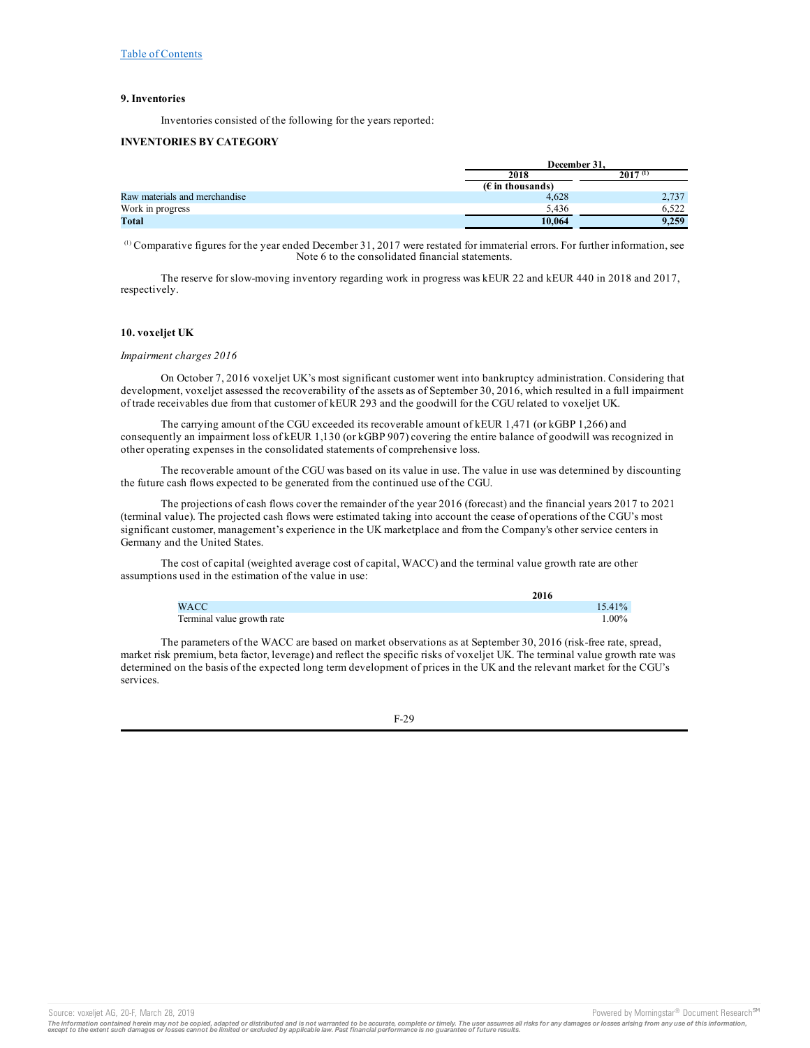## 9. Inventories

Inventories consisted of the following for the years reported:

**INVENTORIES BY CATEGORY**

| | December 31, | |
|---|---|---|
| | 2018 | 2017 [(1)] |
| | (€ in thousands) | |
| Raw materials and merchandise | 4,628 | 2,737 |
| Work in progress | 5,436 | 6,522 |
| **Total** | **10,064** | **9,259** |

[(1)] Comparative figures for the year ended December 31, 2017 were restated for immaterial errors. For further information, see Note 6 to the consolidated financial statements.

The reserve for slow-moving inventory regarding work in progress was kEUR 22 and kEUR 440 in 2018 and 2017, respectively.

## 10. voxeljet UK

*Impairment charges 2016*

On October 7, 2016 voxeljet UK's most significant customer went into bankruptcy administration. Considering that development, voxeljet assessed the recoverability of the assets as of September 30, 2016, which resulted in a full impairment of trade receivables due from that customer of kEUR 293 and the goodwill for the CGU related to voxeljet UK.

The carrying amount of the CGU exceeded its recoverable amount of kEUR 1,471 (or kGBP 1,266) and consequently an impairment loss of kEUR 1,130 (or kGBP 907) covering the entire balance of goodwill was recognized in other operating expenses in the consolidated statements of comprehensive loss.

The recoverable amount of the CGU was based on its value in use. The value in use was determined by discounting the future cash flows expected to be generated from the continued use of the CGU.

The projections of cash flows cover the remainder of the year 2016 (forecast) and the financial years 2017 to 2021 (terminal value). The projected cash flows were estimated taking into account the cease of operations of the CGU's most significant customer, management's experience in the UK marketplace and from the Company's other service centers in Germany and the United States.

The cost of capital (weighted average cost of capital, WACC) and the terminal value growth rate are other assumptions used in the estimation of the value in use:

| | 2016 |
|---|---|
| WACC | 15.41% |
| Terminal value growth rate | 1.00% |

The parameters of the WACC are based on market observations as at September 30, 2016 (risk-free rate, spread, market risk premium, beta factor, leverage) and reflect the specific risks of voxeljet UK. The terminal value growth rate was determined on the basis of the expected long term development of prices in the UK and the relevant market for the CGU's services.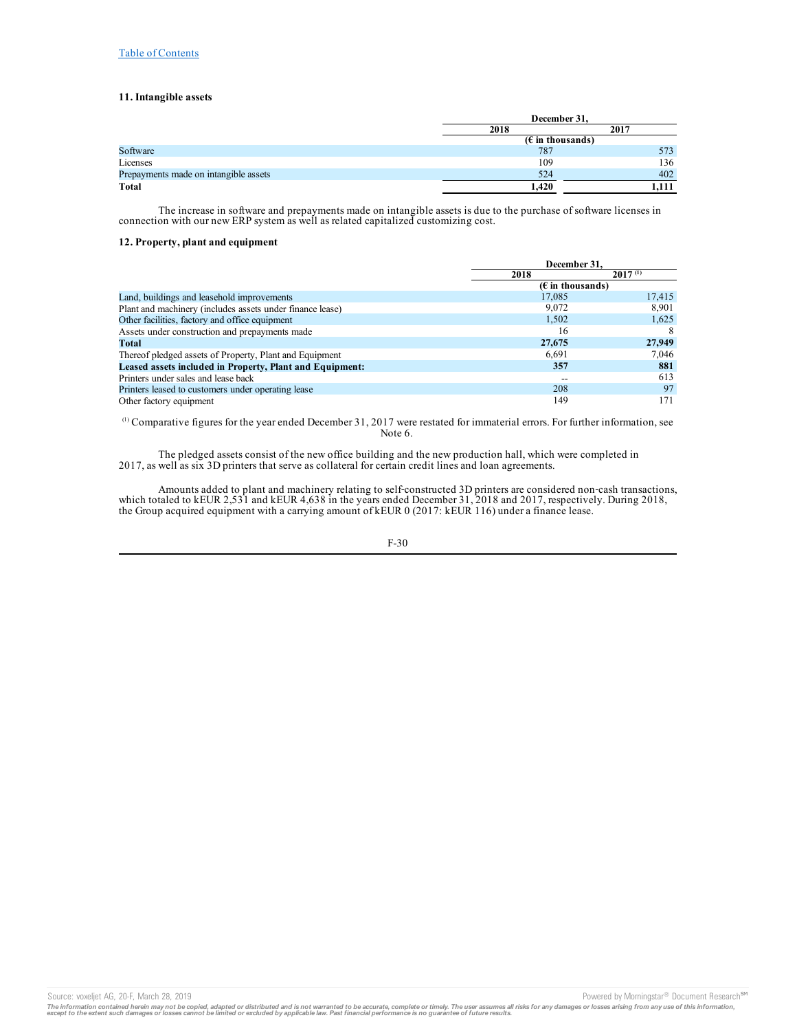## 11. Intangible assets

| | December 31, | |
|---|---|---|
| | 2018 | 2017 |
| | (€ in thousands) | |
| Software | 787 | 573 |
| Licenses | 109 | 136 |
| Prepayments made on intangible assets | 524 | 402 |
| **Total** | **1,420** | **1,111** |

The increase in software and prepayments made on intangible assets is due to the purchase of software licenses in connection with our new ERP system as well as related capitalized customizing cost.

## 12. Property, plant and equipment

| | December 31, | |
|---|---|---|
| | 2018 | 2017 [(1)] |
| | (€ in thousands) | |
| Land, buildings and leasehold improvements | 17,085 | 17,415 |
| Plant and machinery (includes assets under finance lease) | 9,072 | 8,901 |
| Other facilities, factory and office equipment | 1,502 | 1,625 |
| Assets under construction and prepayments made | 16 | 8 |
| **Total** | **27,675** | **27,949** |
| Thereof pledged assets of Property, Plant and Equipment | 6,691 | 7,046 |
| **Leased assets included in Property, Plant and Equipment:** | **357** | **881** |
| Printers under sales and lease back | -- | 613 |
| Printers leased to customers under operating lease | 208 | 97 |
| Other factory equipment | 149 | 171 |

[(1)] Comparative figures for the year ended December 31, 2017 were restated for immaterial errors. For further information, see Note 6.

The pledged assets consist of the new office building and the new production hall, which were completed in 2017, as well as six 3D printers that serve as collateral for certain credit lines and loan agreements.

Amounts added to plant and machinery relating to self-constructed 3D printers are considered non-cash transactions, which totaled to kEUR 2,531 and kEUR 4,638 in the years ended December 31, 2018 and 2017, respectively. During 2018, the Group acquired equipment with a carrying amount of kEUR 0 (2017: kEUR 116) under a finance lease.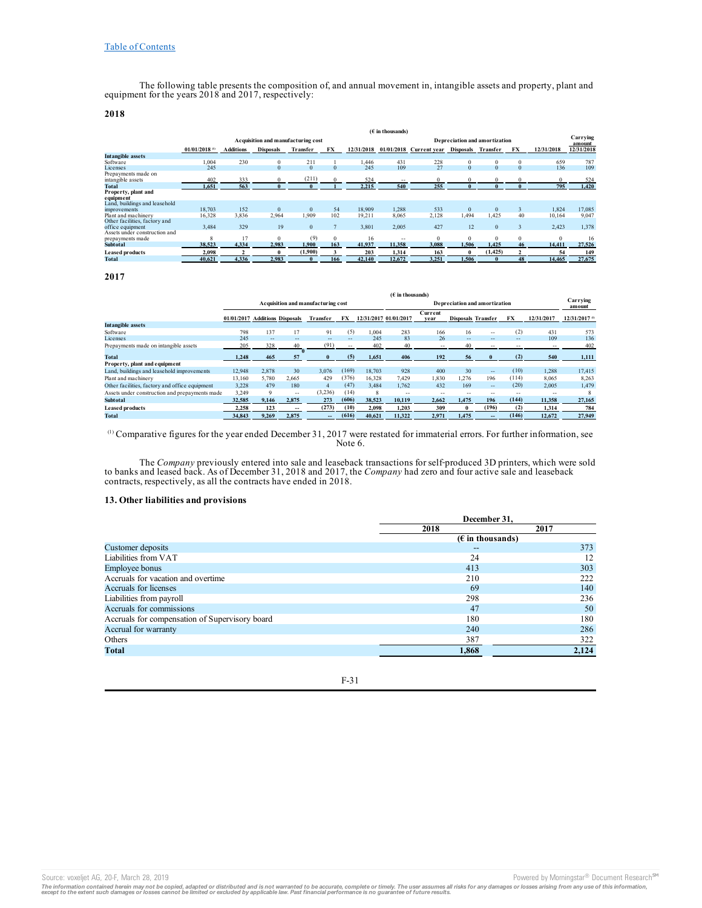The following table presents the composition of, and annual movement in, intangible assets and property, plant and equipment for the years 2018 and 2017, respectively:

**2018**

| | (€ in thousands) | | | | | | | | | | | | |
|---|---|---|---|---|---|---|---|---|---|---|---|---|---|
| | Acquisition and manufacturing cost | | | | | | Depreciation and amortization | | | | | | Carrying amount |
| | 01/01/2018 [1] | Additions | Disposals | Transfer | FX | 12/31/2018 | 01/01/2018 | Current year | Disposals | Transfer | FX | 12/31/2018 | 12/31/2018 |
| **Intangible assets** | | | | | | | | | | | | | |
| Software | 1,004 | 230 | 0 | 211 | 1 | 1,446 | 431 | 228 | 0 | 0 | 0 | 659 | 787 |
| Licenses | 245 | | 0 | 0 | 0 | 245 | 109 | 27 | 0 | 0 | 0 | 136 | 109 |
| Prepayments made on intangible assets | 402 | 333 | 0 | (211) | 0 | 524 | -- | 0 | 0 | 0 | 0 | 0 | 524 |
| **Total** | **1,651** | **563** | **0** | **0** | **1** | **2,215** | **540** | **255** | **0** | **0** | **0** | **795** | **1,420** |
| **Property, plant and equipment** | | | | | | | | | | | | | |
| Land, buildings and leasehold improvements | 18,703 | 152 | 0 | 0 | 54 | 18,909 | 1,288 | 533 | 0 | 0 | 3 | 1,824 | 17,085 |
| Plant and machinery | 16,328 | 3,836 | 2,964 | 1,909 | 102 | 19,211 | 8,065 | 2,128 | 1,494 | 1,425 | 40 | 10,164 | 9,047 |
| Other facilities, factory and office equipment | 3,484 | 329 | 19 | 0 | 7 | 3,801 | 2,005 | 427 | 12 | 0 | 3 | 2,423 | 1,378 |
| Assets under construction and prepayments made | 8 | 17 | 0 | (9) | 0 | 16 | -- | 0 | 0 | 0 | 0 | 0 | 16 |
| **Subtotal** | **38,523** | **4,334** | **2,983** | **1,900** | **163** | **41,937** | **11,358** | **3,088** | **1,506** | **1,425** | **46** | **14,411** | **27,526** |
| **Leased products** | **2,098** | **2** | **0** | **(1,900)** | **3** | **203** | **1,314** | **163** | **0** | **(1,425)** | **2** | **54** | **149** |
| **Total** | **40,621** | **4,336** | **2,983** | **0** | **166** | **42,140** | **12,672** | **3,251** | **1,506** | **0** | **48** | **14,465** | **27,675** |

**2017**

| | (€ in thousands) | | | | | | | | | | | | |
|---|---|---|---|---|---|---|---|---|---|---|---|---|---|
| | Acquisition and manufacturing cost | | | | | | Depreciation and amortization | | | | | | Carrying amount |
| | 01/01/2017 | Additions | Disposals | Transfer | FX | 12/31/2017 | 01/01/2017 | Current year | Disposals | Transfer | FX | 12/31/2017 | 12/31/2017 [1] |
| **Intangible assets** | | | | | | | | | | | | | |
| Software | 798 | 137 | 17 | 91 | (5) | 1,004 | 283 | 166 | 16 | -- | (2) | 431 | 573 |
| Licenses | 245 | -- | -- | -- | -- | 245 | 83 | 26 | -- | -- | -- | 109 | 136 |
| Prepayments made on intangible assets | 205 | 328 | 40 | (91) | -- | 402 | 40 | -- | 40 | -- | -- | -- | 402 |
| **Total** | **1,248** | **465** | **57** | **0** | **(5)** | **1,651** | **406** | **192** | **56** | **0** | **(2)** | **540** | **1,111** |
| **Property, plant and equipment** | | | | | | | | | | | | | |
| Land, buildings and leasehold improvements | 12,948 | 2,878 | 30 | 3,076 | (169) | 18,703 | 928 | 400 | 30 | -- | (10) | 1,288 | 17,415 |
| Plant and machinery | 13,160 | 5,780 | 2,665 | 429 | (376) | 16,328 | 7,429 | 1,830 | 1,276 | 196 | (114) | 8,065 | 8,263 |
| Other facilities, factory and office equipment | 3,228 | 479 | 180 | 4 | (47) | 3,484 | 1,762 | 432 | 169 | -- | (20) | 2,005 | 1,479 |
| Assets under construction and prepayments made | 3,249 | 9 | -- | (3,236) | (14) | 8 | -- | -- | -- | -- | -- | -- | 8 |
| **Subtotal** | **32,585** | **9,146** | **2,875** | **273** | **(606)** | **38,523** | **10,119** | **2,662** | **1,475** | **196** | **(144)** | **11,358** | **27,165** |
| **Leased products** | **2,258** | **123** | **--** | **(273)** | **(10)** | **2,098** | **1,203** | **309** | **0** | **(196)** | **(2)** | **1,314** | **784** |
| **Total** | **34,843** | **9,269** | **2,875** | **--** | **(616)** | **40,621** | **11,322** | **2,971** | **1,475** | **--** | **(146)** | **12,672** | **27,949** |

[1] Comparative figures for the year ended December 31, 2017 were restated for immaterial errors. For further information, see Note 6.

The *Company* previously entered into sale and leaseback transactions for self-produced 3D printers, which were sold to banks and leased back. As of December 31, 2018 and 2017, the *Company* had zero and four active sale and leaseback contracts, respectively, as all the contracts have ended in 2018.

### 13. Other liabilities and provisions

| | December 31, | |
|---|---|---|
| | 2018 | 2017 |
| | (€ in thousands) | |
| Customer deposits | -- | 373 |
| Liabilities from VAT | 24 | 12 |
| Employee bonus | 413 | 303 |
| Accruals for vacation and overtime | 210 | 222 |
| Accruals for licenses | 69 | 140 |
| Liabilities from payroll | 298 | 236 |
| Accruals for commissions | 47 | 50 |
| Accruals for compensation of Supervisory board | 180 | 180 |
| Accrual for warranty | 240 | 286 |
| Others | 387 | 322 |
| **Total** | **1,868** | **2,124** |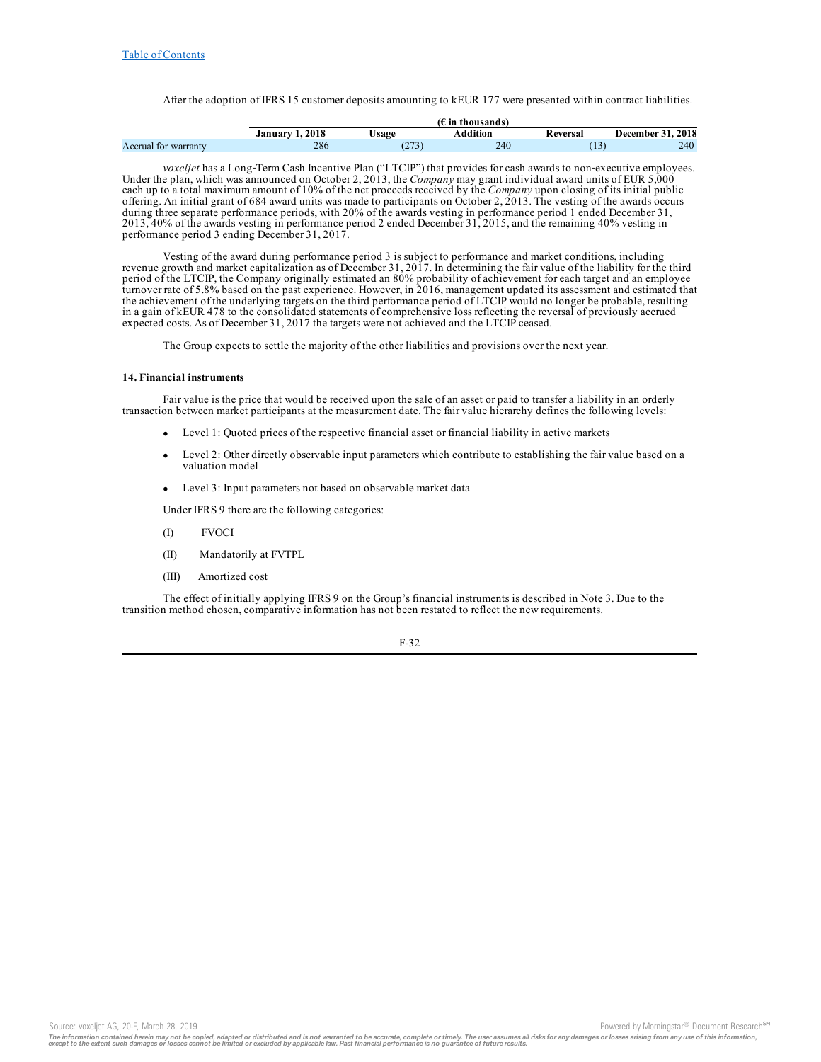After the adoption of IFRS 15 customer deposits amounting to kEUR 177 were presented within contract liabilities.

| | (€ in thousands) | | | | |
|---|---|---|---|---|---|
| | January 1, 2018 | Usage | Addition | Reversal | December 31, 2018 |
| Accrual for warranty | 286 | (273) | 240 | (13) | 240 |

*voxeljet* has a Long-Term Cash Incentive Plan ("LTCIP") that provides for cash awards to non-executive employees. Under the plan, which was announced on October 2, 2013, the *Company* may grant individual award units of EUR 5,000 each up to a total maximum amount of 10% of the net proceeds received by the *Company* upon closing of its initial public offering. An initial grant of 684 award units was made to participants on October 2, 2013. The vesting of the awards occurs during three separate performance periods, with 20% of the awards vesting in performance period 1 ended December 31, 2013, 40% of the awards vesting in performance period 2 ended December 31, 2015, and the remaining 40% vesting in performance period 3 ending December 31, 2017.

Vesting of the award during performance period 3 is subject to performance and market conditions, including revenue growth and market capitalization as of December 31, 2017. In determining the fair value of the liability for the third period of the LTCIP, the Company originally estimated an 80% probability of achievement for each target and an employee turnover rate of 5.8% based on the past experience. However, in 2016, management updated its assessment and estimated that the achievement of the underlying targets on the third performance period of LTCIP would no longer be probable, resulting in a gain of kEUR 478 to the consolidated statements of comprehensive loss reflecting the reversal of previously accrued expected costs. As of December 31, 2017 the targets were not achieved and the LTCIP ceased.

The Group expects to settle the majority of the other liabilities and provisions over the next year.

**14. Financial instruments**

Fair value is the price that would be received upon the sale of an asset or paid to transfer a liability in an orderly transaction between market participants at the measurement date. The fair value hierarchy defines the following levels:

- Level 1: Quoted prices of the respective financial asset or financial liability in active markets
- Level 2: Other directly observable input parameters which contribute to establishing the fair value based on a valuation model
- Level 3: Input parameters not based on observable market data

Under IFRS 9 there are the following categories:

(I) FVOCI

(II) Mandatorily at FVTPL

(III) Amortized cost

The effect of initially applying IFRS 9 on the Group's financial instruments is described in Note 3. Due to the transition method chosen, comparative information has not been restated to reflect the new requirements.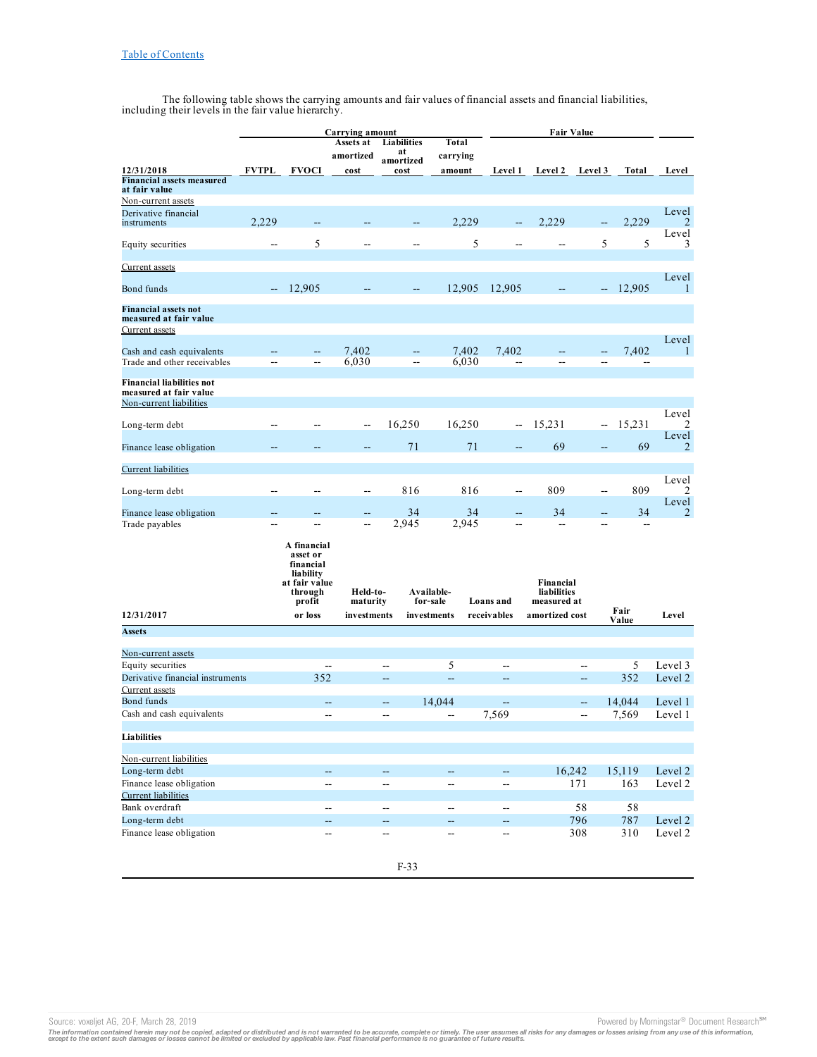Table of Contents

The following table shows the carrying amounts and fair values of financial assets and financial liabilities, including their levels in the fair value hierarchy.

| | Carrying amount | | | | | Fair Value | | | | |
|---|---|---|---|---|---|---|---|---|---|---|
| 12/31/2018 | FVTPL | FVOCI | Assets at amortized cost | Liabilities at amortized cost | Total carrying amount | Level 1 | Level 2 | Level 3 | Total | Level |
| **Financial assets measured at fair value** | | | | | | | | | | |
| Non-current assets | | | | | | | | | | |
| Derivative financial instruments | 2,229 | -- | -- | -- | 2,229 | -- | 2,229 | -- | 2,229 | Level 2 |
| Equity securities | -- | 5 | -- | -- | 5 | -- | -- | 5 | 5 | Level 3 |
| Current assets | | | | | | | | | | |
| Bond funds | -- | 12,905 | -- | -- | 12,905 | 12,905 | -- | -- | 12,905 | Level 1 |
| **Financial assets not measured at fair value** | | | | | | | | | | |
| Current assets | | | | | | | | | | |
| Cash and cash equivalents | -- | -- | 7,402 | -- | 7,402 | 7,402 | -- | -- | 7,402 | Level 1 |
| Trade and other receivables | -- | -- | 6,030 | -- | 6,030 | -- | -- | -- | -- | |
| **Financial liabilities not measured at fair value** | | | | | | | | | | |
| Non-current liabilities | | | | | | | | | | |
| Long-term debt | -- | -- | -- | 16,250 | 16,250 | -- | 15,231 | -- | 15,231 | Level 2 |
| Finance lease obligation | -- | -- | -- | 71 | 71 | -- | 69 | -- | 69 | Level 2 |
| Current liabilities | | | | | | | | | | |
| Long-term debt | -- | -- | -- | 816 | 816 | -- | 809 | -- | 809 | Level 2 |
| Finance lease obligation | -- | -- | -- | 34 | 34 | -- | 34 | -- | 34 | Level 2 |
| Trade payables | -- | -- | -- | 2,945 | 2,945 | -- | -- | -- | -- | |

| 12/31/2017 | A financial asset or financial liability at fair value through profit or loss | Held-to-maturity investments | Available-for-sale investments | Loans and receivables | Financial liabilities measured at amortized cost | Fair Value | Level |
|---|---|---|---|---|---|---|---|
| **Assets** | | | | | | | |
| Non-current assets | | | | | | | |
| Equity securities | -- | -- | 5 | -- | -- | 5 | Level 3 |
| Derivative financial instruments | 352 | -- | -- | -- | -- | 352 | Level 2 |
| Current assets | | | | | | | |
| Bond funds | -- | -- | 14,044 | -- | -- | 14,044 | Level 1 |
| Cash and cash equivalents | -- | -- | -- | 7,569 | -- | 7,569 | Level 1 |
| **Liabilities** | | | | | | | |
| Non-current liabilities | | | | | | | |
| Long-term debt | -- | -- | -- | -- | 16,242 | 15,119 | Level 2 |
| Finance lease obligation | -- | -- | -- | -- | 171 | 163 | Level 2 |
| Current liabilities | | | | | | | |
| Bank overdraft | -- | -- | -- | -- | 58 | 58 | |
| Long-term debt | -- | -- | -- | -- | 796 | 787 | Level 2 |
| Finance lease obligation | -- | -- | -- | -- | 308 | 310 | Level 2 |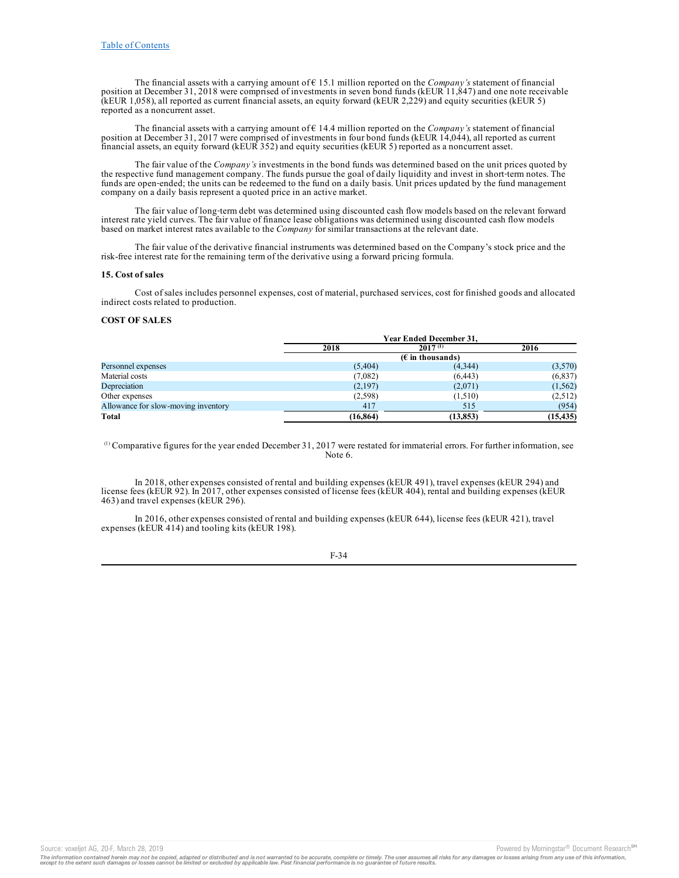The financial assets with a carrying amount of € 15.1 million reported on the *Company's* statement of financial position at December 31, 2018 were comprised of investments in seven bond funds (kEUR 11,847) and one note receivable (kEUR 1,058), all reported as current financial assets, an equity forward (kEUR 2,229) and equity securities (kEUR 5) reported as a noncurrent asset.

The financial assets with a carrying amount of € 14.4 million reported on the *Company's* statement of financial position at December 31, 2017 were comprised of investments in four bond funds (kEUR 14,044), all reported as current financial assets, an equity forward (kEUR 352) and equity securities (kEUR 5) reported as a noncurrent asset.

The fair value of the *Company's* investments in the bond funds was determined based on the unit prices quoted by the respective fund management company. The funds pursue the goal of daily liquidity and invest in short-term notes. The funds are open-ended; the units can be redeemed to the fund on a daily basis. Unit prices updated by the fund management company on a daily basis represent a quoted price in an active market.

The fair value of long-term debt was determined using discounted cash flow models based on the relevant forward interest rate yield curves. The fair value of finance lease obligations was determined using discounted cash flow models based on market interest rates available to the *Company* for similar transactions at the relevant date.

The fair value of the derivative financial instruments was determined based on the Company's stock price and the risk-free interest rate for the remaining term of the derivative using a forward pricing formula.

### 15. Cost of sales

Cost of sales includes personnel expenses, cost of material, purchased services, cost for finished goods and allocated indirect costs related to production.

**COST OF SALES**

| | Year Ended December 31, | | |
|---|---|---|---|
| | 2018 | 2017 [(1)] | 2016 |
| | (€ in thousands) | | |
| Personnel expenses | (5,404) | (4,344) | (3,570) |
| Material costs | (7,082) | (6,443) | (6,837) |
| Depreciation | (2,197) | (2,071) | (1,562) |
| Other expenses | (2,598) | (1,510) | (2,512) |
| Allowance for slow-moving inventory | 417 | 515 | (954) |
| **Total** | **(16,864)** | **(13,853)** | **(15,435)** |

[(1)] Comparative figures for the year ended December 31, 2017 were restated for immaterial errors. For further information, see Note 6.

In 2018, other expenses consisted of rental and building expenses (kEUR 491), travel expenses (kEUR 294) and license fees (kEUR 92). In 2017, other expenses consisted of license fees (kEUR 404), rental and building expenses (kEUR 463) and travel expenses (kEUR 296).

In 2016, other expenses consisted of rental and building expenses (kEUR 644), license fees (kEUR 421), travel expenses (kEUR 414) and tooling kits (kEUR 198).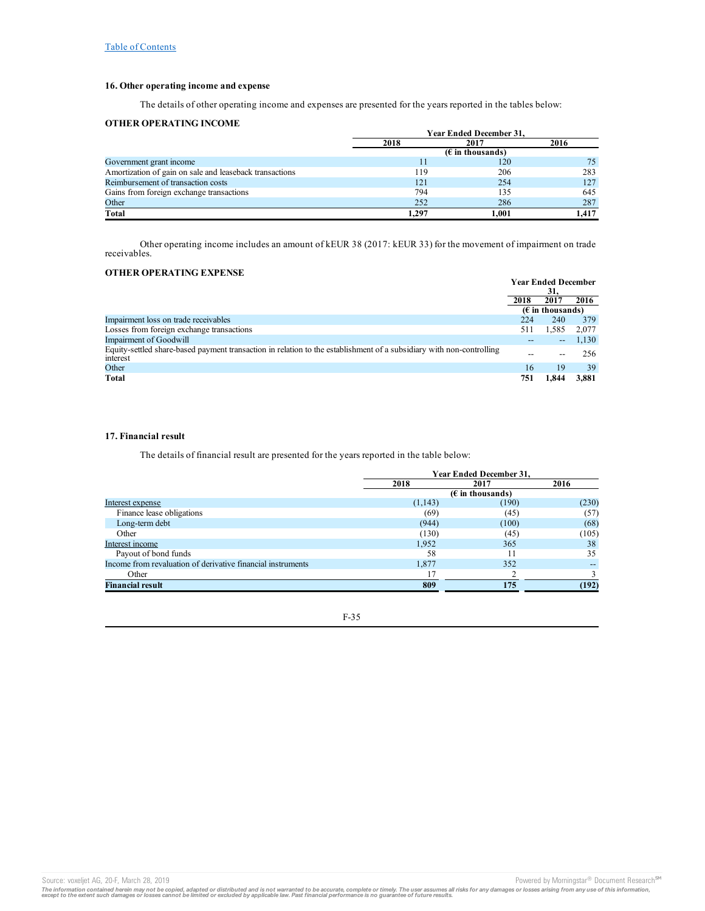### 16. Other operating income and expense

The details of other operating income and expenses are presented for the years reported in the tables below:

**OTHER OPERATING INCOME**

| | Year Ended December 31, | | |
|---|---|---|---|
| | 2018 | 2017 | 2016 |
| | (€ in thousands) | | |
| Government grant income | 11 | 120 | 75 |
| Amortization of gain on sale and leaseback transactions | 119 | 206 | 283 |
| Reimbursement of transaction costs | 121 | 254 | 127 |
| Gains from foreign exchange transactions | 794 | 135 | 645 |
| Other | 252 | 286 | 287 |
| **Total** | **1,297** | **1,001** | **1,417** |

Other operating income includes an amount of kEUR 38 (2017: kEUR 33) for the movement of impairment on trade receivables.

**OTHER OPERATING EXPENSE**

| | Year Ended December 31, | | |
|---|---|---|---|
| | 2018 | 2017 | 2016 |
| | (€ in thousands) | | |
| Impairment loss on trade receivables | 224 | 240 | 379 |
| Losses from foreign exchange transactions | 511 | 1,585 | 2,077 |
| Impairment of Goodwill | -- | -- | 1,130 |
| Equity-settled share-based payment transaction in relation to the establishment of a subsidiary with non-controlling interest | -- | -- | 256 |
| Other | 16 | 19 | 39 |
| **Total** | **751** | **1,844** | **3,881** |

### 17. Financial result

The details of financial result are presented for the years reported in the table below:

| | Year Ended December 31, | | |
|---|---|---|---|
| | 2018 | 2017 | 2016 |
| | (€ in thousands) | | |
| Interest expense | (1,143) | (190) | (230) |
| Finance lease obligations | (69) | (45) | (57) |
| Long-term debt | (944) | (100) | (68) |
| Other | (130) | (45) | (105) |
| Interest income | 1,952 | 365 | 38 |
| Payout of bond funds | 58 | 11 | 35 |
| Income from revaluation of derivative financial instruments | 1,877 | 352 | -- |
| Other | 17 | 2 | 3 |
| **Financial result** | **809** | **175** | **(192)** |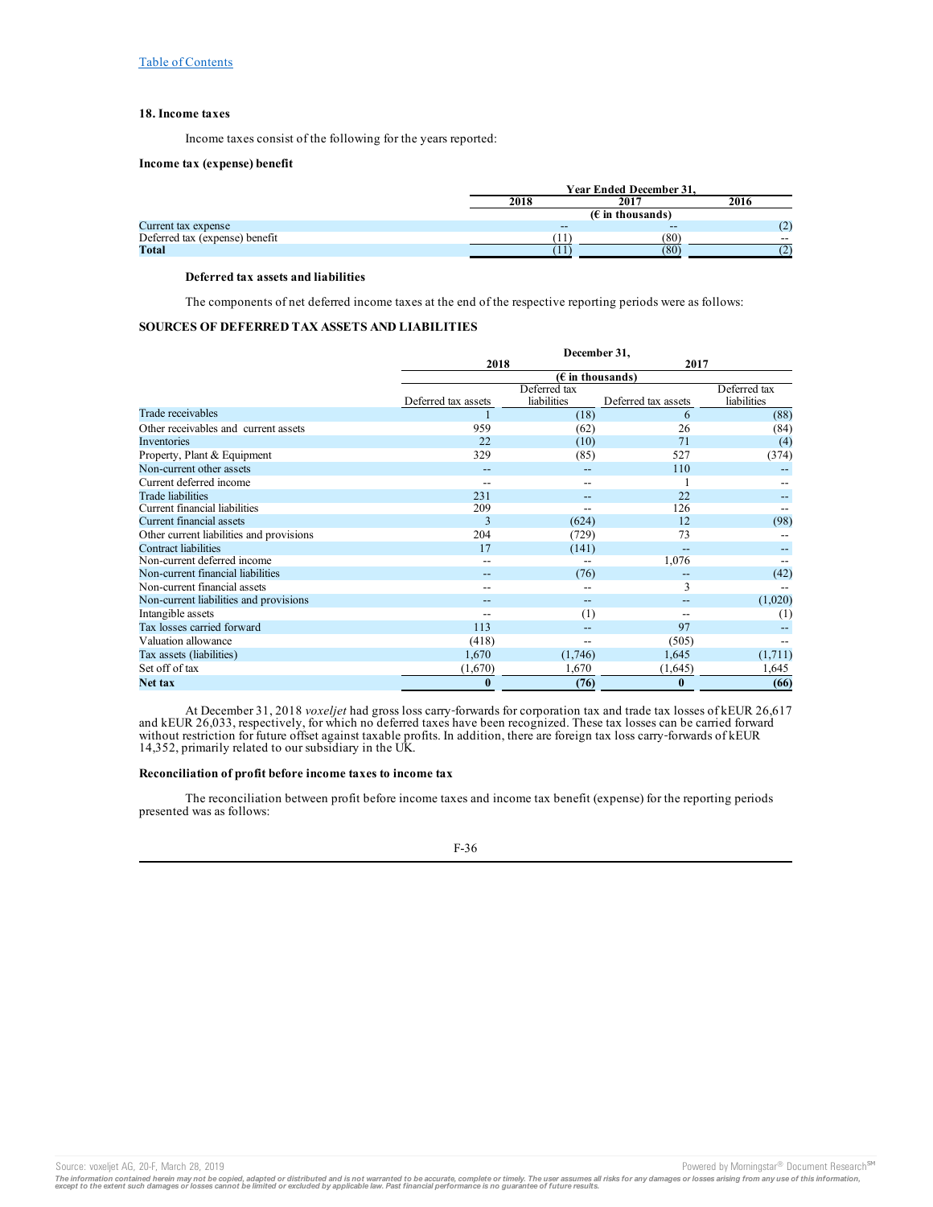[Table of Contents]

### 18. Income taxes

Income taxes consist of the following for the years reported:

**Income tax (expense) benefit**

| | Year Ended December 31, | | |
|---|---|---|---|
| | 2018 | 2017 | 2016 |
| | (€ in thousands) | | |
| Current tax expense | -- | -- | (2) |
| Deferred tax (expense) benefit | (11) | (80) | -- |
| **Total** | (11) | (80) | (2) |

**Deferred tax assets and liabilities**

The components of net deferred income taxes at the end of the respective reporting periods were as follows:

**SOURCES OF DEFERRED TAX ASSETS AND LIABILITIES**

| | December 31, | | | |
|---|---|---|---|---|
| | 2018 | | 2017 | |
| | (€ in thousands) | | | |
| | Deferred tax assets | Deferred tax liabilities | Deferred tax assets | Deferred tax liabilities |
| Trade receivables | 1 | (18) | 6 | (88) |
| Other receivables and current assets | 959 | (62) | 26 | (84) |
| Inventories | 22 | (10) | 71 | (4) |
| Property, Plant & Equipment | 329 | (85) | 527 | (374) |
| Non-current other assets | -- | -- | 110 | -- |
| Current deferred income | -- | -- | 1 | -- |
| Trade liabilities | 231 | -- | 22 | -- |
| Current financial liabilities | 209 | -- | 126 | -- |
| Current financial assets | 3 | (624) | 12 | (98) |
| Other current liabilities and provisions | 204 | (729) | 73 | -- |
| Contract liabilities | 17 | (141) | -- | -- |
| Non-current deferred income | -- | -- | 1,076 | -- |
| Non-current financial liabilities | -- | (76) | -- | (42) |
| Non-current financial assets | -- | -- | 3 | -- |
| Non-current liabilities and provisions | -- | -- | -- | (1,020) |
| Intangible assets | -- | (1) | -- | (1) |
| Tax losses carried forward | 113 | -- | 97 | -- |
| Valuation allowance | (418) | -- | (505) | -- |
| Tax assets (liabilities) | 1,670 | (1,746) | 1,645 | (1,711) |
| Set off of tax | (1,670) | 1,670 | (1,645) | 1,645 |
| **Net tax** | **0** | **(76)** | **0** | **(66)** |

At December 31, 2018 *voxeljet* had gross loss carry-forwards for corporation tax and trade tax losses of kEUR 26,617 and kEUR 26,033, respectively, for which no deferred taxes have been recognized. These tax losses can be carried forward without restriction for future offset against taxable profits. In addition, there are foreign tax loss carry-forwards of kEUR 14,352, primarily related to our subsidiary in the UK.

**Reconciliation of profit before income taxes to income tax**

The reconciliation between profit before income taxes and income tax benefit (expense) for the reporting periods presented was as follows: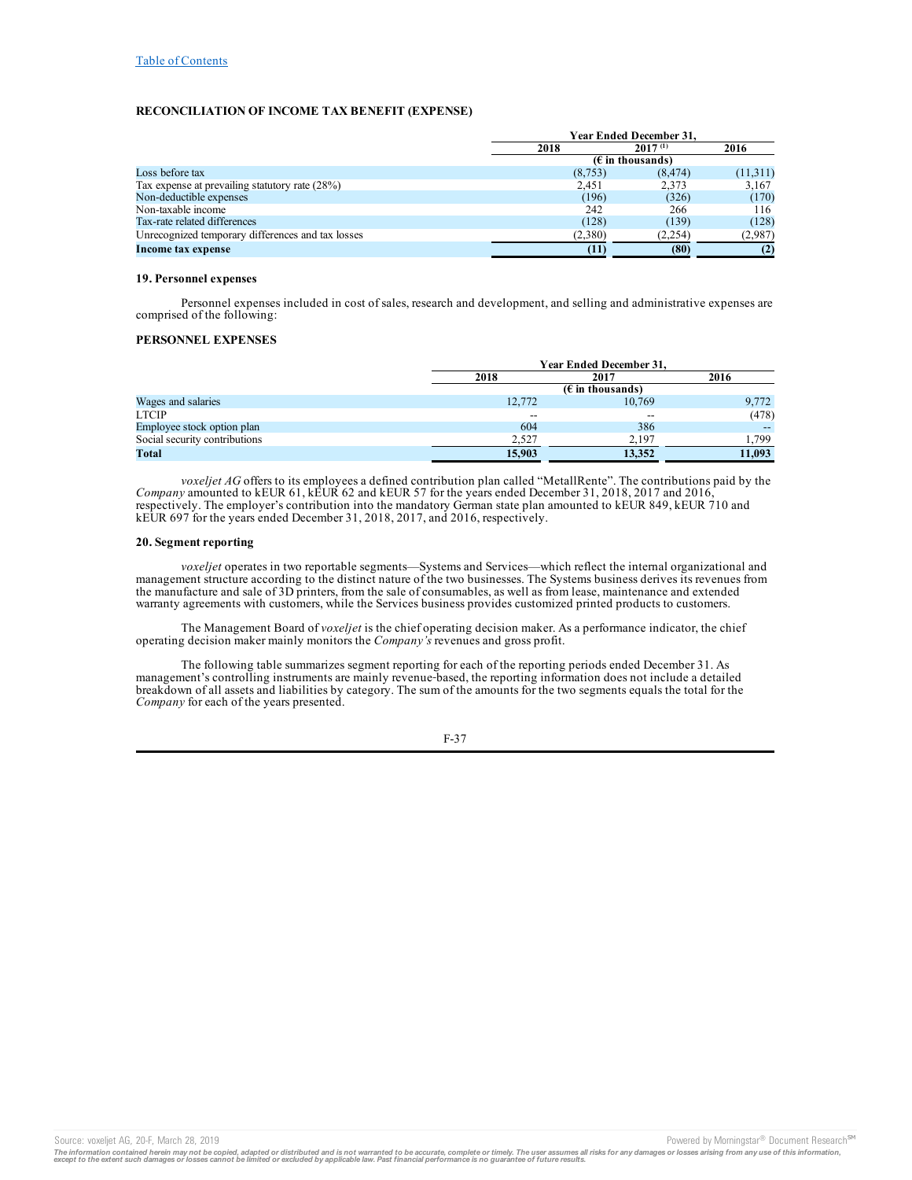**RECONCILIATION OF INCOME TAX BENEFIT (EXPENSE)**

| | Year Ended December 31, | | |
|---|---|---|---|
| | 2018 | 2017 [(1)] | 2016 |
| | (€ in thousands) | | |
| Loss before tax | (8,753) | (8,474) | (11,311) |
| Tax expense at prevailing statutory rate (28%) | 2,451 | 2,373 | 3,167 |
| Non-deductible expenses | (196) | (326) | (170) |
| Non-taxable income | 242 | 266 | 116 |
| Tax-rate related differences | (128) | (139) | (128) |
| Unrecognized temporary differences and tax losses | (2,380) | (2,254) | (2,987) |
| **Income tax expense** | **(11)** | **(80)** | **(2)** |

**19. Personnel expenses**

Personnel expenses included in cost of sales, research and development, and selling and administrative expenses are comprised of the following:

**PERSONNEL EXPENSES**

| | Year Ended December 31, | | |
|---|---|---|---|
| | 2018 | 2017 | 2016 |
| | (€ in thousands) | | |
| Wages and salaries | 12,772 | 10,769 | 9,772 |
| LTCIP | -- | -- | (478) |
| Employee stock option plan | 604 | 386 | -- |
| Social security contributions | 2,527 | 2,197 | 1,799 |
| **Total** | **15,903** | **13,352** | **11,093** |

*voxeljet AG* offers to its employees a defined contribution plan called "MetallRente". The contributions paid by the *Company* amounted to kEUR 61, kEUR 62 and kEUR 57 for the years ended December 31, 2018, 2017 and 2016, respectively. The employer's contribution into the mandatory German state plan amounted to kEUR 849, kEUR 710 and kEUR 697 for the years ended December 31, 2018, 2017, and 2016, respectively.

**20. Segment reporting**

*voxeljet* operates in two reportable segments—Systems and Services—which reflect the internal organizational and management structure according to the distinct nature of the two businesses. The Systems business derives its revenues from the manufacture and sale of 3D printers, from the sale of consumables, as well as from lease, maintenance and extended warranty agreements with customers, while the Services business provides customized printed products to customers.

The Management Board of *voxeljet* is the chief operating decision maker. As a performance indicator, the chief operating decision maker mainly monitors the *Company's* revenues and gross profit.

The following table summarizes segment reporting for each of the reporting periods ended December 31. As management's controlling instruments are mainly revenue-based, the reporting information does not include a detailed breakdown of all assets and liabilities by category. The sum of the amounts for the two segments equals the total for the *Company* for each of the years presented.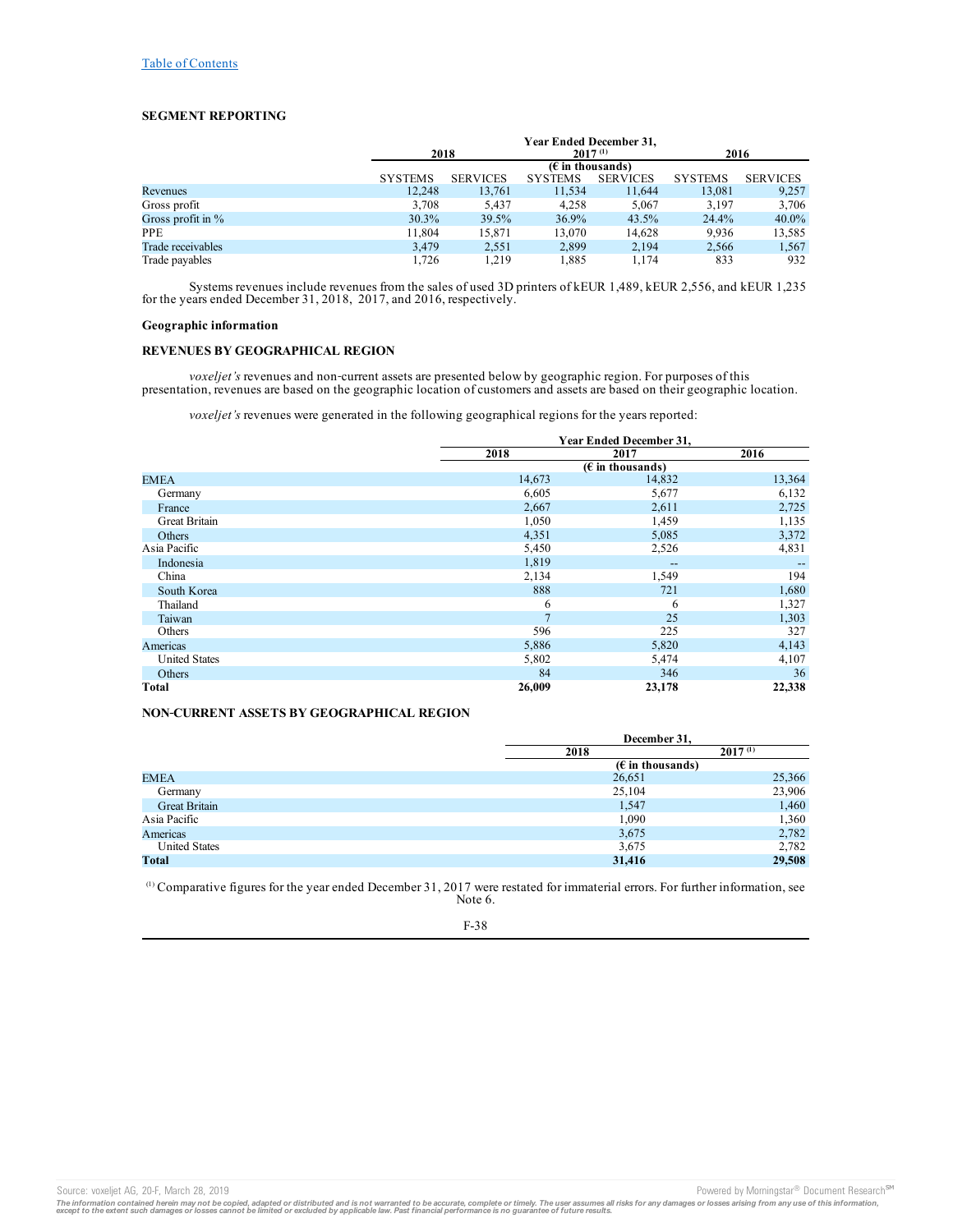"Table of Contents" link at top — omit? It's a running header; omit.

### SEGMENT REPORTING

| | Year Ended December 31, | | | | | |
|---|---|---|---|---|---|---|
| | 2018 | | 2017 [(1)] | | 2016 | |
| | (€ in thousands) | | | | | |
| | SYSTEMS | SERVICES | SYSTEMS | SERVICES | SYSTEMS | SERVICES |
| Revenues | 12,248 | 13,761 | 11,534 | 11,644 | 13,081 | 9,257 |
| Gross profit | 3,708 | 5,437 | 4,258 | 5,067 | 3,197 | 3,706 |
| Gross profit in % | 30.3% | 39.5% | 36.9% | 43.5% | 24.4% | 40.0% |
| PPE | 11,804 | 15,871 | 13,070 | 14,628 | 9,936 | 13,585 |
| Trade receivables | 3,479 | 2,551 | 2,899 | 2,194 | 2,566 | 1,567 |
| Trade payables | 1,726 | 1,219 | 1,885 | 1,174 | 833 | 932 |

Systems revenues include revenues from the sales of used 3D printers of kEUR 1,489, kEUR 2,556, and kEUR 1,235 for the years ended December 31, 2018, 2017, and 2016, respectively.

**Geographic information**

**REVENUES BY GEOGRAPHICAL REGION**

*voxeljet's* revenues and non-current assets are presented below by geographic region. For purposes of this presentation, revenues are based on the geographic location of customers and assets are based on their geographic location.

*voxeljet's* revenues were generated in the following geographical regions for the years reported:

| | Year Ended December 31, | | |
|---|---|---|---|
| | 2018 | 2017 | 2016 |
| | (€ in thousands) | | |
| EMEA | 14,673 | 14,832 | 13,364 |
| Germany | 6,605 | 5,677 | 6,132 |
| France | 2,667 | 2,611 | 2,725 |
| Great Britain | 1,050 | 1,459 | 1,135 |
| Others | 4,351 | 5,085 | 3,372 |
| Asia Pacific | 5,450 | 2,526 | 4,831 |
| Indonesia | 1,819 | -- | -- |
| China | 2,134 | 1,549 | 194 |
| South Korea | 888 | 721 | 1,680 |
| Thailand | 6 | 6 | 1,327 |
| Taiwan | 7 | 25 | 1,303 |
| Others | 596 | 225 | 327 |
| Americas | 5,886 | 5,820 | 4,143 |
| United States | 5,802 | 5,474 | 4,107 |
| Others | 84 | 346 | 36 |
| **Total** | **26,009** | **23,178** | **22,338** |

**NON-CURRENT ASSETS BY GEOGRAPHICAL REGION**

| | December 31, | |
|---|---|---|
| | 2018 | 2017 [(1)] |
| | (€ in thousands) | |
| EMEA | 26,651 | 25,366 |
| Germany | 25,104 | 23,906 |
| Great Britain | 1,547 | 1,460 |
| Asia Pacific | 1,090 | 1,360 |
| Americas | 3,675 | 2,782 |
| United States | 3,675 | 2,782 |
| **Total** | **31,416** | **29,508** |

[(1)] Comparative figures for the year ended December 31, 2017 were restated for immaterial errors. For further information, see Note 6.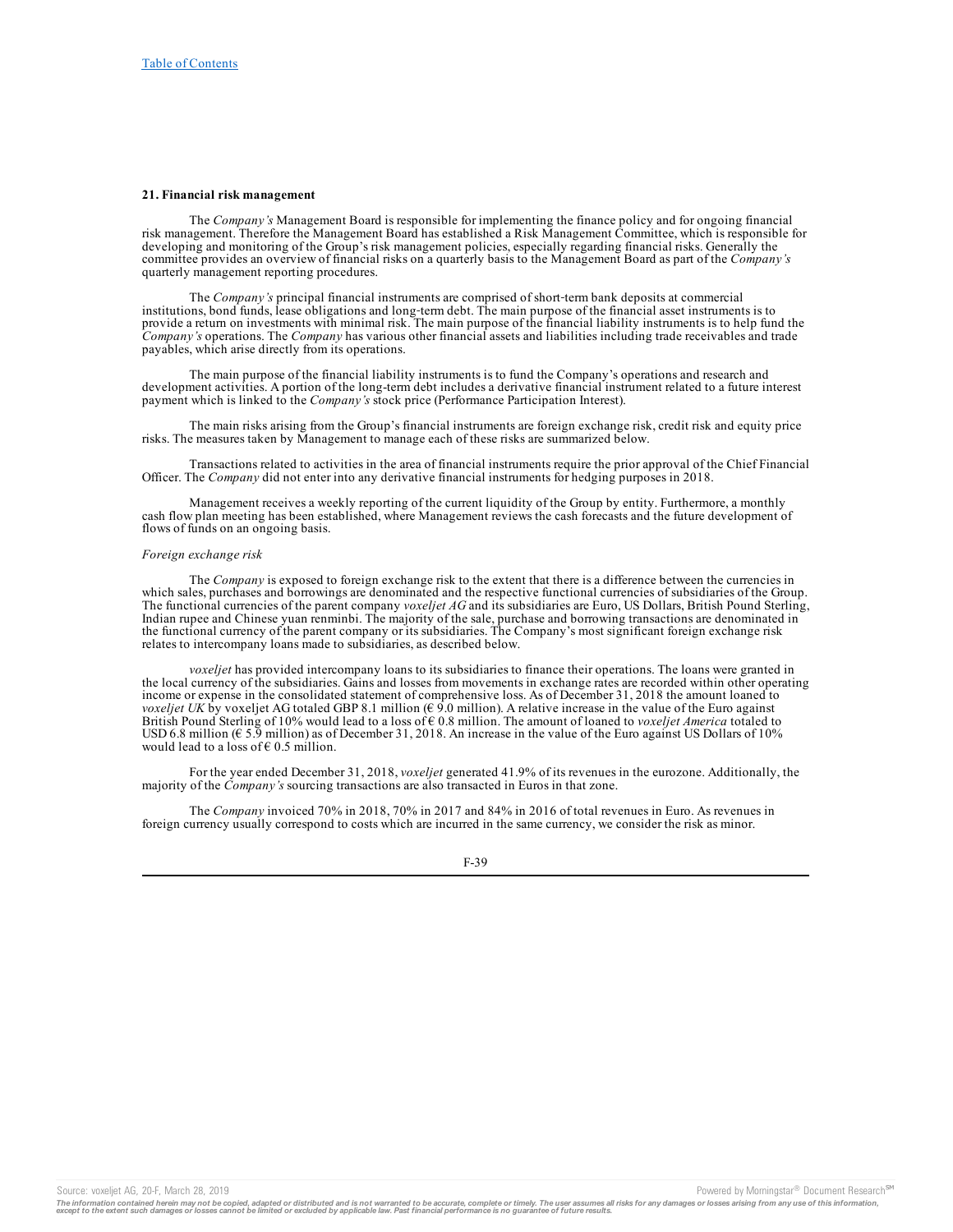## 21. Financial risk management

The *Company's* Management Board is responsible for implementing the finance policy and for ongoing financial risk management. Therefore the Management Board has established a Risk Management Committee, which is responsible for developing and monitoring of the Group's risk management policies, especially regarding financial risks. Generally the committee provides an overview of financial risks on a quarterly basis to the Management Board as part of the *Company's* quarterly management reporting procedures.

The *Company's* principal financial instruments are comprised of short-term bank deposits at commercial institutions, bond funds, lease obligations and long-term debt. The main purpose of the financial asset instruments is to provide a return on investments with minimal risk. The main purpose of the financial liability instruments is to help fund the *Company's* operations. The *Company* has various other financial assets and liabilities including trade receivables and trade payables, which arise directly from its operations.

The main purpose of the financial liability instruments is to fund the Company's operations and research and development activities. A portion of the long-term debt includes a derivative financial instrument related to a future interest payment which is linked to the *Company's* stock price (Performance Participation Interest).

The main risks arising from the Group's financial instruments are foreign exchange risk, credit risk and equity price risks. The measures taken by Management to manage each of these risks are summarized below.

Transactions related to activities in the area of financial instruments require the prior approval of the Chief Financial Officer. The *Company* did not enter into any derivative financial instruments for hedging purposes in 2018.

Management receives a weekly reporting of the current liquidity of the Group by entity. Furthermore, a monthly cash flow plan meeting has been established, where Management reviews the cash forecasts and the future development of flows of funds on an ongoing basis.

*Foreign exchange risk*

The *Company* is exposed to foreign exchange risk to the extent that there is a difference between the currencies in which sales, purchases and borrowings are denominated and the respective functional currencies of subsidiaries of the Group. The functional currencies of the parent company *voxeljet AG* and its subsidiaries are Euro, US Dollars, British Pound Sterling, Indian rupee and Chinese yuan renminbi. The majority of the sale, purchase and borrowing transactions are denominated in the functional currency of the parent company or its subsidiaries. The Company's most significant foreign exchange risk relates to intercompany loans made to subsidiaries, as described below.

*voxeljet* has provided intercompany loans to its subsidiaries to finance their operations. The loans were granted in the local currency of the subsidiaries. Gains and losses from movements in exchange rates are recorded within other operating income or expense in the consolidated statement of comprehensive loss. As of December 31, 2018 the amount loaned to *voxeljet UK* by voxeljet AG totaled GBP 8.1 million (€ 9.0 million). A relative increase in the value of the Euro against British Pound Sterling of 10% would lead to a loss of € 0.8 million. The amount of loaned to *voxeljet America* totaled to USD 6.8 million (€ 5.9 million) as of December 31, 2018. An increase in the value of the Euro against US Dollars of 10% would lead to a loss of € 0.5 million.

For the year ended December 31, 2018, *voxeljet* generated 41.9% of its revenues in the eurozone. Additionally, the majority of the *Company's* sourcing transactions are also transacted in Euros in that zone.

The *Company* invoiced 70% in 2018, 70% in 2017 and 84% in 2016 of total revenues in Euro. As revenues in foreign currency usually correspond to costs which are incurred in the same currency, we consider the risk as minor.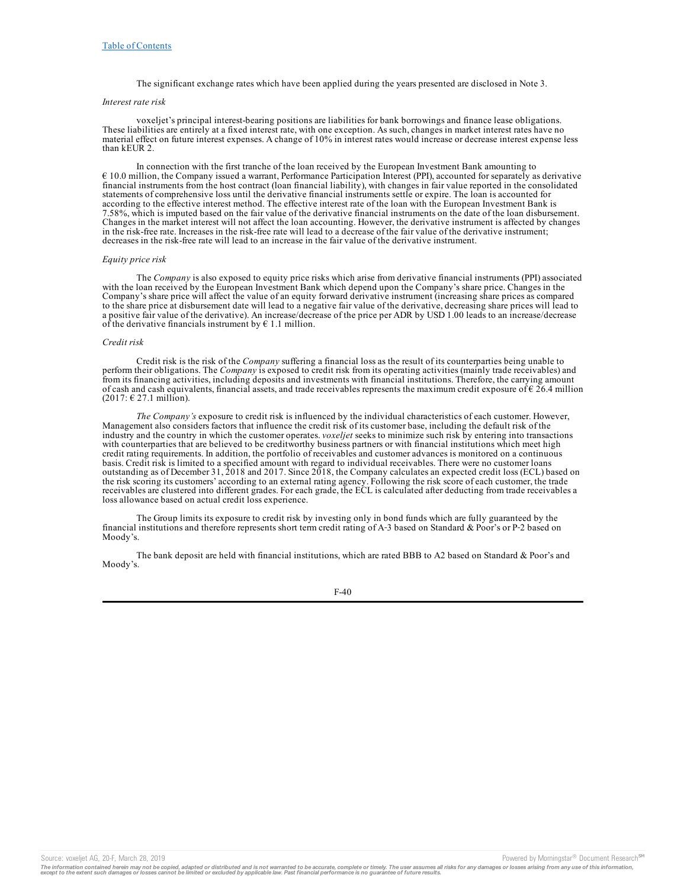The significant exchange rates which have been applied during the years presented are disclosed in Note 3.

*Interest rate risk*

voxeljet's principal interest-bearing positions are liabilities for bank borrowings and finance lease obligations. These liabilities are entirely at a fixed interest rate, with one exception. As such, changes in market interest rates have no material effect on future interest expenses. A change of 10% in interest rates would increase or decrease interest expense less than kEUR 2.

In connection with the first tranche of the loan received by the European Investment Bank amounting to € 10.0 million, the Company issued a warrant, Performance Participation Interest (PPI), accounted for separately as derivative financial instruments from the host contract (loan financial liability), with changes in fair value reported in the consolidated statements of comprehensive loss until the derivative financial instruments settle or expire. The loan is accounted for according to the effective interest method. The effective interest rate of the loan with the European Investment Bank is 7.58%, which is imputed based on the fair value of the derivative financial instruments on the date of the loan disbursement. Changes in the market interest will not affect the loan accounting. However, the derivative instrument is affected by changes in the risk-free rate. Increases in the risk-free rate will lead to a decrease of the fair value of the derivative instrument; decreases in the risk-free rate will lead to an increase in the fair value of the derivative instrument.

*Equity price risk*

The *Company* is also exposed to equity price risks which arise from derivative financial instruments (PPI) associated with the loan received by the European Investment Bank which depend upon the Company's share price. Changes in the Company's share price will affect the value of an equity forward derivative instrument (increasing share prices as compared to the share price at disbursement date will lead to a negative fair value of the derivative, decreasing share prices will lead to a positive fair value of the derivative). An increase/decrease of the price per ADR by USD 1.00 leads to an increase/decrease of the derivative financials instrument by € 1.1 million.

*Credit risk*

Credit risk is the risk of the *Company* suffering a financial loss as the result of its counterparties being unable to perform their obligations. The *Company* is exposed to credit risk from its operating activities (mainly trade receivables) and from its financing activities, including deposits and investments with financial institutions. Therefore, the carrying amount of cash and cash equivalents, financial assets, and trade receivables represents the maximum credit exposure of € 26.4 million (2017: € 27.1 million).

*The Company's* exposure to credit risk is influenced by the individual characteristics of each customer. However, Management also considers factors that influence the credit risk of its customer base, including the default risk of the industry and the country in which the customer operates. *voxeljet* seeks to minimize such risk by entering into transactions with counterparties that are believed to be creditworthy business partners or with financial institutions which meet high credit rating requirements. In addition, the portfolio of receivables and customer advances is monitored on a continuous basis. Credit risk is limited to a specified amount with regard to individual receivables. There were no customer loans outstanding as of December 31, 2018 and 2017. Since 2018, the Company calculates an expected credit loss (ECL) based on the risk scoring its customers' according to an external rating agency. Following the risk score of each customer, the trade receivables are clustered into different grades. For each grade, the ECL is calculated after deducting from trade receivables a loss allowance based on actual credit loss experience.

The Group limits its exposure to credit risk by investing only in bond funds which are fully guaranteed by the financial institutions and therefore represents short term credit rating of A-3 based on Standard & Poor's or P-2 based on Moody's.

The bank deposit are held with financial institutions, which are rated BBB to A2 based on Standard & Poor's and Moody's.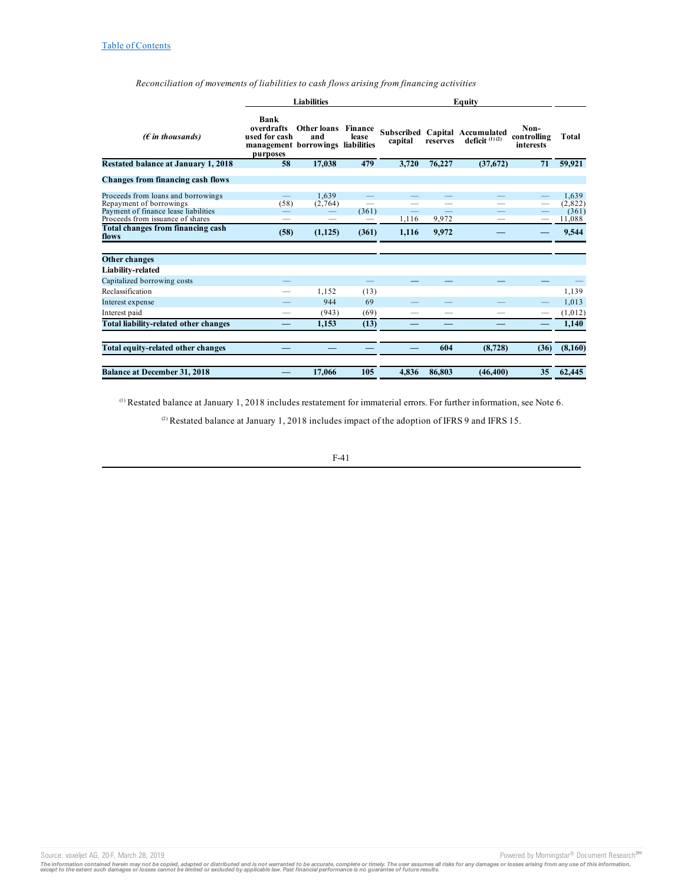*Reconciliation of movements of liabilities to cash flows arising from financing activities*

| | Liabilities | | | Equity | | | | |
|---|---|---|---|---|---|---|---|---|
| *(€ in thousands)* | Bank overdrafts used for cash management purposes | Other loans and borrowings | Finance lease liabilities | Subscribed capital | Capital reserves | Accumulated deficit [(1) (2)] | Non-controlling interests | Total |
| **Restated balance at January 1, 2018** | **58** | **17,038** | **479** | **3,720** | **76,227** | **(37,672)** | **71** | **59,921** |
| **Changes from financing cash flows** | | | | | | | | |
| Proceeds from loans and borrowings | — | 1,639 | — | — | — | — | — | 1,639 |
| Repayment of borrowings | (58) | (2,764) | — | — | — | — | — | (2,822) |
| Payment of finance lease liabilities | — | — | (361) | — | — | — | — | (361) |
| Proceeds from issuance of shares | — | — | — | 1,116 | 9,972 | — | — | 11,088 |
| **Total changes from financing cash flows** | **(58)** | **(1,125)** | **(361)** | **1,116** | **9,972** | **—** | **—** | **9,544** |
| **Other changes** | | | | | | | | |
| **Liability-related** | | | | | | | | |
| Capitalized borrowing costs | — | | — | — | — | — | — | — |
| Reclassification | — | 1,152 | (13) | | | | | 1,139 |
| Interest expense | — | 944 | 69 | — | — | — | — | 1,013 |
| Interest paid | — | (943) | (69) | — | — | — | — | (1,012) |
| **Total liability-related other changes** | **—** | **1,153** | **(13)** | **—** | **—** | **—** | **—** | **1,140** |
| **Total equity-related other changes** | **—** | **—** | **—** | **—** | **604** | **(8,728)** | **(36)** | **(8,160)** |
| **Balance at December 31, 2018** | **—** | **17,066** | **105** | **4,836** | **86,803** | **(46,400)** | **35** | **62,445** |

[(1)] Restated balance at January 1, 2018 includes restatement for immaterial errors. For further information, see Note 6.

[(2)] Restated balance at January 1, 2018 includes impact of the adoption of IFRS 9 and IFRS 15.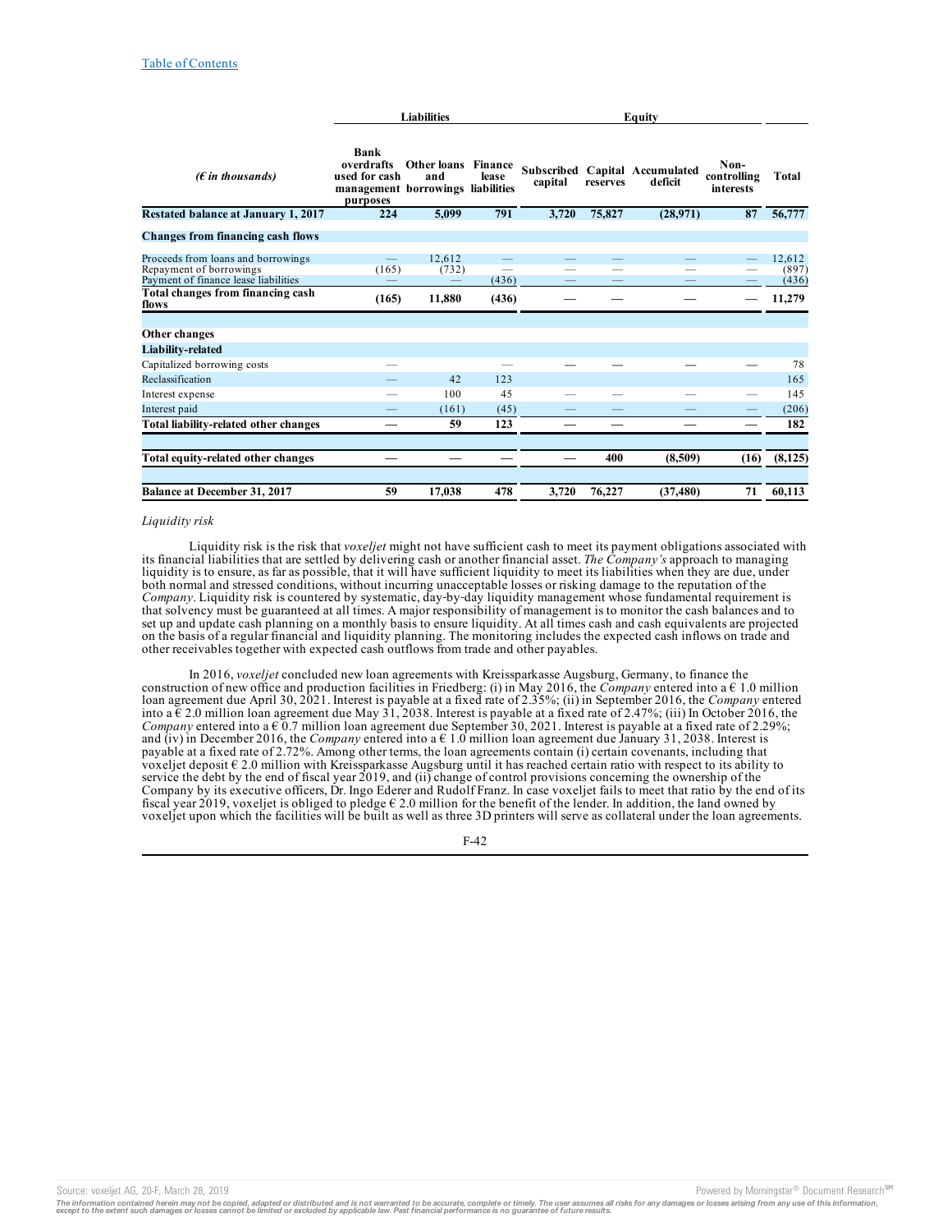| (€ in thousands) | Liabilities | | | Equity | | | | |
|---|---|---|---|---|---|---|---|---|
| | Bank overdrafts used for cash management purposes | Other loans and borrowings | Finance lease liabilities | Subscribed capital | Capital reserves | Accumulated deficit | Non-controlling interests | Total |
| **Restated balance at January 1, 2017** | **224** | **5,099** | **791** | **3,720** | **75,827** | **(28,971)** | **87** | **56,777** |
| **Changes from financing cash flows** | | | | | | | | |
| Proceeds from loans and borrowings | — | 12,612 | — | — | — | — | — | 12,612 |
| Repayment of borrowings | (165) | (732) | — | — | — | — | — | (897) |
| Payment of finance lease liabilities | — | — | (436) | — | — | — | — | (436) |
| **Total changes from financing cash flows** | **(165)** | **11,880** | **(436)** | **—** | **—** | **—** | **—** | **11,279** |
| **Other changes** | | | | | | | | |
| **Liability-related** | | | | | | | | |
| Capitalized borrowing costs | — | | — | — | — | — | — | 78 |
| Reclassification | — | 42 | 123 | | | | | 165 |
| Interest expense | — | 100 | 45 | — | — | — | — | 145 |
| Interest paid | — | (161) | (45) | — | — | — | — | (206) |
| **Total liability-related other changes** | **—** | **59** | **123** | **—** | **—** | **—** | **—** | **182** |
| **Total equity-related other changes** | **—** | **—** | **—** | **—** | **400** | **(8,509)** | **(16)** | **(8,125)** |
| **Balance at December 31, 2017** | **59** | **17,038** | **478** | **3,720** | **76,227** | **(37,480)** | **71** | **60,113** |

*Liquidity risk*

Liquidity risk is the risk that *voxeljet* might not have sufficient cash to meet its payment obligations associated with its financial liabilities that are settled by delivering cash or another financial asset. *The Company's* approach to managing liquidity is to ensure, as far as possible, that it will have sufficient liquidity to meet its liabilities when they are due, under both normal and stressed conditions, without incurring unacceptable losses or risking damage to the reputation of the *Company*. Liquidity risk is countered by systematic, day-by-day liquidity management whose fundamental requirement is that solvency must be guaranteed at all times. A major responsibility of management is to monitor the cash balances and to set up and update cash planning on a monthly basis to ensure liquidity. At all times cash and cash equivalents are projected on the basis of a regular financial and liquidity planning. The monitoring includes the expected cash inflows on trade and other receivables together with expected cash outflows from trade and other payables.

In 2016, *voxeljet* concluded new loan agreements with Kreissparkasse Augsburg, Germany, to finance the construction of new office and production facilities in Friedberg: (i) in May 2016, the *Company* entered into a € 1.0 million loan agreement due April 30, 2021. Interest is payable at a fixed rate of 2.35%; (ii) in September 2016, the *Company* entered into a € 2.0 million loan agreement due May 31, 2038. Interest is payable at a fixed rate of 2.47%; (iii) In October 2016, the *Company* entered into a € 0.7 million loan agreement due September 30, 2021. Interest is payable at a fixed rate of 2.29%; and (iv) in December 2016, the *Company* entered into a € 1.0 million loan agreement due January 31, 2038. Interest is payable at a fixed rate of 2.72%. Among other terms, the loan agreements contain (i) certain covenants, including that voxeljet deposit € 2.0 million with Kreissparkasse Augsburg until it has reached certain ratio with respect to its ability to service the debt by the end of fiscal year 2019, and (ii) change of control provisions concerning the ownership of the Company by its executive officers, Dr. Ingo Ederer and Rudolf Franz. In case voxeljet fails to meet that ratio by the end of its fiscal year 2019, voxeljet is obliged to pledge € 2.0 million for the benefit of the lender. In addition, the land owned by voxeljet upon which the facilities will be built as well as three 3D printers will serve as collateral under the loan agreements.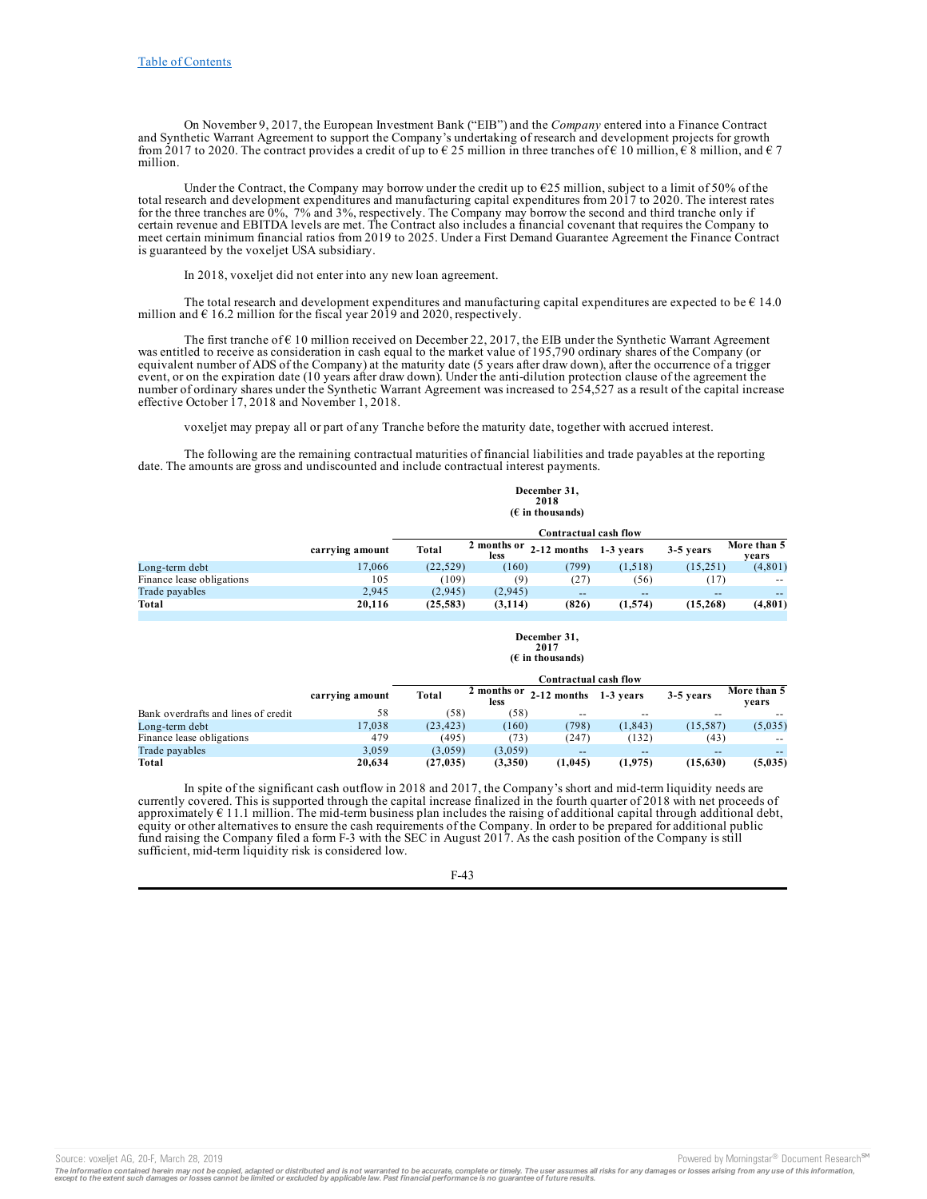On November 9, 2017, the European Investment Bank ("EIB") and the *Company* entered into a Finance Contract and Synthetic Warrant Agreement to support the Company's undertaking of research and development projects for growth from 2017 to 2020. The contract provides a credit of up to € 25 million in three tranches of € 10 million, € 8 million, and € 7 million.

Under the Contract, the Company may borrow under the credit up to €25 million, subject to a limit of 50% of the total research and development expenditures and manufacturing capital expenditures from 2017 to 2020. The interest rates for the three tranches are 0%, 7% and 3%, respectively. The Company may borrow the second and third tranche only if certain revenue and EBITDA levels are met. The Contract also includes a financial covenant that requires the Company to meet certain minimum financial ratios from 2019 to 2025. Under a First Demand Guarantee Agreement the Finance Contract is guaranteed by the voxeljet USA subsidiary.

In 2018, voxeljet did not enter into any new loan agreement.

The total research and development expenditures and manufacturing capital expenditures are expected to be € 14.0 million and € 16.2 million for the fiscal year 2019 and 2020, respectively.

The first tranche of € 10 million received on December 22, 2017, the EIB under the Synthetic Warrant Agreement was entitled to receive as consideration in cash equal to the market value of 195,790 ordinary shares of the Company (or equivalent number of ADS of the Company) at the maturity date (5 years after draw down), after the occurrence of a trigger event, or on the expiration date (10 years after draw down). Under the anti-dilution protection clause of the agreement the number of ordinary shares under the Synthetic Warrant Agreement was increased to 254,527 as a result of the capital increase effective October 17, 2018 and November 1, 2018.

voxeljet may prepay all or part of any Tranche before the maturity date, together with accrued interest.

The following are the remaining contractual maturities of financial liabilities and trade payables at the reporting date. The amounts are gross and undiscounted and include contractual interest payments.

**December 31, 2018**
**(€ in thousands)**

| | | Contractual cash flow | | | | | |
|---|---|---|---|---|---|---|---|
| | **carrying amount** | **Total** | **2 months or less** | **2-12 months** | **1-3 years** | **3-5 years** | **More than 5 years** |
| Long-term debt | 17,066 | (22,529) | (160) | (799) | (1,518) | (15,251) | (4,801) |
| Finance lease obligations | 105 | (109) | (9) | (27) | (56) | (17) | -- |
| Trade payables | 2,945 | (2,945) | (2,945) | -- | -- | -- | -- |
| **Total** | **20,116** | **(25,583)** | **(3,114)** | **(826)** | **(1,574)** | **(15,268)** | **(4,801)** |

**December 31, 2017**
**(€ in thousands)**

| | | Contractual cash flow | | | | | |
|---|---|---|---|---|---|---|---|
| | **carrying amount** | **Total** | **2 months or less** | **2-12 months** | **1-3 years** | **3-5 years** | **More than 5 years** |
| Bank overdrafts and lines of credit | 58 | (58) | (58) | -- | -- | -- | -- |
| Long-term debt | 17,038 | (23,423) | (160) | (798) | (1,843) | (15,587) | (5,035) |
| Finance lease obligations | 479 | (495) | (73) | (247) | (132) | (43) | -- |
| Trade payables | 3,059 | (3,059) | (3,059) | -- | -- | -- | -- |
| **Total** | **20,634** | **(27,035)** | **(3,350)** | **(1,045)** | **(1,975)** | **(15,630)** | **(5,035)** |

In spite of the significant cash outflow in 2018 and 2017, the Company's short and mid-term liquidity needs are currently covered. This is supported through the capital increase finalized in the fourth quarter of 2018 with net proceeds of approximately € 11.1 million. The mid-term business plan includes the raising of additional capital through additional debt, equity or other alternatives to ensure the cash requirements of the Company. In order to be prepared for additional public fund raising the Company filed a form F-3 with the SEC in August 2017. As the cash position of the Company is still sufficient, mid-term liquidity risk is considered low.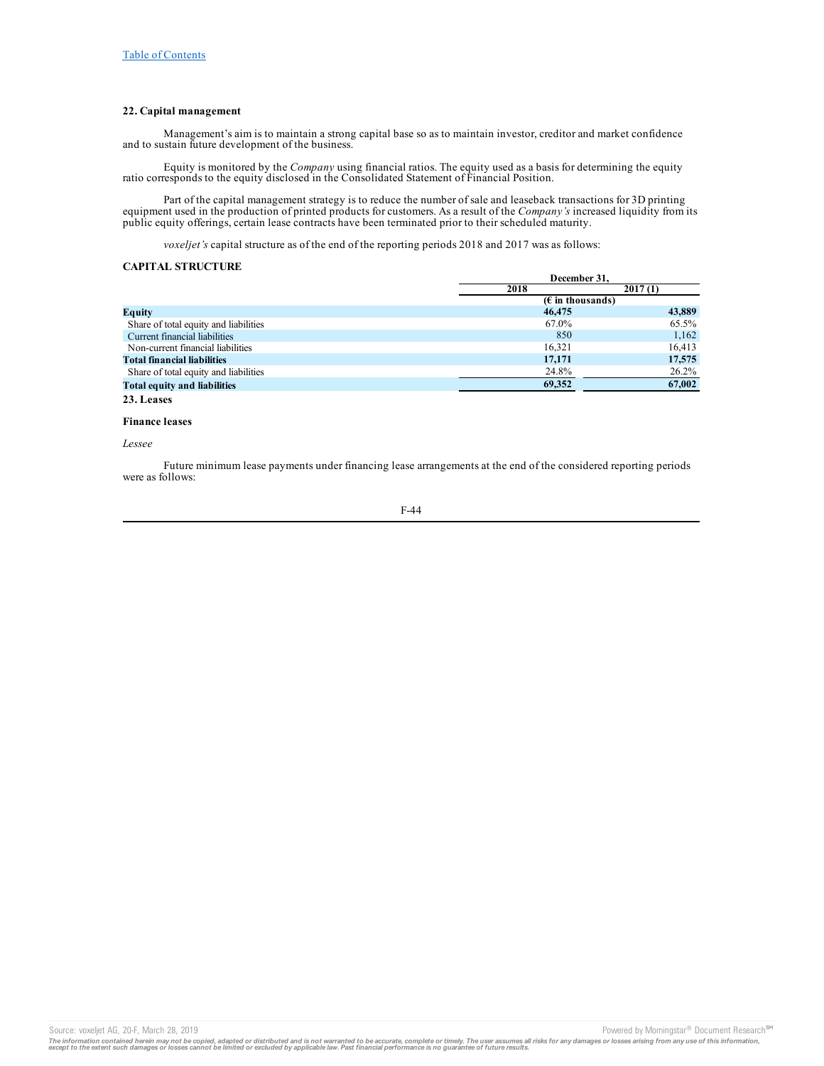[Table of Contents](#)

### 22. Capital management

Management's aim is to maintain a strong capital base so as to maintain investor, creditor and market confidence and to sustain future development of the business.

Equity is monitored by the *Company* using financial ratios. The equity used as a basis for determining the equity ratio corresponds to the equity disclosed in the Consolidated Statement of Financial Position.

Part of the capital management strategy is to reduce the number of sale and leaseback transactions for 3D printing equipment used in the production of printed products for customers. As a result of the *Company's* increased liquidity from its public equity offerings, certain lease contracts have been terminated prior to their scheduled maturity.

*voxeljet's* capital structure as of the end of the reporting periods 2018 and 2017 was as follows:

**CAPITAL STRUCTURE**

| | December 31, | |
|---|---|---|
| | 2018 | 2017 (1) |
| | (€ in thousands) | |
| **Equity** | **46,475** | **43,889** |
| Share of total equity and liabilities | 67.0% | 65.5% |
| Current financial liabilities | 850 | 1,162 |
| Non-current financial liabilities | 16,321 | 16,413 |
| **Total financial liabilities** | **17,171** | **17,575** |
| Share of total equity and liabilities | 24.8% | 26.2% |
| **Total equity and liabilities** | **69,352** | **67,002** |

### 23. Leases

**Finance leases**

*Lessee*

Future minimum lease payments under financing lease arrangements at the end of the considered reporting periods were as follows: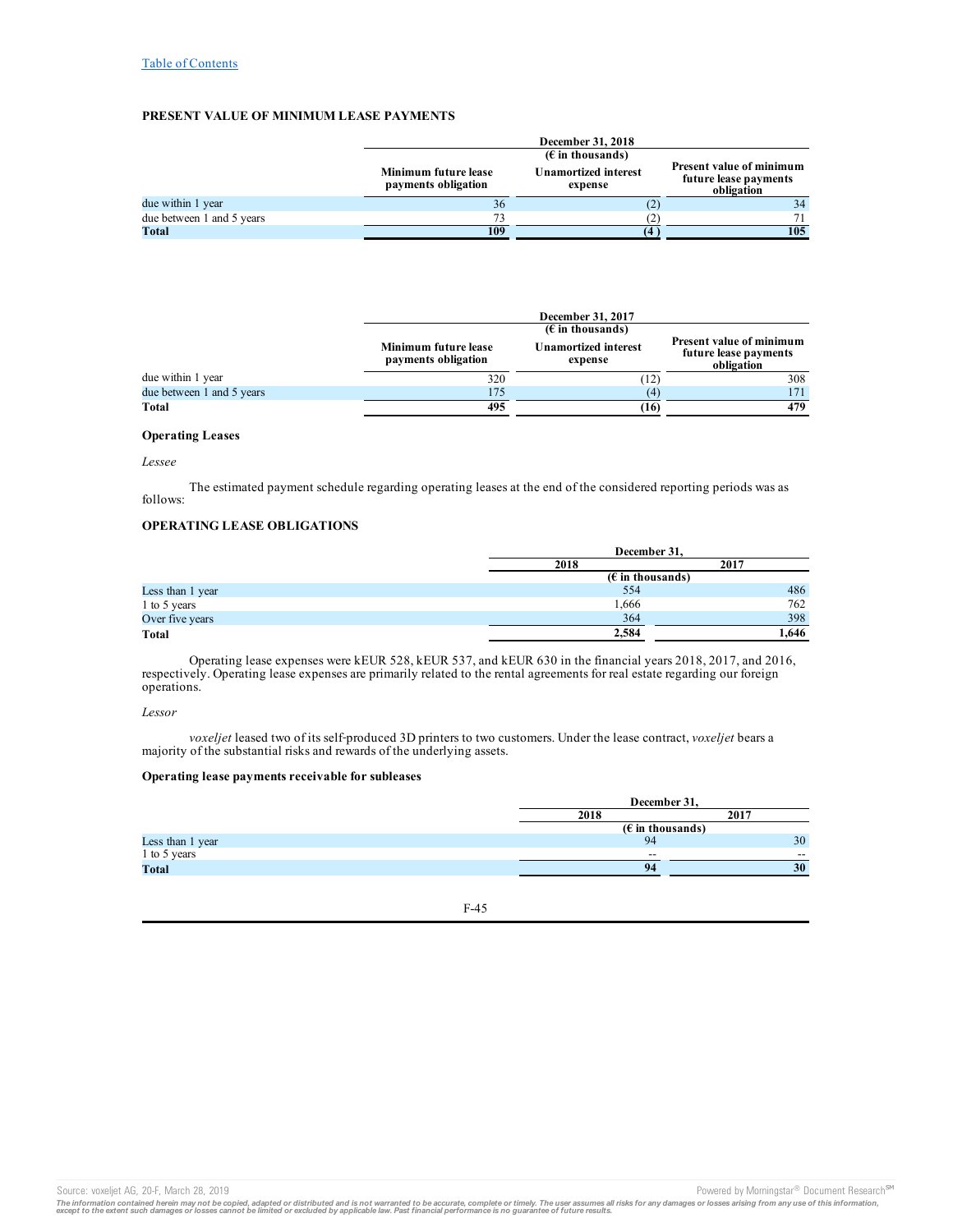Table of Contents

**PRESENT VALUE OF MINIMUM LEASE PAYMENTS**

| | December 31, 2018 (€ in thousands) | | |
|---|---|---|---|
| | Minimum future lease payments obligation | Unamortized interest expense | Present value of minimum future lease payments obligation |
| due within 1 year | 36 | (2) | 34 |
| due between 1 and 5 years | 73 | (2) | 71 |
| **Total** | **109** | **(4)** | **105** |

| | December 31, 2017 (€ in thousands) | | |
|---|---|---|---|
| | Minimum future lease payments obligation | Unamortized interest expense | Present value of minimum future lease payments obligation |
| due within 1 year | 320 | (12) | 308 |
| due between 1 and 5 years | 175 | (4) | 171 |
| **Total** | **495** | **(16)** | **479** |

**Operating Leases**

*Lessee*

The estimated payment schedule regarding operating leases at the end of the considered reporting periods was as follows:

**OPERATING LEASE OBLIGATIONS**

| | December 31, 2018 | December 31, 2017 |
|---|---|---|
| | (€ in thousands) | |
| Less than 1 year | 554 | 486 |
| 1 to 5 years | 1,666 | 762 |
| Over five years | 364 | 398 |
| **Total** | **2,584** | **1,646** |

Operating lease expenses were kEUR 528, kEUR 537, and kEUR 630 in the financial years 2018, 2017, and 2016, respectively. Operating lease expenses are primarily related to the rental agreements for real estate regarding our foreign operations.

*Lessor*

*voxeljet* leased two of its self-produced 3D printers to two customers. Under the lease contract, *voxeljet* bears a majority of the substantial risks and rewards of the underlying assets.

**Operating lease payments receivable for subleases**

| | December 31, 2018 | December 31, 2017 |
|---|---|---|
| | (€ in thousands) | |
| Less than 1 year | 94 | 30 |
| 1 to 5 years | -- | -- |
| **Total** | **94** | **30** |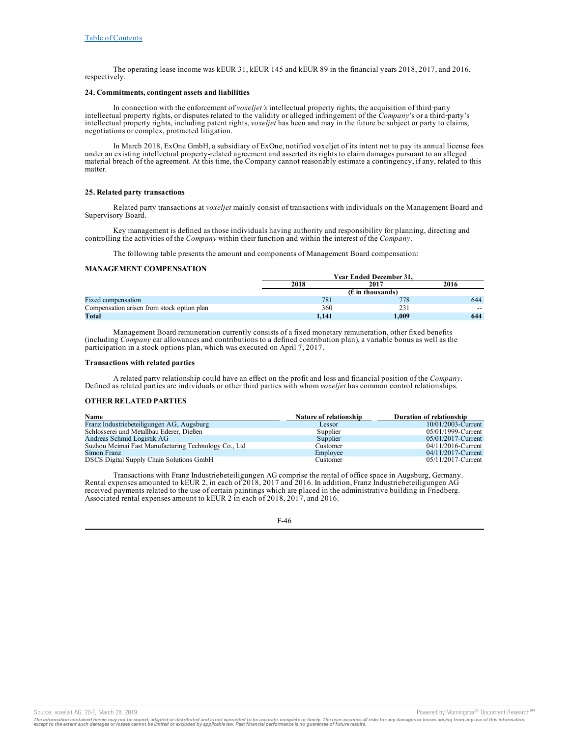The operating lease income was kEUR 31, kEUR 145 and kEUR 89 in the financial years 2018, 2017, and 2016, respectively.

**24. Commitments, contingent assets and liabilities**

In connection with the enforcement of *voxeljet's* intellectual property rights, the acquisition of third-party intellectual property rights, or disputes related to the validity or alleged infringement of the *Company*'s or a third-party's intellectual property rights, including patent rights, *voxeljet* has been and may in the future be subject or party to claims, negotiations or complex, protracted litigation.

In March 2018, ExOne GmbH, a subsidiary of ExOne, notified voxeljet of its intent not to pay its annual license fees under an existing intellectual property-related agreement and asserted its rights to claim damages pursuant to an alleged material breach of the agreement. At this time, the Company cannot reasonably estimate a contingency, if any, related to this matter.

**25. Related party transactions**

Related party transactions at *voxeljet* mainly consist of transactions with individuals on the Management Board and Supervisory Board.

Key management is defined as those individuals having authority and responsibility for planning, directing and controlling the activities of the *Company* within their function and within the interest of the *Company*.

The following table presents the amount and components of Management Board compensation:

**MANAGEMENT COMPENSATION**

| | Year Ended December 31, | | |
|---|---|---|---|
| | 2018 | 2017 | 2016 |
| | (€ in thousands) | | |
| Fixed compensation | 781 | 778 | 644 |
| Compensation arisen from stock option plan | 360 | 231 | -- |
| **Total** | **1,141** | **1,009** | **644** |

Management Board remuneration currently consists of a fixed monetary remuneration, other fixed benefits (including *Company* car allowances and contributions to a defined contribution plan), a variable bonus as well as the participation in a stock options plan, which was executed on April 7, 2017.

**Transactions with related parties**

A related party relationship could have an effect on the profit and loss and financial position of the *Company*. Defined as related parties are individuals or other third parties with whom *voxeljet* has common control relationships.

**OTHER RELATED PARTIES**

| Name | Nature of relationship | Duration of relationship |
|---|---|---|
| Franz Industriebeteiligungen AG, Augsburg | Lessor | 10/01/2003-Current |
| Schlosserei und Metallbau Ederer, Dießen | Supplier | 05/01/1999-Current |
| Andreas Schmid Logistik AG | Supplier | 05/01/2017-Current |
| Suzhou Meimai Fast Manufacturing Technology Co., Ltd | Customer | 04/11/2016-Current |
| Simon Franz | Employee | 04/11/2017-Current |
| DSCS Digital Supply Chain Solutions GmbH | Customer | 05/11/2017-Current |

Transactions with Franz Industriebeteiligungen AG comprise the rental of office space in Augsburg, Germany. Rental expenses amounted to kEUR 2, in each of 2018, 2017 and 2016. In addition, Franz Industriebeteiligungen AG received payments related to the use of certain paintings which are placed in the administrative building in Friedberg. Associated rental expenses amount to kEUR 2 in each of 2018, 2017, and 2016.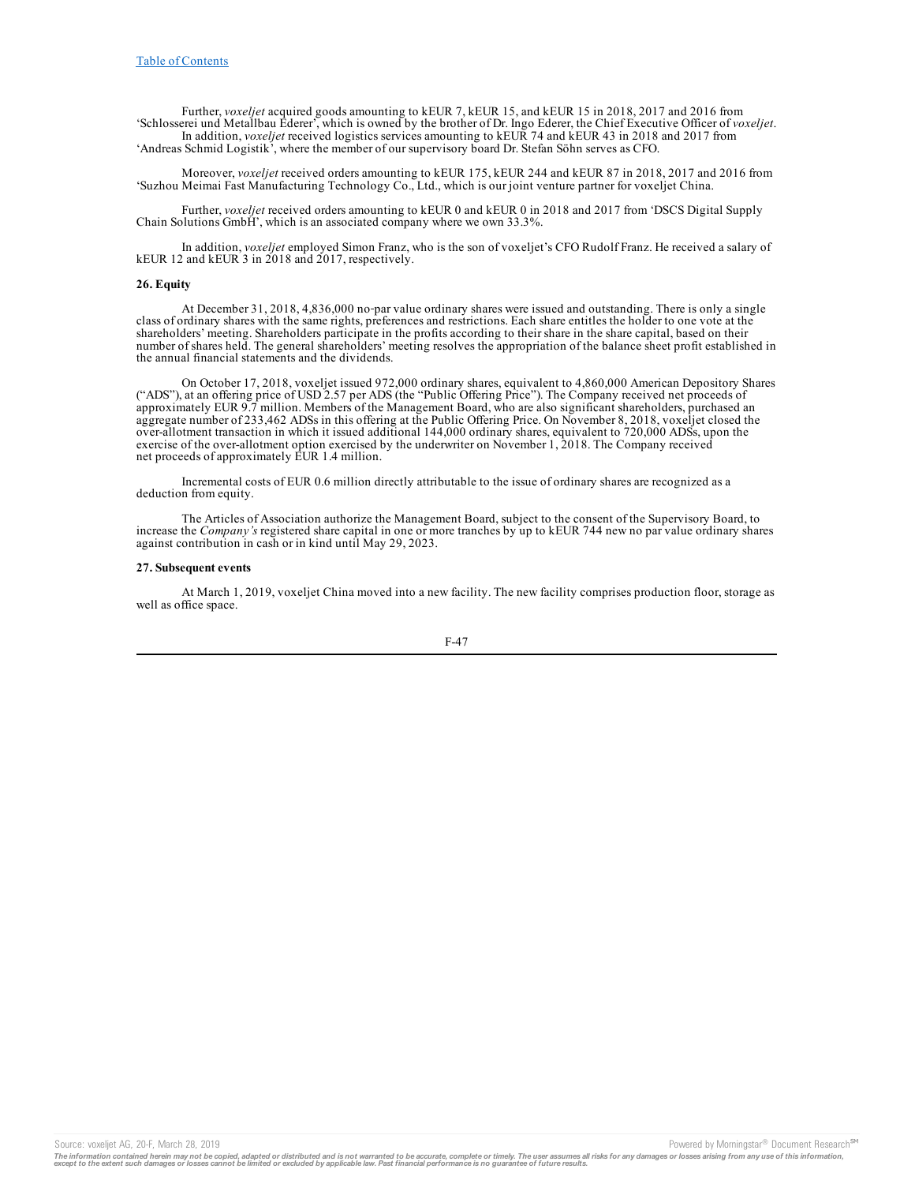Further, *voxeljet* acquired goods amounting to kEUR 7, kEUR 15, and kEUR 15 in 2018, 2017 and 2016 from 'Schlosserei und Metallbau Ederer', which is owned by the brother of Dr. Ingo Ederer, the Chief Executive Officer of *voxeljet*. In addition, *voxeljet* received logistics services amounting to kEUR 74 and kEUR 43 in 2018 and 2017 from 'Andreas Schmid Logistik', where the member of our supervisory board Dr. Stefan Söhn serves as CFO.

Moreover, *voxeljet* received orders amounting to kEUR 175, kEUR 244 and kEUR 87 in 2018, 2017 and 2016 from 'Suzhou Meimai Fast Manufacturing Technology Co., Ltd., which is our joint venture partner for voxeljet China.

Further, *voxeljet* received orders amounting to kEUR 0 and kEUR 0 in 2018 and 2017 from 'DSCS Digital Supply Chain Solutions GmbH', which is an associated company where we own 33.3%.

In addition, *voxeljet* employed Simon Franz, who is the son of voxeljet's CFO Rudolf Franz. He received a salary of kEUR 12 and kEUR 3 in 2018 and 2017, respectively.

**26. Equity**

At December 31, 2018, 4,836,000 no-par value ordinary shares were issued and outstanding. There is only a single class of ordinary shares with the same rights, preferences and restrictions. Each share entitles the holder to one vote at the shareholders' meeting. Shareholders participate in the profits according to their share in the share capital, based on their number of shares held. The general shareholders' meeting resolves the appropriation of the balance sheet profit established in the annual financial statements and the dividends.

On October 17, 2018, voxeljet issued 972,000 ordinary shares, equivalent to 4,860,000 American Depository Shares ("ADS"), at an offering price of USD 2.57 per ADS (the "Public Offering Price"). The Company received net proceeds of approximately EUR 9.7 million. Members of the Management Board, who are also significant shareholders, purchased an aggregate number of 233,462 ADSs in this offering at the Public Offering Price. On November 8, 2018, voxeljet closed the over-allotment transaction in which it issued additional 144,000 ordinary shares, equivalent to 720,000 ADSs, upon the exercise of the over-allotment option exercised by the underwriter on November 1, 2018. The Company received net proceeds of approximately EUR 1.4 million.

Incremental costs of EUR 0.6 million directly attributable to the issue of ordinary shares are recognized as a deduction from equity.

The Articles of Association authorize the Management Board, subject to the consent of the Supervisory Board, to increase the *Company's* registered share capital in one or more tranches by up to kEUR 744 new no par value ordinary shares against contribution in cash or in kind until May 29, 2023.

**27. Subsequent events**

At March 1, 2019, voxeljet China moved into a new facility. The new facility comprises production floor, storage as well as office space.